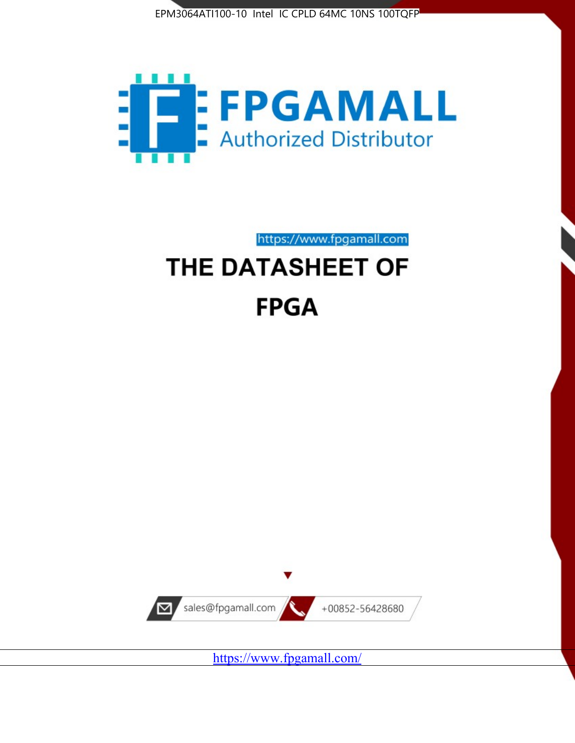EPM3064ATI100-10 Intel IC CPLD 64MC 10NS 100TQFP

FPGAMALL

Authorized Distributor

https://www.fpgamall.com

# THE DATASHEET OF

# FPGA

sales@fpgamall.com

+00852-56428680

https://www.fpgamall.com/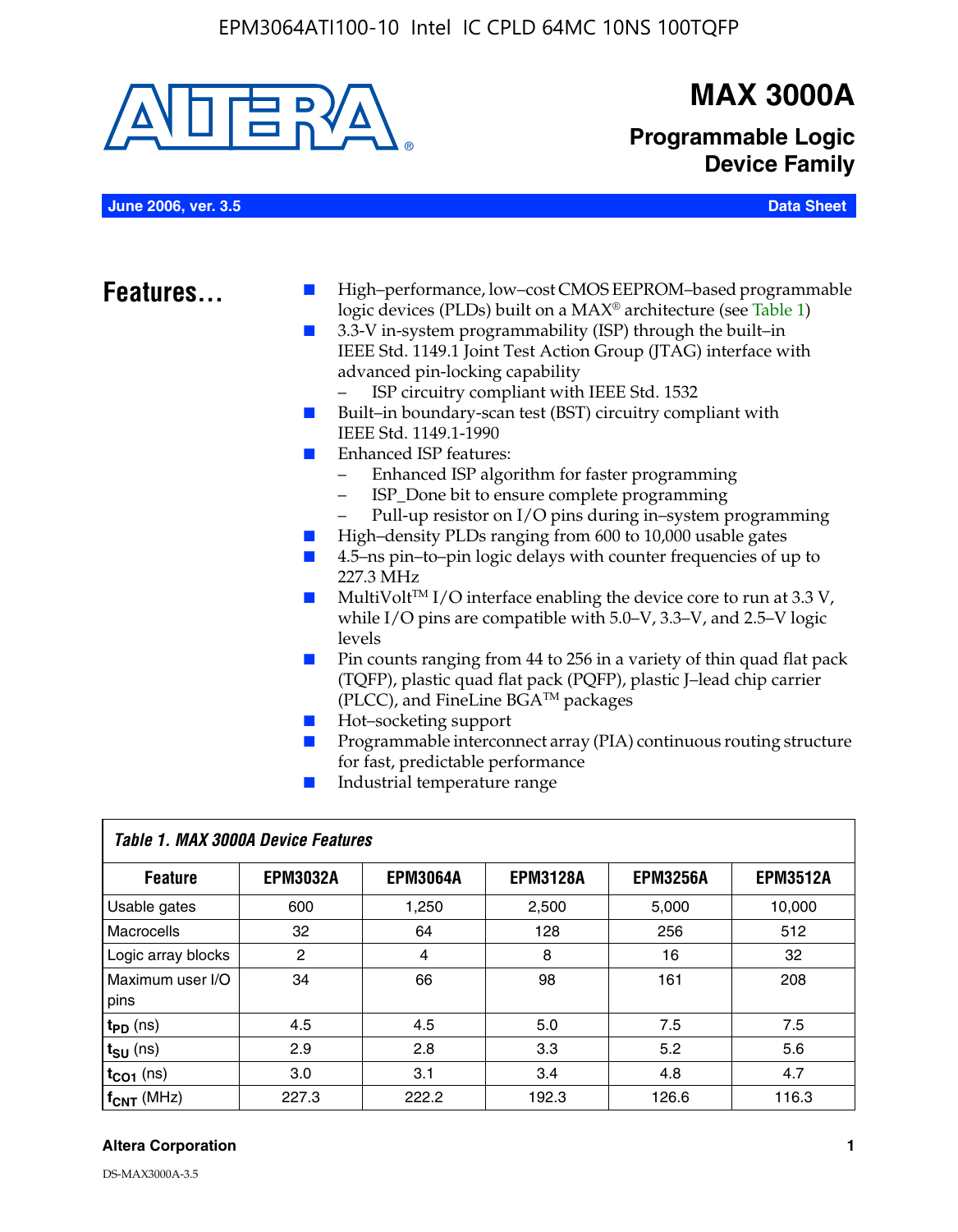# MAX 3000A

## Programmable Logic Device Family

**June 2006, ver. 3.5** **Data Sheet**

## Features...

- High–performance, low–cost CMOS EEPROM–based programmable logic devices (PLDs) built on a MAX® architecture (see Table 1)
- 3.3-V in-system programmability (ISP) through the built–in IEEE Std. 1149.1 Joint Test Action Group (JTAG) interface with advanced pin-locking capability
  - ISP circuitry compliant with IEEE Std. 1532
- Built–in boundary-scan test (BST) circuitry compliant with IEEE Std. 1149.1-1990
- Enhanced ISP features:
  - Enhanced ISP algorithm for faster programming
  - ISP_Done bit to ensure complete programming
  - Pull-up resistor on I/O pins during in–system programming
- High–density PLDs ranging from 600 to 10,000 usable gates
- 4.5–ns pin–to–pin logic delays with counter frequencies of up to 227.3 MHz
- MultiVolt™ I/O interface enabling the device core to run at 3.3 V, while I/O pins are compatible with 5.0–V, 3.3–V, and 2.5–V logic levels
- Pin counts ranging from 44 to 256 in a variety of thin quad flat pack (TQFP), plastic quad flat pack (PQFP), plastic J–lead chip carrier (PLCC), and FineLine BGA™ packages
- Hot–socketing support
- Programmable interconnect array (PIA) continuous routing structure for fast, predictable performance
- Industrial temperature range

*Table 1. MAX 3000A Device Features*

| Feature | EPM3032A | EPM3064A | EPM3128A | EPM3256A | EPM3512A |
|---|---|---|---|---|---|
| Usable gates | 600 | 1,250 | 2,500 | 5,000 | 10,000 |
| Macrocells | 32 | 64 | 128 | 256 | 512 |
| Logic array blocks | 2 | 4 | 8 | 16 | 32 |
| Maximum user I/O pins | 34 | 66 | 98 | 161 | 208 |
| $t_{PD}$ (ns) | 4.5 | 4.5 | 5.0 | 7.5 | 7.5 |
| $t_{SU}$ (ns) | 2.9 | 2.8 | 3.3 | 5.2 | 5.6 |
| $t_{CO1}$ (ns) | 3.0 | 3.1 | 3.4 | 4.8 | 4.7 |
| $f_{CNT}$ (MHz) | 227.3 | 222.2 | 192.3 | 126.6 | 116.3 |

DS-MAX3000A-3.5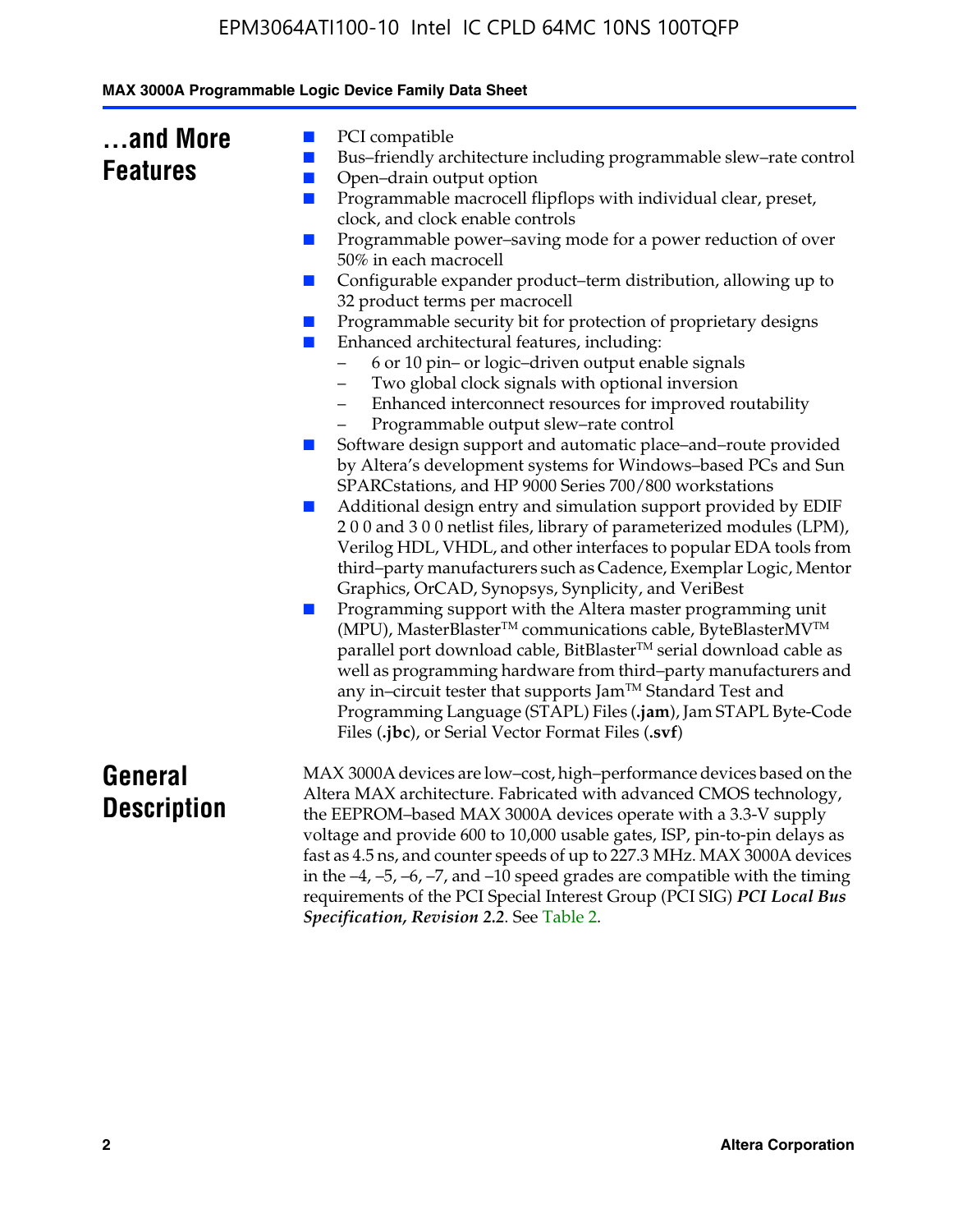## ...and More Features

- PCI compatible
- Bus–friendly architecture including programmable slew–rate control
- Open–drain output option
- Programmable macrocell flipflops with individual clear, preset, clock, and clock enable controls
- Programmable power–saving mode for a power reduction of over 50% in each macrocell
- Configurable expander product–term distribution, allowing up to 32 product terms per macrocell
- Programmable security bit for protection of proprietary designs
- Enhanced architectural features, including:
  - 6 or 10 pin– or logic–driven output enable signals
  - Two global clock signals with optional inversion
  - Enhanced interconnect resources for improved routability
  - Programmable output slew–rate control
- Software design support and automatic place–and–route provided by Altera's development systems for Windows–based PCs and Sun SPARCstations, and HP 9000 Series 700/800 workstations
- Additional design entry and simulation support provided by EDIF 2 0 0 and 3 0 0 netlist files, library of parameterized modules (LPM), Verilog HDL, VHDL, and other interfaces to popular EDA tools from third–party manufacturers such as Cadence, Exemplar Logic, Mentor Graphics, OrCAD, Synopsys, Synplicity, and VeriBest
- Programming support with the Altera master programming unit (MPU), MasterBlaster™ communications cable, ByteBlasterMV™ parallel port download cable, BitBlaster™ serial download cable as well as programming hardware from third–party manufacturers and any in–circuit tester that supports Jam™ Standard Test and Programming Language (STAPL) Files (**.jam**), Jam STAPL Byte-Code Files (**.jbc**), or Serial Vector Format Files (**.svf**)

## General Description

MAX 3000A devices are low–cost, high–performance devices based on the Altera MAX architecture. Fabricated with advanced CMOS technology, the EEPROM–based MAX 3000A devices operate with a 3.3-V supply voltage and provide 600 to 10,000 usable gates, ISP, pin-to-pin delays as fast as 4.5 ns, and counter speeds of up to 227.3 MHz. MAX 3000A devices in the –4, –5, –6, –7, and –10 speed grades are compatible with the timing requirements of the PCI Special Interest Group (PCI SIG) ***PCI Local Bus Specification, Revision 2.2***. See Table 2.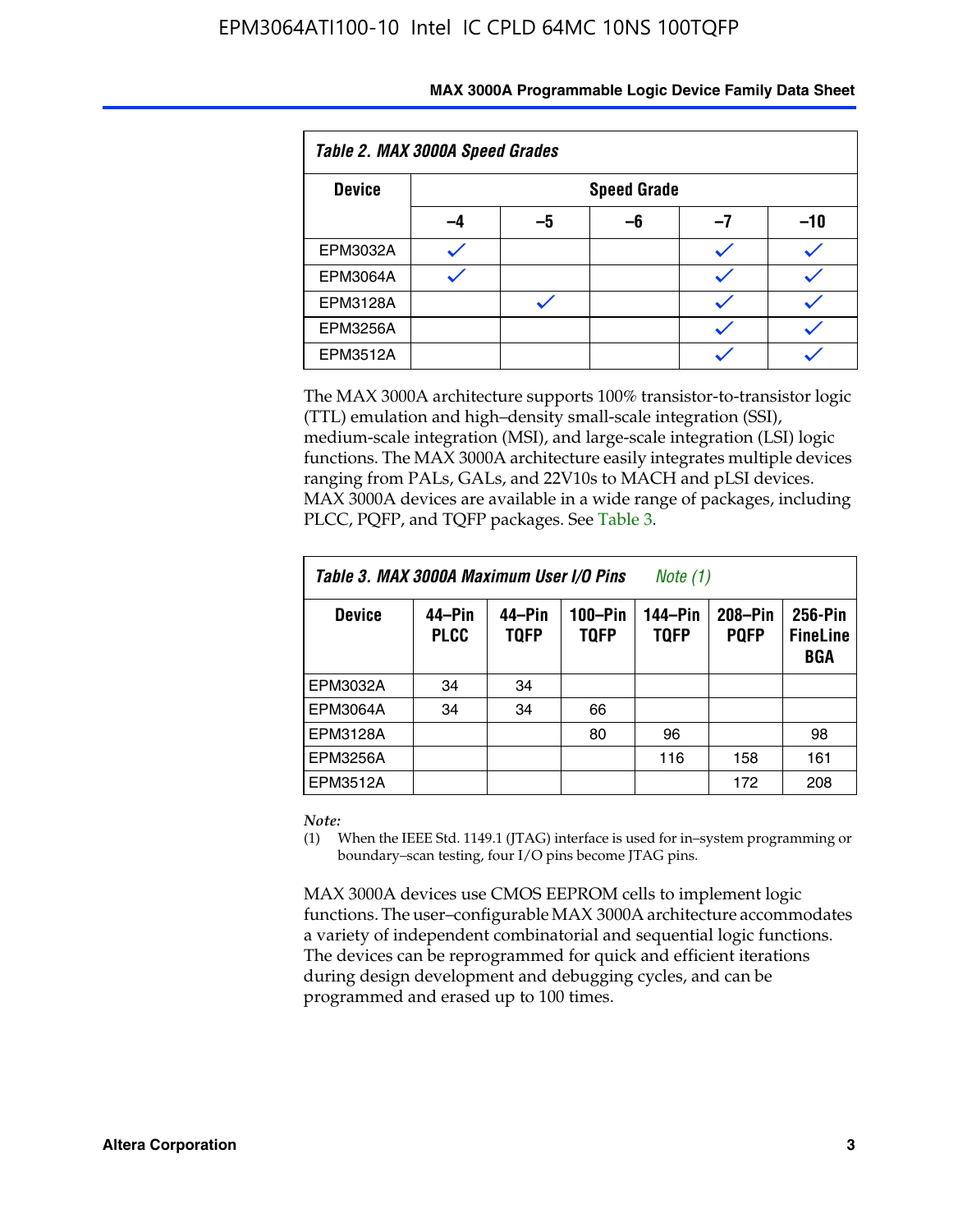*Table 2. MAX 3000A Speed Grades*

| Device | Speed Grade | | | | |
|---|---|---|---|---|---|
| | –4 | –5 | –6 | –7 | –10 |
| EPM3032A | ✓ | | | ✓ | ✓ |
| EPM3064A | ✓ | | | ✓ | ✓ |
| EPM3128A | | ✓ | | ✓ | ✓ |
| EPM3256A | | | | ✓ | ✓ |
| EPM3512A | | | | ✓ | ✓ |

The MAX 3000A architecture supports 100% transistor-to-transistor logic (TTL) emulation and high–density small-scale integration (SSI), medium-scale integration (MSI), and large-scale integration (LSI) logic functions. The MAX 3000A architecture easily integrates multiple devices ranging from PALs, GALs, and 22V10s to MACH and pLSI devices. MAX 3000A devices are available in a wide range of packages, including PLCC, PQFP, and TQFP packages. See Table 3.

*Table 3. MAX 3000A Maximum User I/O Pins* *Note (1)*

| Device | 44–Pin PLCC | 44–Pin TQFP | 100–Pin TQFP | 144–Pin TQFP | 208–Pin PQFP | 256-Pin FineLine BGA |
|---|---|---|---|---|---|---|
| EPM3032A | 34 | 34 | | | | |
| EPM3064A | 34 | 34 | 66 | | | |
| EPM3128A | | | 80 | 96 | | 98 |
| EPM3256A | | | | 116 | 158 | 161 |
| EPM3512A | | | | | 172 | 208 |

*Note:*

(1) When the IEEE Std. 1149.1 (JTAG) interface is used for in–system programming or boundary–scan testing, four I/O pins become JTAG pins.

MAX 3000A devices use CMOS EEPROM cells to implement logic functions. The user–configurable MAX 3000A architecture accommodates a variety of independent combinatorial and sequential logic functions. The devices can be reprogrammed for quick and efficient iterations during design development and debugging cycles, and can be programmed and erased up to 100 times.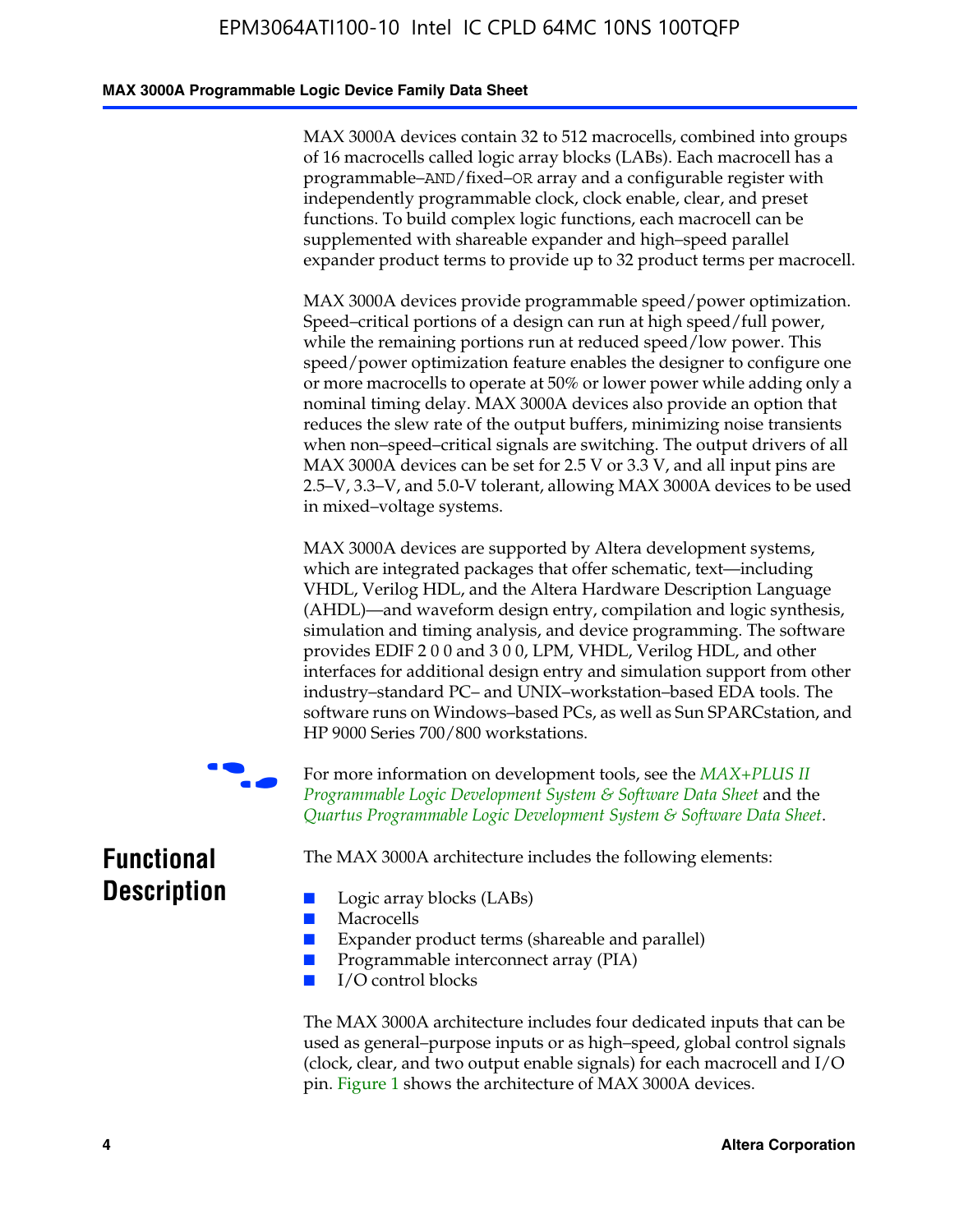MAX 3000A devices contain 32 to 512 macrocells, combined into groups of 16 macrocells called logic array blocks (LABs). Each macrocell has a programmable–AND/fixed–OR array and a configurable register with independently programmable clock, clock enable, clear, and preset functions. To build complex logic functions, each macrocell can be supplemented with shareable expander and high–speed parallel expander product terms to provide up to 32 product terms per macrocell.

MAX 3000A devices provide programmable speed/power optimization. Speed–critical portions of a design can run at high speed/full power, while the remaining portions run at reduced speed/low power. This speed/power optimization feature enables the designer to configure one or more macrocells to operate at 50% or lower power while adding only a nominal timing delay. MAX 3000A devices also provide an option that reduces the slew rate of the output buffers, minimizing noise transients when non–speed–critical signals are switching. The output drivers of all MAX 3000A devices can be set for 2.5 V or 3.3 V, and all input pins are 2.5–V, 3.3–V, and 5.0-V tolerant, allowing MAX 3000A devices to be used in mixed–voltage systems.

MAX 3000A devices are supported by Altera development systems, which are integrated packages that offer schematic, text—including VHDL, Verilog HDL, and the Altera Hardware Description Language (AHDL)—and waveform design entry, compilation and logic synthesis, simulation and timing analysis, and device programming. The software provides EDIF 2 0 0 and 3 0 0, LPM, VHDL, Verilog HDL, and other interfaces for additional design entry and simulation support from other industry–standard PC– and UNIX–workstation–based EDA tools. The software runs on Windows–based PCs, as well as Sun SPARCstation, and HP 9000 Series 700/800 workstations.

For more information on development tools, see the *MAX+PLUS II Programmable Logic Development System & Software Data Sheet* and the *Quartus Programmable Logic Development System & Software Data Sheet*.

## Functional Description

The MAX 3000A architecture includes the following elements:

- Logic array blocks (LABs)
- Macrocells
- Expander product terms (shareable and parallel)
- Programmable interconnect array (PIA)
- I/O control blocks

The MAX 3000A architecture includes four dedicated inputs that can be used as general–purpose inputs or as high–speed, global control signals (clock, clear, and two output enable signals) for each macrocell and I/O pin. Figure 1 shows the architecture of MAX 3000A devices.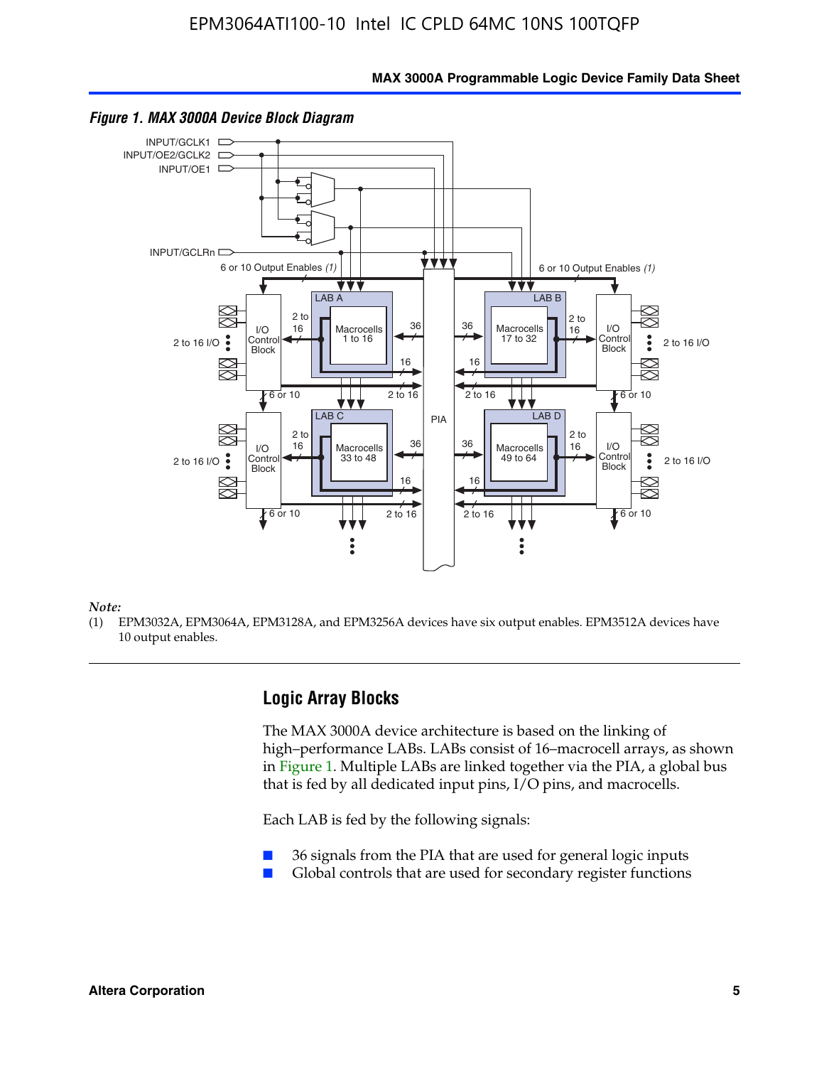*Figure 1. MAX 3000A Device Block Diagram*

*Note:*

(1) EPM3032A, EPM3064A, EPM3128A, and EPM3256A devices have six output enables. EPM3512A devices have 10 output enables.

## Logic Array Blocks

The MAX 3000A device architecture is based on the linking of high–performance LABs. LABs consist of 16–macrocell arrays, as shown in Figure 1. Multiple LABs are linked together via the PIA, a global bus that is fed by all dedicated input pins, I/O pins, and macrocells.

Each LAB is fed by the following signals:

- 36 signals from the PIA that are used for general logic inputs
- Global controls that are used for secondary register functions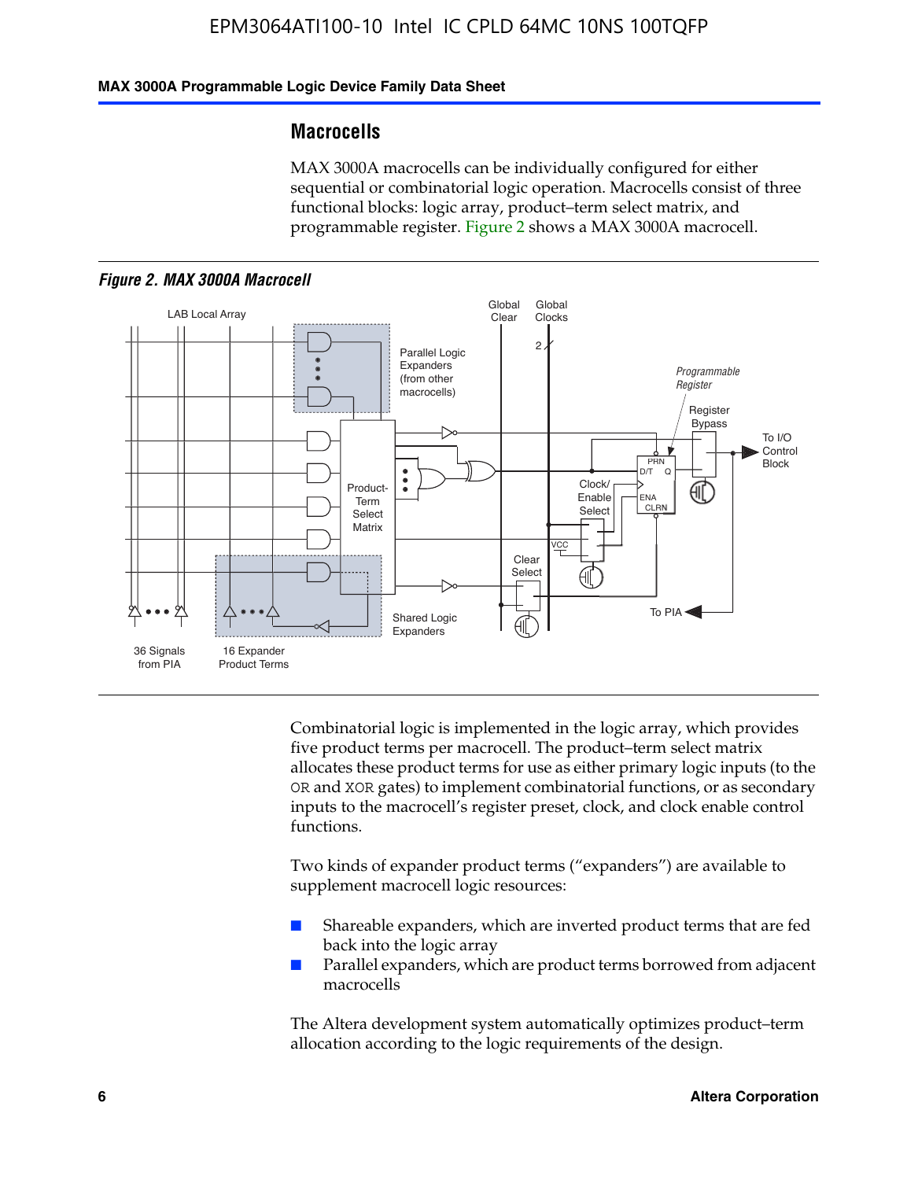## Macrocells

MAX 3000A macrocells can be individually configured for either sequential or combinatorial logic operation. Macrocells consist of three functional blocks: logic array, product–term select matrix, and programmable register. Figure 2 shows a MAX 3000A macrocell.

*Figure 2. MAX 3000A Macrocell*

Combinatorial logic is implemented in the logic array, which provides five product terms per macrocell. The product–term select matrix allocates these product terms for use as either primary logic inputs (to the OR and XOR gates) to implement combinatorial functions, or as secondary inputs to the macrocell's register preset, clock, and clock enable control functions.

Two kinds of expander product terms ("expanders") are available to supplement macrocell logic resources:

- Shareable expanders, which are inverted product terms that are fed back into the logic array
- Parallel expanders, which are product terms borrowed from adjacent macrocells

The Altera development system automatically optimizes product–term allocation according to the logic requirements of the design.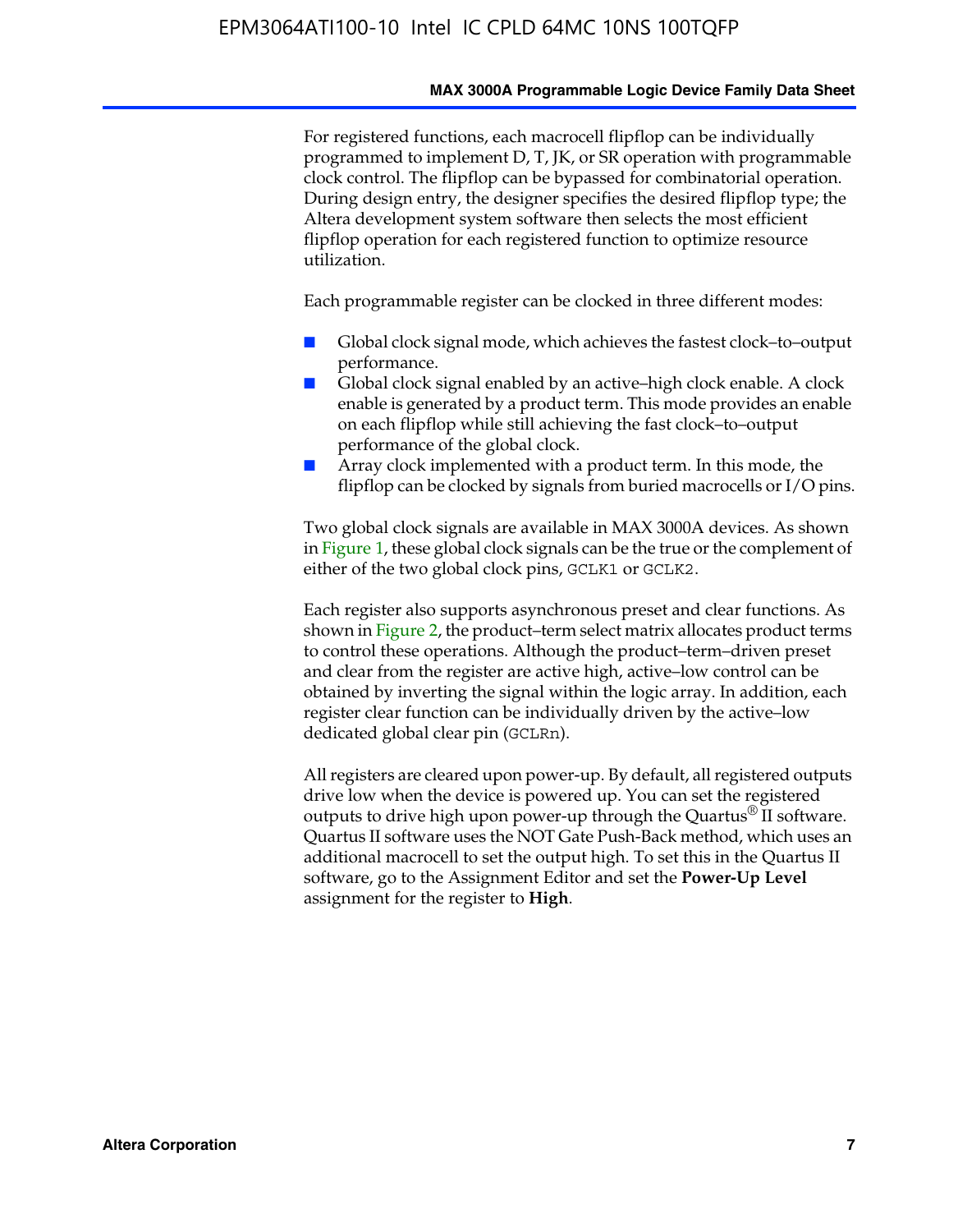For registered functions, each macrocell flipflop can be individually programmed to implement D, T, JK, or SR operation with programmable clock control. The flipflop can be bypassed for combinatorial operation. During design entry, the designer specifies the desired flipflop type; the Altera development system software then selects the most efficient flipflop operation for each registered function to optimize resource utilization.

Each programmable register can be clocked in three different modes:

- Global clock signal mode, which achieves the fastest clock–to–output performance.
- Global clock signal enabled by an active–high clock enable. A clock enable is generated by a product term. This mode provides an enable on each flipflop while still achieving the fast clock–to–output performance of the global clock.
- Array clock implemented with a product term. In this mode, the flipflop can be clocked by signals from buried macrocells or I/O pins.

Two global clock signals are available in MAX 3000A devices. As shown in Figure 1, these global clock signals can be the true or the complement of either of the two global clock pins, `GCLK1` or `GCLK2`.

Each register also supports asynchronous preset and clear functions. As shown in Figure 2, the product–term select matrix allocates product terms to control these operations. Although the product–term–driven preset and clear from the register are active high, active–low control can be obtained by inverting the signal within the logic array. In addition, each register clear function can be individually driven by the active–low dedicated global clear pin (`GCLRn`).

All registers are cleared upon power-up. By default, all registered outputs drive low when the device is powered up. You can set the registered outputs to drive high upon power-up through the Quartus® II software. Quartus II software uses the NOT Gate Push-Back method, which uses an additional macrocell to set the output high. To set this in the Quartus II software, go to the Assignment Editor and set the **Power-Up Level** assignment for the register to **High**.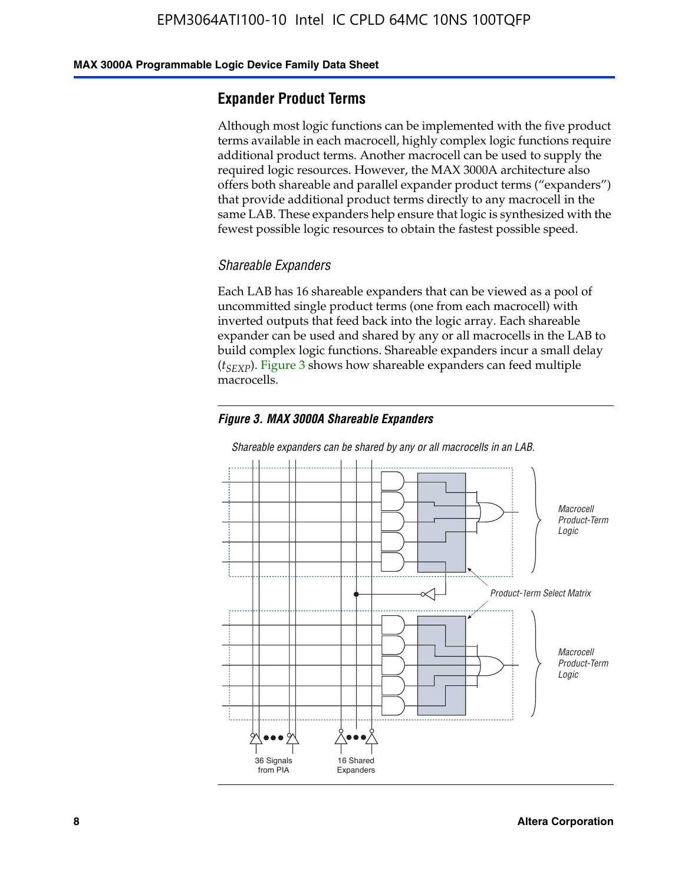## Expander Product Terms

Although most logic functions can be implemented with the five product terms available in each macrocell, highly complex logic functions require additional product terms. Another macrocell can be used to supply the required logic resources. However, the MAX 3000A architecture also offers both shareable and parallel expander product terms ("expanders") that provide additional product terms directly to any macrocell in the same LAB. These expanders help ensure that logic is synthesized with the fewest possible logic resources to obtain the fastest possible speed.

### *Shareable Expanders*

Each LAB has 16 shareable expanders that can be viewed as a pool of uncommitted single product terms (one from each macrocell) with inverted outputs that feed back into the logic array. Each shareable expander can be used and shared by any or all macrocells in the LAB to build complex logic functions. Shareable expanders incur a small delay ($t_{SEXP}$). Figure 3 shows how shareable expanders can feed multiple macrocells.

***Figure 3. MAX 3000A Shareable Expanders***

*Shareable expanders can be shared by any or all macrocells in an LAB.*

Macrocell Product-Term Logic

Product-Term Select Matrix

Macrocell Product-Term Logic

36 Signals from PIA

16 Shared Expanders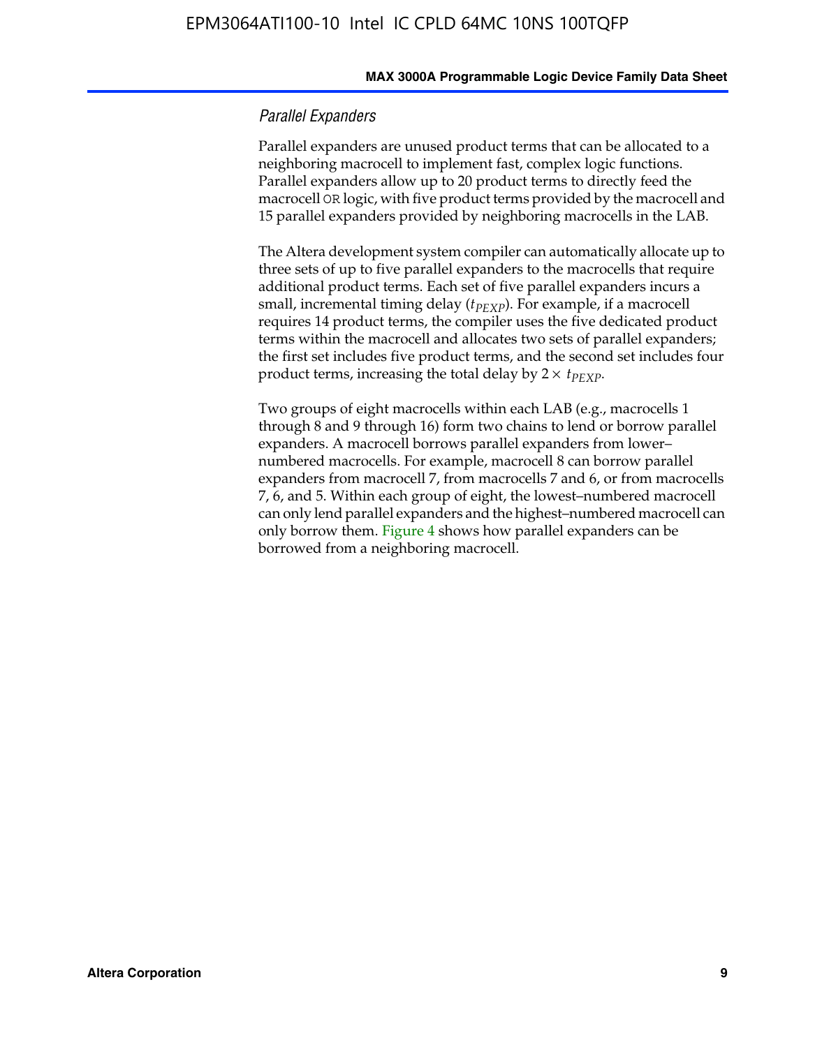### *Parallel Expanders*

Parallel expanders are unused product terms that can be allocated to a neighboring macrocell to implement fast, complex logic functions. Parallel expanders allow up to 20 product terms to directly feed the macrocell OR logic, with five product terms provided by the macrocell and 15 parallel expanders provided by neighboring macrocells in the LAB.

The Altera development system compiler can automatically allocate up to three sets of up to five parallel expanders to the macrocells that require additional product terms. Each set of five parallel expanders incurs a small, incremental timing delay ($t_{PEXP}$). For example, if a macrocell requires 14 product terms, the compiler uses the five dedicated product terms within the macrocell and allocates two sets of parallel expanders; the first set includes five product terms, and the second set includes four product terms, increasing the total delay by $2 \times t_{PEXP}$.

Two groups of eight macrocells within each LAB (e.g., macrocells 1 through 8 and 9 through 16) form two chains to lend or borrow parallel expanders. A macrocell borrows parallel expanders from lower–numbered macrocells. For example, macrocell 8 can borrow parallel expanders from macrocell 7, from macrocells 7 and 6, or from macrocells 7, 6, and 5. Within each group of eight, the lowest–numbered macrocell can only lend parallel expanders and the highest–numbered macrocell can only borrow them. Figure 4 shows how parallel expanders can be borrowed from a neighboring macrocell.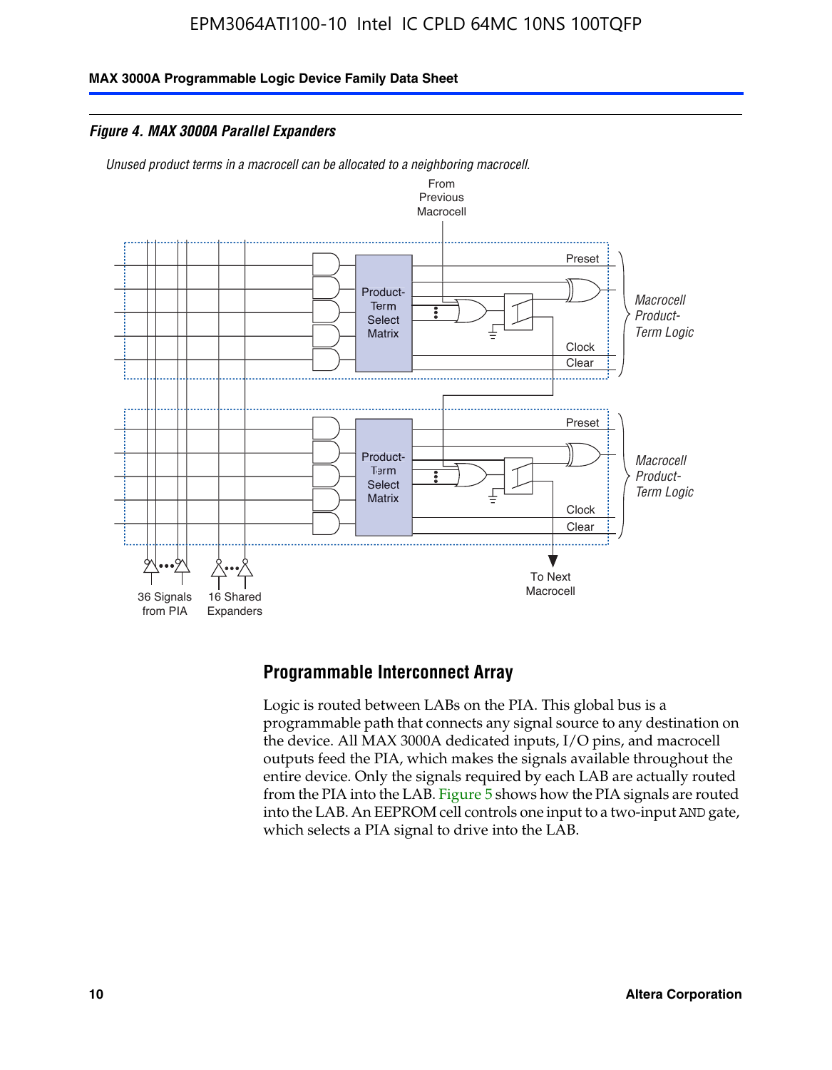**Figure 4. MAX 3000A Parallel Expanders**

*Unused product terms in a macrocell can be allocated to a neighboring macrocell.*

From Previous Macrocell

Preset

Product-Term Select Matrix

Macrocell Product-Term Logic

Clock

Clear

Preset

Product-Term Select Matrix

Macrocell Product-Term Logic

Clock

Clear

36 Signals from PIA

16 Shared Expanders

To Next Macrocell

## Programmable Interconnect Array

Logic is routed between LABs on the PIA. This global bus is a programmable path that connects any signal source to any destination on the device. All MAX 3000A dedicated inputs, I/O pins, and macrocell outputs feed the PIA, which makes the signals available throughout the entire device. Only the signals required by each LAB are actually routed from the PIA into the LAB. Figure 5 shows how the PIA signals are routed into the LAB. An EEPROM cell controls one input to a two-input AND gate, which selects a PIA signal to drive into the LAB.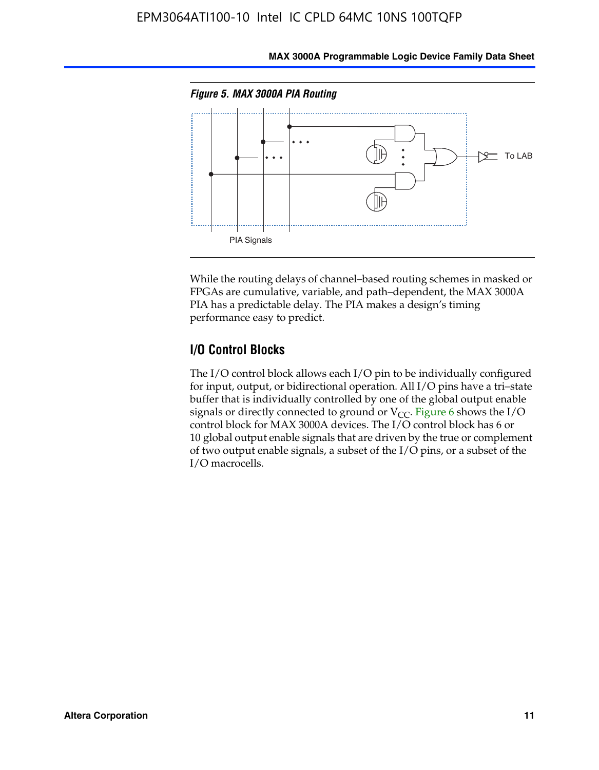*Figure 5. MAX 3000A PIA Routing*

PIA Signals

To LAB

While the routing delays of channel–based routing schemes in masked or FPGAs are cumulative, variable, and path–dependent, the MAX 3000A PIA has a predictable delay. The PIA makes a design's timing performance easy to predict.

## I/O Control Blocks

The I/O control block allows each I/O pin to be individually configured for input, output, or bidirectional operation. All I/O pins have a tri–state buffer that is individually controlled by one of the global output enable signals or directly connected to ground or $V_{CC}$. Figure 6 shows the I/O control block for MAX 3000A devices. The I/O control block has 6 or 10 global output enable signals that are driven by the true or complement of two output enable signals, a subset of the I/O pins, or a subset of the I/O macrocells.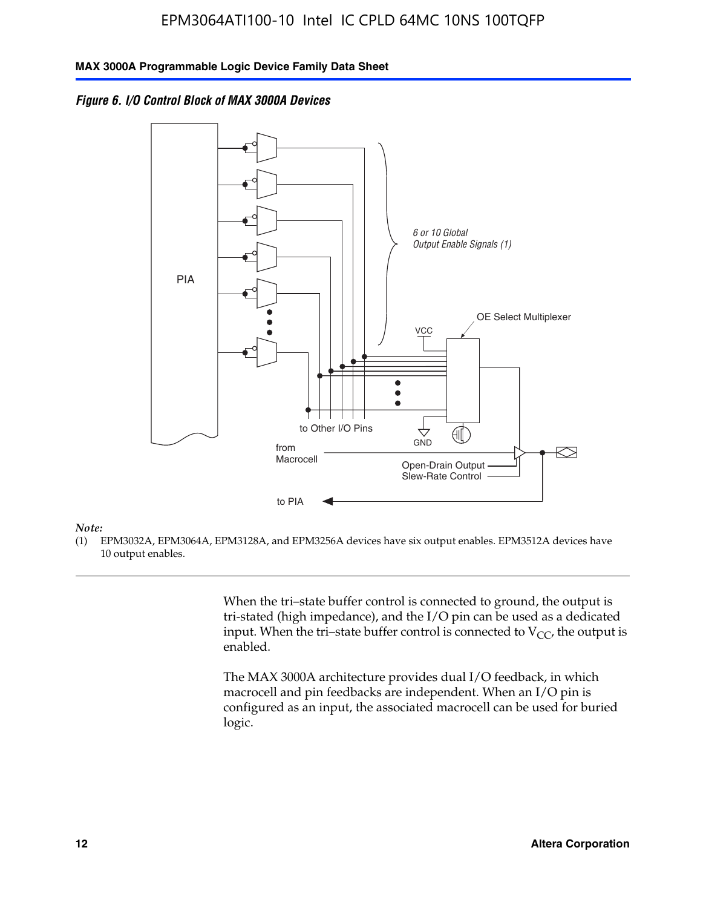*Figure 6. I/O Control Block of MAX 3000A Devices*

PIA

6 or 10 Global
Output Enable Signals (1)

OE Select Multiplexer

VCC

GND

to Other I/O Pins

from
Macrocell

Open-Drain Output
Slew-Rate Control

to PIA

*Note:*

(1) EPM3032A, EPM3064A, EPM3128A, and EPM3256A devices have six output enables. EPM3512A devices have 10 output enables.

When the tri–state buffer control is connected to ground, the output is tri-stated (high impedance), and the I/O pin can be used as a dedicated input. When the tri–state buffer control is connected to $V_{CC}$, the output is enabled.

The MAX 3000A architecture provides dual I/O feedback, in which macrocell and pin feedbacks are independent. When an I/O pin is configured as an input, the associated macrocell can be used for buried logic.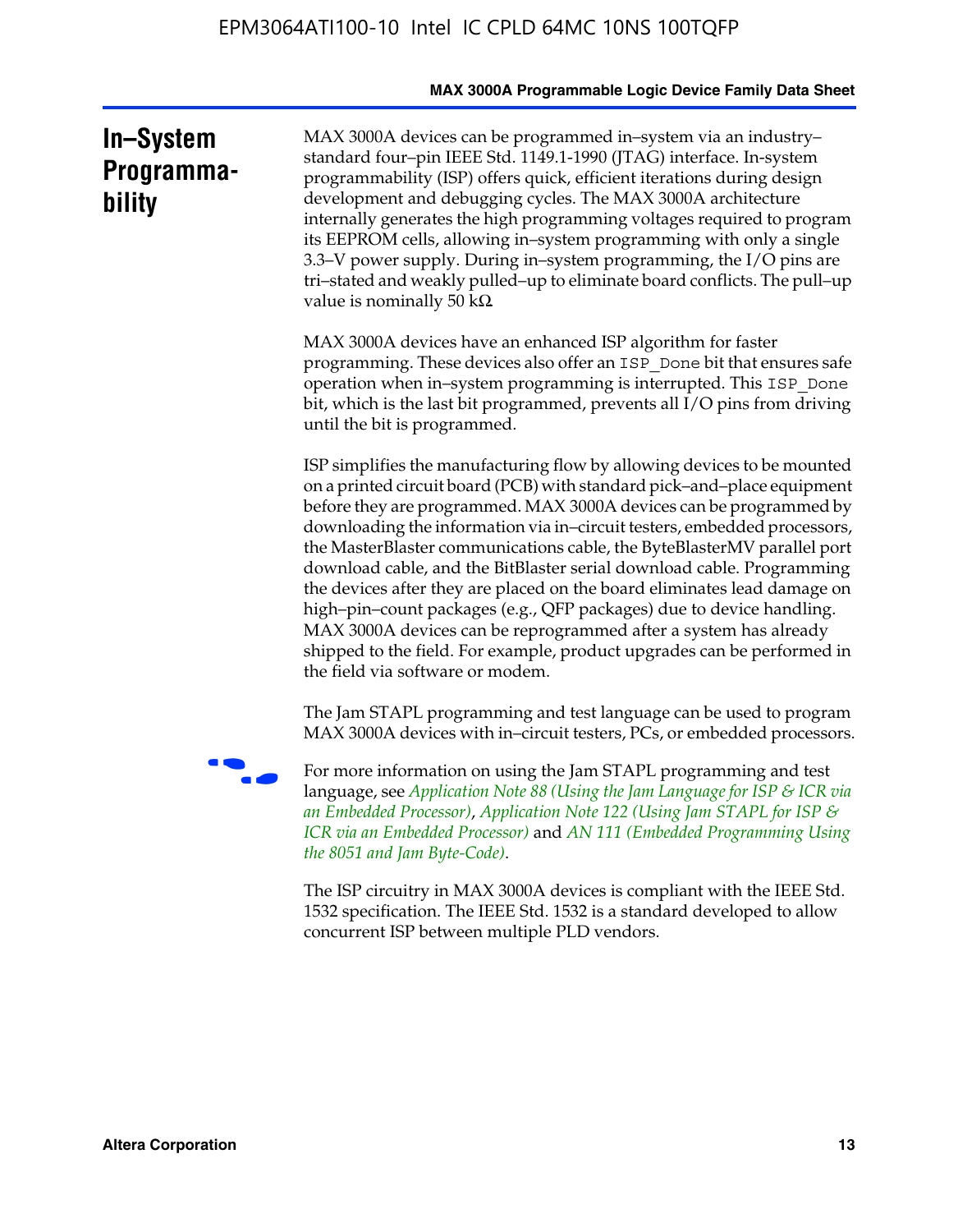## In–System Programmability

MAX 3000A devices can be programmed in–system via an industry–standard four–pin IEEE Std. 1149.1-1990 (JTAG) interface. In-system programmability (ISP) offers quick, efficient iterations during design development and debugging cycles. The MAX 3000A architecture internally generates the high programming voltages required to program its EEPROM cells, allowing in–system programming with only a single 3.3–V power supply. During in–system programming, the I/O pins are tri–stated and weakly pulled–up to eliminate board conflicts. The pull–up value is nominally 50 kΩ.

MAX 3000A devices have an enhanced ISP algorithm for faster programming. These devices also offer an `ISP_Done` bit that ensures safe operation when in–system programming is interrupted. This `ISP_Done` bit, which is the last bit programmed, prevents all I/O pins from driving until the bit is programmed.

ISP simplifies the manufacturing flow by allowing devices to be mounted on a printed circuit board (PCB) with standard pick–and–place equipment before they are programmed. MAX 3000A devices can be programmed by downloading the information via in–circuit testers, embedded processors, the MasterBlaster communications cable, the ByteBlasterMV parallel port download cable, and the BitBlaster serial download cable. Programming the devices after they are placed on the board eliminates lead damage on high–pin–count packages (e.g., QFP packages) due to device handling. MAX 3000A devices can be reprogrammed after a system has already shipped to the field. For example, product upgrades can be performed in the field via software or modem.

The Jam STAPL programming and test language can be used to program MAX 3000A devices with in–circuit testers, PCs, or embedded processors.

For more information on using the Jam STAPL programming and test language, see *Application Note 88 (Using the Jam Language for ISP & ICR via an Embedded Processor)*, *Application Note 122 (Using Jam STAPL for ISP & ICR via an Embedded Processor)* and *AN 111 (Embedded Programming Using the 8051 and Jam Byte-Code)*.

The ISP circuitry in MAX 3000A devices is compliant with the IEEE Std. 1532 specification. The IEEE Std. 1532 is a standard developed to allow concurrent ISP between multiple PLD vendors.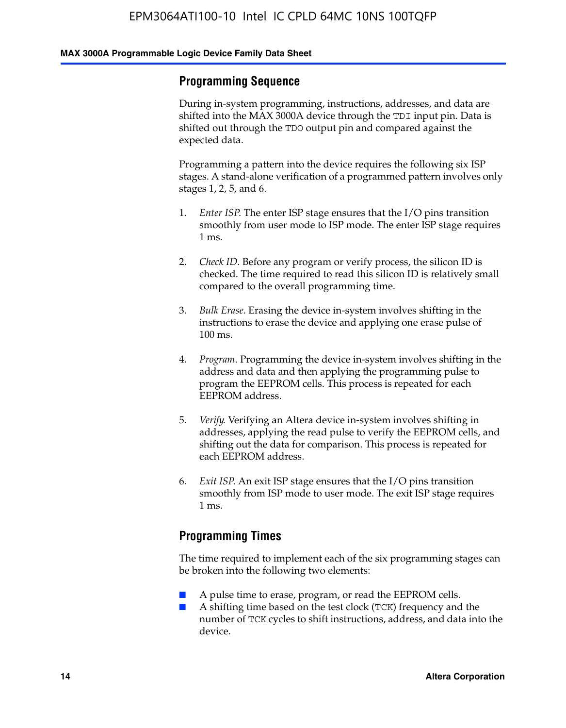## Programming Sequence

During in-system programming, instructions, addresses, and data are shifted into the MAX 3000A device through the `TDI` input pin. Data is shifted out through the `TDO` output pin and compared against the expected data.

Programming a pattern into the device requires the following six ISP stages. A stand-alone verification of a programmed pattern involves only stages 1, 2, 5, and 6.

1. *Enter ISP*. The enter ISP stage ensures that the I/O pins transition smoothly from user mode to ISP mode. The enter ISP stage requires 1 ms.

2. *Check ID*. Before any program or verify process, the silicon ID is checked. The time required to read this silicon ID is relatively small compared to the overall programming time.

3. *Bulk Erase*. Erasing the device in-system involves shifting in the instructions to erase the device and applying one erase pulse of 100 ms.

4. *Program*. Programming the device in-system involves shifting in the address and data and then applying the programming pulse to program the EEPROM cells. This process is repeated for each EEPROM address.

5. *Verify*. Verifying an Altera device in-system involves shifting in addresses, applying the read pulse to verify the EEPROM cells, and shifting out the data for comparison. This process is repeated for each EEPROM address.

6. *Exit ISP*. An exit ISP stage ensures that the I/O pins transition smoothly from ISP mode to user mode. The exit ISP stage requires 1 ms.

## Programming Times

The time required to implement each of the six programming stages can be broken into the following two elements:

- A pulse time to erase, program, or read the EEPROM cells.
- A shifting time based on the test clock (`TCK`) frequency and the number of `TCK` cycles to shift instructions, address, and data into the device.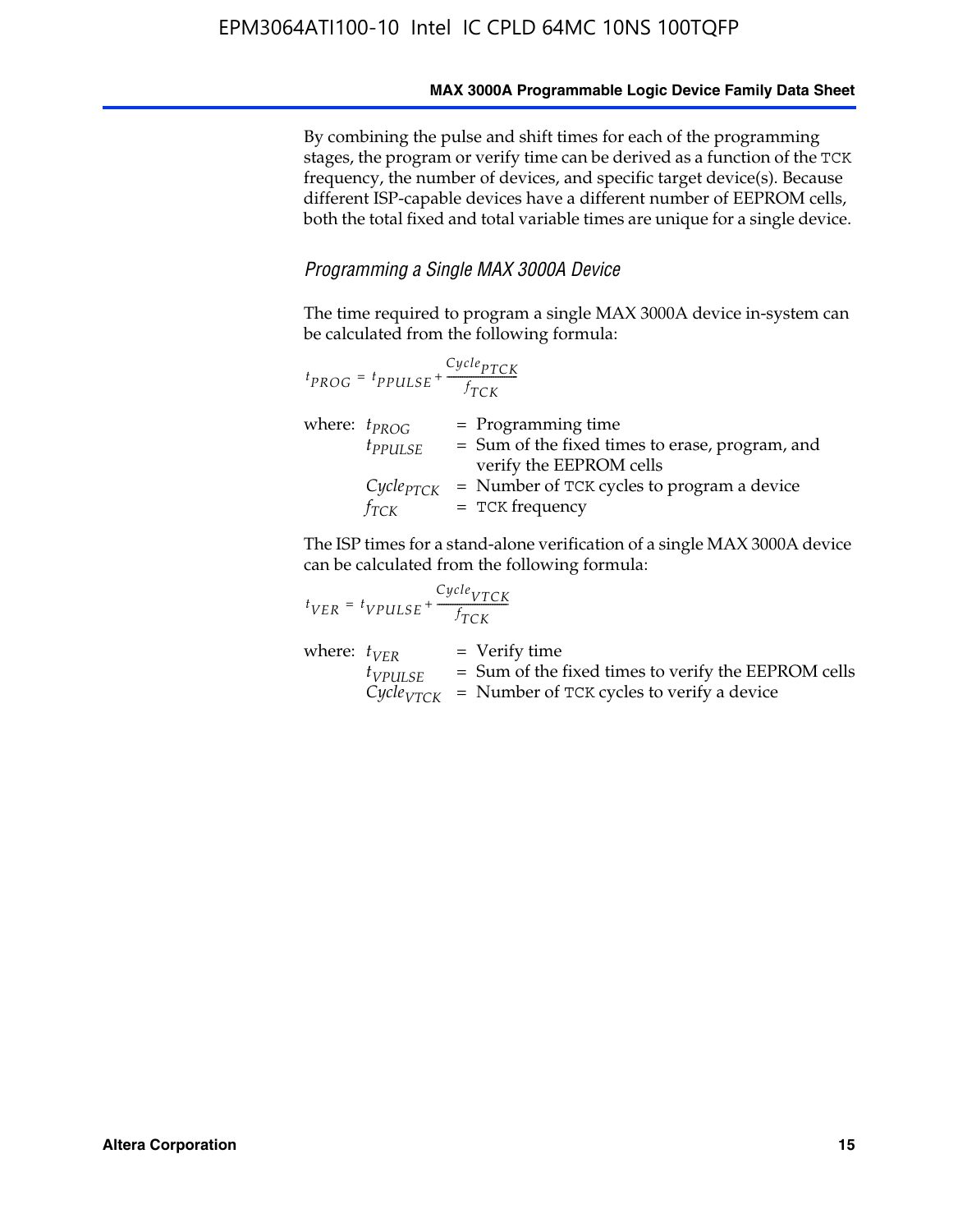By combining the pulse and shift times for each of the programming stages, the program or verify time can be derived as a function of the TCK frequency, the number of devices, and specific target device(s). Because different ISP-capable devices have a different number of EEPROM cells, both the total fixed and total variable times are unique for a single device.

### *Programming a Single MAX 3000A Device*

The time required to program a single MAX 3000A device in-system can be calculated from the following formula:

$$t_{PROG} = t_{PPULSE} + \frac{Cycle_{PTCK}}{f_{TCK}}$$

where:
- $t_{PROG}$ = Programming time
- $t_{PPULSE}$ = Sum of the fixed times to erase, program, and verify the EEPROM cells
- $Cycle_{PTCK}$ = Number of TCK cycles to program a device
- $f_{TCK}$ = TCK frequency

The ISP times for a stand-alone verification of a single MAX 3000A device can be calculated from the following formula:

$$t_{VER} = t_{VPULSE} + \frac{Cycle_{VTCK}}{f_{TCK}}$$

where:
- $t_{VER}$ = Verify time
- $t_{VPULSE}$ = Sum of the fixed times to verify the EEPROM cells
- $Cycle_{VTCK}$ = Number of TCK cycles to verify a device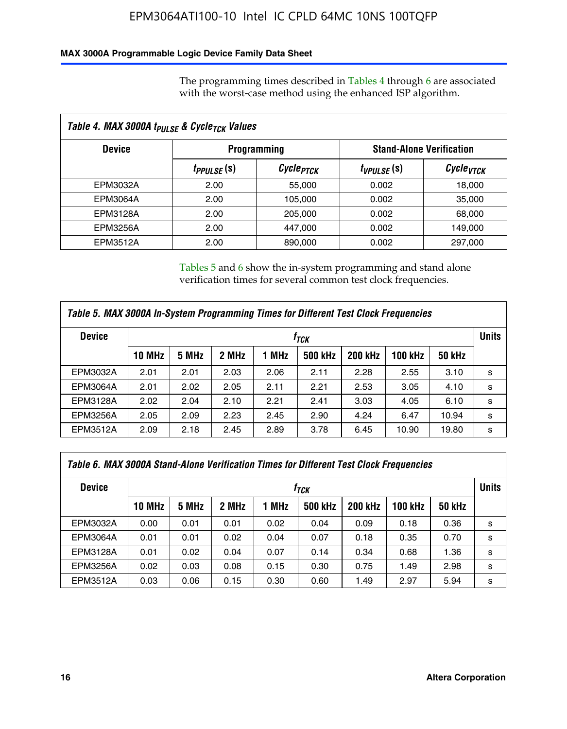The programming times described in Tables 4 through 6 are associated with the worst-case method using the enhanced ISP algorithm.

**Table 4. MAX 3000A $t_{PULSE}$ & $Cycle_{TCK}$ Values**

| Device | Programming | | Stand-Alone Verification | |
|---|---|---|---|---|
| | $t_{PPULSE}$ (s) | $Cycle_{PTCK}$ | $t_{VPULSE}$ (s) | $Cycle_{VTCK}$ |
| EPM3032A | 2.00 | 55,000 | 0.002 | 18,000 |
| EPM3064A | 2.00 | 105,000 | 0.002 | 35,000 |
| EPM3128A | 2.00 | 205,000 | 0.002 | 68,000 |
| EPM3256A | 2.00 | 447,000 | 0.002 | 149,000 |
| EPM3512A | 2.00 | 890,000 | 0.002 | 297,000 |

Tables 5 and 6 show the in-system programming and stand alone verification times for several common test clock frequencies.

**Table 5. MAX 3000A In-System Programming Times for Different Test Clock Frequencies**

| Device | $f_{TCK}$ | | | | | | | | Units |
|---|---|---|---|---|---|---|---|---|---|
| | 10 MHz | 5 MHz | 2 MHz | 1 MHz | 500 kHz | 200 kHz | 100 kHz | 50 kHz | |
| EPM3032A | 2.01 | 2.01 | 2.03 | 2.06 | 2.11 | 2.28 | 2.55 | 3.10 | s |
| EPM3064A | 2.01 | 2.02 | 2.05 | 2.11 | 2.21 | 2.53 | 3.05 | 4.10 | s |
| EPM3128A | 2.02 | 2.04 | 2.10 | 2.21 | 2.41 | 3.03 | 4.05 | 6.10 | s |
| EPM3256A | 2.05 | 2.09 | 2.23 | 2.45 | 2.90 | 4.24 | 6.47 | 10.94 | s |
| EPM3512A | 2.09 | 2.18 | 2.45 | 2.89 | 3.78 | 6.45 | 10.90 | 19.80 | s |

**Table 6. MAX 3000A Stand-Alone Verification Times for Different Test Clock Frequencies**

| Device | $f_{TCK}$ | | | | | | | | Units |
|---|---|---|---|---|---|---|---|---|---|
| | 10 MHz | 5 MHz | 2 MHz | 1 MHz | 500 kHz | 200 kHz | 100 kHz | 50 kHz | |
| EPM3032A | 0.00 | 0.01 | 0.01 | 0.02 | 0.04 | 0.09 | 0.18 | 0.36 | s |
| EPM3064A | 0.01 | 0.01 | 0.02 | 0.04 | 0.07 | 0.18 | 0.35 | 0.70 | s |
| EPM3128A | 0.01 | 0.02 | 0.04 | 0.07 | 0.14 | 0.34 | 0.68 | 1.36 | s |
| EPM3256A | 0.02 | 0.03 | 0.08 | 0.15 | 0.30 | 0.75 | 1.49 | 2.98 | s |
| EPM3512A | 0.03 | 0.06 | 0.15 | 0.30 | 0.60 | 1.49 | 2.97 | 5.94 | s |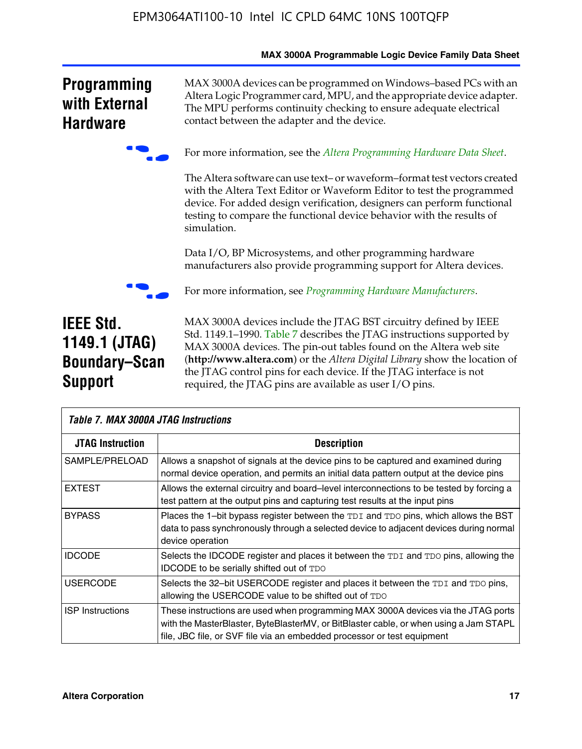## Programming with External Hardware

MAX 3000A devices can be programmed on Windows–based PCs with an Altera Logic Programmer card, MPU, and the appropriate device adapter. The MPU performs continuity checking to ensure adequate electrical contact between the adapter and the device.

For more information, see the *Altera Programming Hardware Data Sheet*.

The Altera software can use text– or waveform–format test vectors created with the Altera Text Editor or Waveform Editor to test the programmed device. For added design verification, designers can perform functional testing to compare the functional device behavior with the results of simulation.

Data I/O, BP Microsystems, and other programming hardware manufacturers also provide programming support for Altera devices.

For more information, see *Programming Hardware Manufacturers*.

## IEEE Std. 1149.1 (JTAG) Boundary–Scan Support

MAX 3000A devices include the JTAG BST circuitry defined by IEEE Std. 1149.1–1990. Table 7 describes the JTAG instructions supported by MAX 3000A devices. The pin-out tables found on the Altera web site (**http://www.altera.com**) or the *Altera Digital Library* show the location of the JTAG control pins for each device. If the JTAG interface is not required, the JTAG pins are available as user I/O pins.

**Table 7. MAX 3000A JTAG Instructions**

| JTAG Instruction | Description |
|---|---|
| SAMPLE/PRELOAD | Allows a snapshot of signals at the device pins to be captured and examined during normal device operation, and permits an initial data pattern output at the device pins |
| EXTEST | Allows the external circuitry and board–level interconnections to be tested by forcing a test pattern at the output pins and capturing test results at the input pins |
| BYPASS | Places the 1–bit bypass register between the TDI and TDO pins, which allows the BST data to pass synchronously through a selected device to adjacent devices during normal device operation |
| IDCODE | Selects the IDCODE register and places it between the TDI and TDO pins, allowing the IDCODE to be serially shifted out of TDO |
| USERCODE | Selects the 32–bit USERCODE register and places it between the TDI and TDO pins, allowing the USERCODE value to be shifted out of TDO |
| ISP Instructions | These instructions are used when programming MAX 3000A devices via the JTAG ports with the MasterBlaster, ByteBlasterMV, or BitBlaster cable, or when using a Jam STAPL file, JBC file, or SVF file via an embedded processor or test equipment |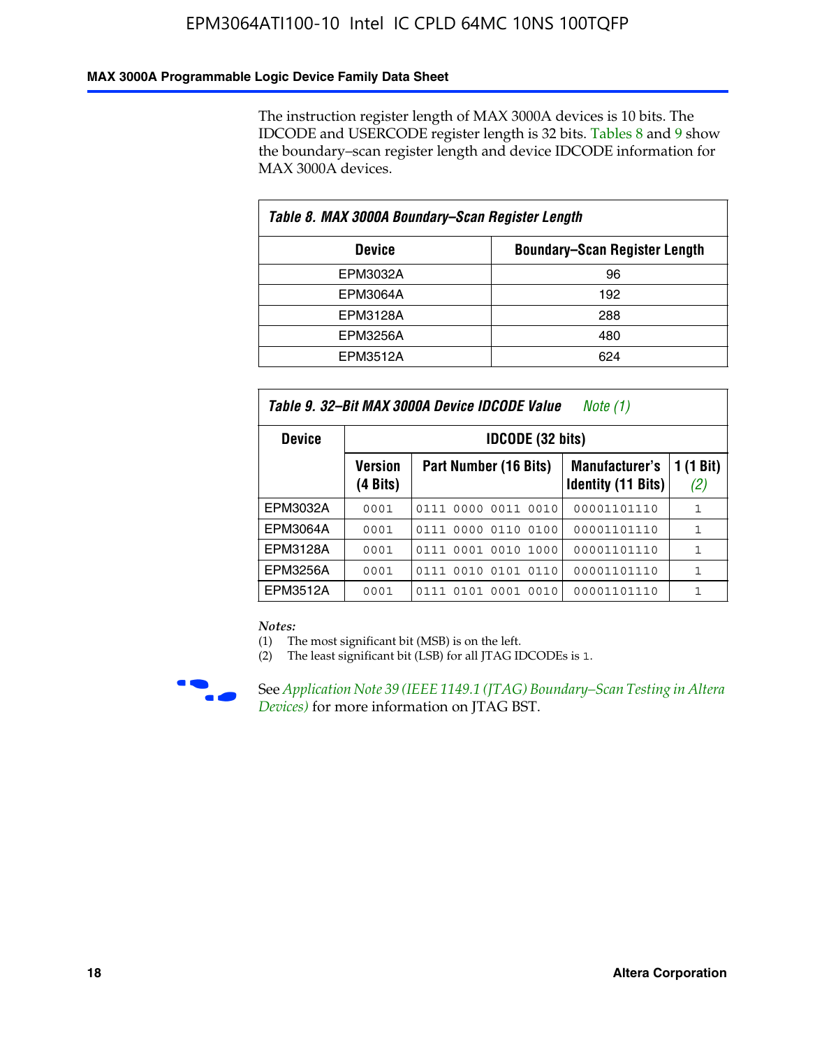The instruction register length of MAX 3000A devices is 10 bits. The IDCODE and USERCODE register length is 32 bits. Tables 8 and 9 show the boundary–scan register length and device IDCODE information for MAX 3000A devices.

| *Table 8. MAX 3000A Boundary–Scan Register Length* | |
|---|---|
| **Device** | **Boundary–Scan Register Length** |
| EPM3032A | 96 |
| EPM3064A | 192 |
| EPM3128A | 288 |
| EPM3256A | 480 |
| EPM3512A | 624 |

*Table 9. 32–Bit MAX 3000A Device IDCODE Value   Note (1)*

| Device | IDCODE (32 bits) | | | |
|---|---|---|---|---|
| | **Version (4 Bits)** | **Part Number (16 Bits)** | **Manufacturer's Identity (11 Bits)** | **1 (1 Bit) (2)** |
| EPM3032A | 0001 | 0111 0000 0011 0010 | 00001101110 | 1 |
| EPM3064A | 0001 | 0111 0000 0110 0100 | 00001101110 | 1 |
| EPM3128A | 0001 | 0111 0001 0010 1000 | 00001101110 | 1 |
| EPM3256A | 0001 | 0111 0010 0101 0110 | 00001101110 | 1 |
| EPM3512A | 0001 | 0111 0101 0001 0010 | 00001101110 | 1 |

*Notes:*
(1) The most significant bit (MSB) is on the left.
(2) The least significant bit (LSB) for all JTAG IDCODEs is 1.

See *Application Note 39 (IEEE 1149.1 (JTAG) Boundary–Scan Testing in Altera Devices)* for more information on JTAG BST.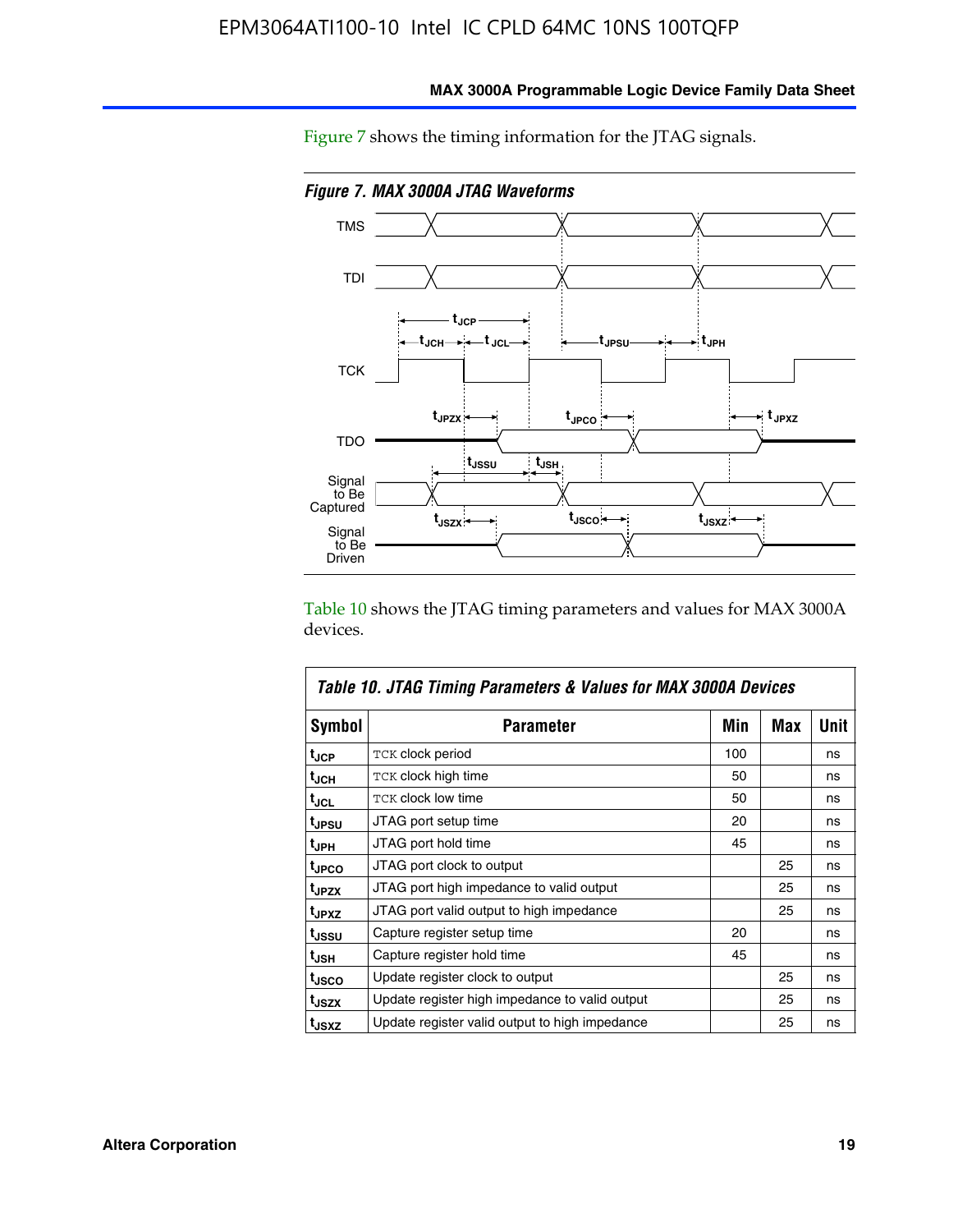Figure 7 shows the timing information for the JTAG signals.

*Figure 7. MAX 3000A JTAG Waveforms*

Table 10 shows the JTAG timing parameters and values for MAX 3000A devices.

| *Table 10. JTAG Timing Parameters & Values for MAX 3000A Devices* | | | | |
|---|---|---|---|---|
| **Symbol** | **Parameter** | **Min** | **Max** | **Unit** |
| $t_{JCP}$ | TCK clock period | 100 | | ns |
| $t_{JCH}$ | TCK clock high time | 50 | | ns |
| $t_{JCL}$ | TCK clock low time | 50 | | ns |
| $t_{JPSU}$ | JTAG port setup time | 20 | | ns |
| $t_{JPH}$ | JTAG port hold time | 45 | | ns |
| $t_{JPCO}$ | JTAG port clock to output | | 25 | ns |
| $t_{JPZX}$ | JTAG port high impedance to valid output | | 25 | ns |
| $t_{JPXZ}$ | JTAG port valid output to high impedance | | 25 | ns |
| $t_{JSSU}$ | Capture register setup time | 20 | | ns |
| $t_{JSH}$ | Capture register hold time | 45 | | ns |
| $t_{JSCO}$ | Update register clock to output | | 25 | ns |
| $t_{JSZX}$ | Update register high impedance to valid output | | 25 | ns |
| $t_{JSXZ}$ | Update register valid output to high impedance | | 25 | ns |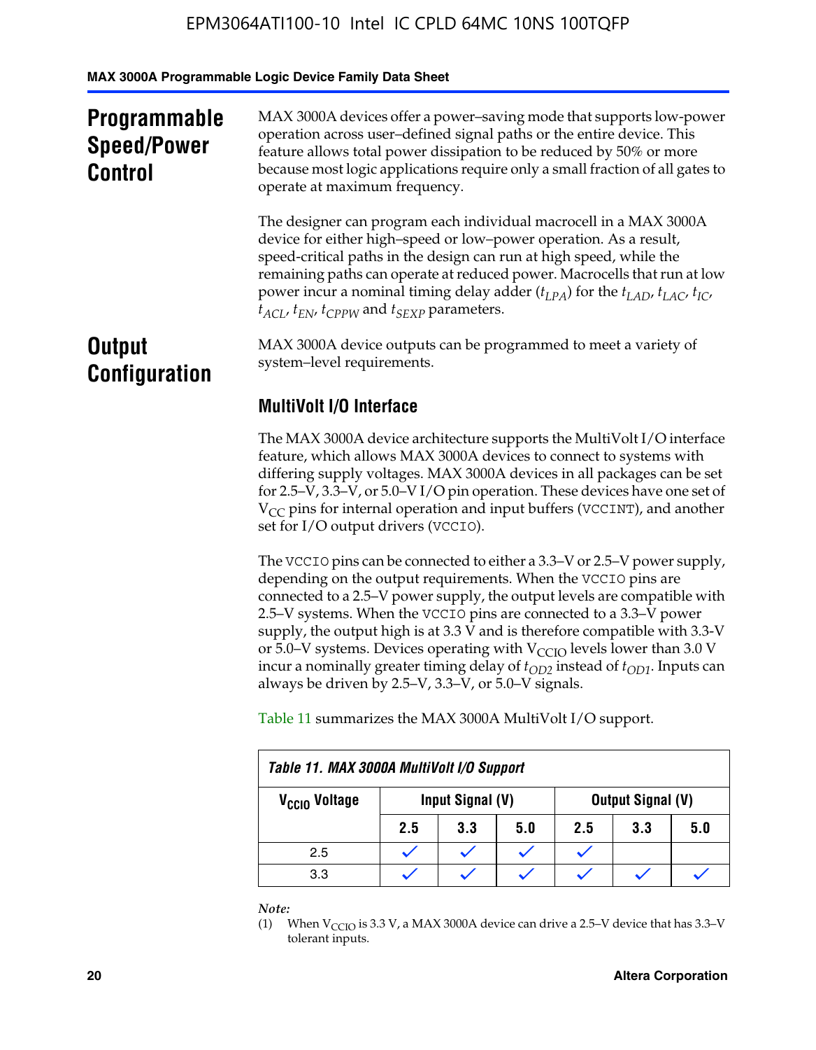## Programmable Speed/Power Control

MAX 3000A devices offer a power–saving mode that supports low-power operation across user–defined signal paths or the entire device. This feature allows total power dissipation to be reduced by 50% or more because most logic applications require only a small fraction of all gates to operate at maximum frequency.

The designer can program each individual macrocell in a MAX 3000A device for either high–speed or low–power operation. As a result, speed-critical paths in the design can run at high speed, while the remaining paths can operate at reduced power. Macrocells that run at low power incur a nominal timing delay adder ($t_{LPA}$) for the $t_{LAD}$, $t_{LAC}$, $t_{IC}$, $t_{ACL}$, $t_{EN}$, $t_{CPPW}$ and $t_{SEXP}$ parameters.

## Output Configuration

MAX 3000A device outputs can be programmed to meet a variety of system–level requirements.

### MultiVolt I/O Interface

The MAX 3000A device architecture supports the MultiVolt I/O interface feature, which allows MAX 3000A devices to connect to systems with differing supply voltages. MAX 3000A devices in all packages can be set for 2.5–V, 3.3–V, or 5.0–V I/O pin operation. These devices have one set of $V_{CC}$ pins for internal operation and input buffers (VCCINT), and another set for I/O output drivers (VCCIO).

The VCCIO pins can be connected to either a 3.3–V or 2.5–V power supply, depending on the output requirements. When the VCCIO pins are connected to a 2.5–V power supply, the output levels are compatible with 2.5–V systems. When the VCCIO pins are connected to a 3.3–V power supply, the output high is at 3.3 V and is therefore compatible with 3.3-V or 5.0–V systems. Devices operating with $V_{CCIO}$ levels lower than 3.0 V incur a nominally greater timing delay of $t_{OD2}$ instead of $t_{OD1}$. Inputs can always be driven by 2.5–V, 3.3–V, or 5.0–V signals.

Table 11 summarizes the MAX 3000A MultiVolt I/O support.

**Table 11. MAX 3000A MultiVolt I/O Support**

| $V_{CCIO}$ Voltage | Input Signal (V) | | | Output Signal (V) | | |
|---|---|---|---|---|---|---|
| | 2.5 | 3.3 | 5.0 | 2.5 | 3.3 | 5.0 |
| 2.5 | ✓ | ✓ | ✓ | ✓ | | |
| 3.3 | ✓ | ✓ | ✓ | ✓ | ✓ | ✓ |

*Note:*

(1) When $V_{CCIO}$ is 3.3 V, a MAX 3000A device can drive a 2.5–V device that has 3.3–V tolerant inputs.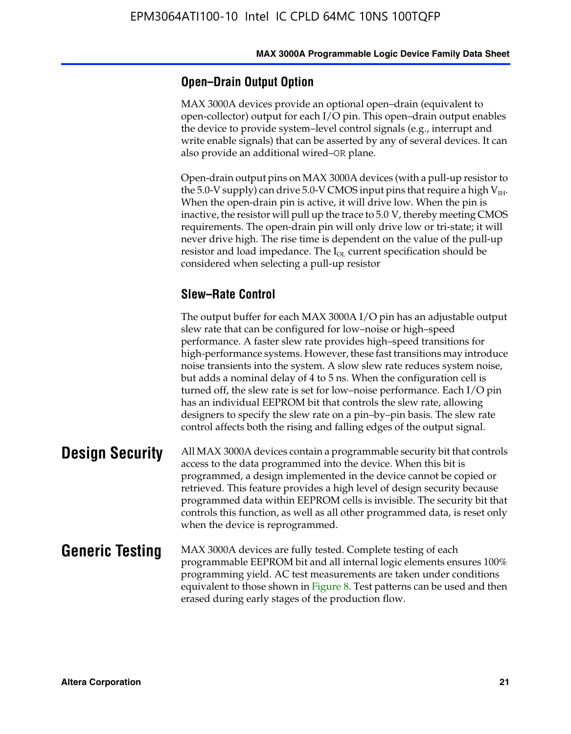### Open–Drain Output Option

MAX 3000A devices provide an optional open–drain (equivalent to open-collector) output for each I/O pin. This open–drain output enables the device to provide system–level control signals (e.g., interrupt and write enable signals) that can be asserted by any of several devices. It can also provide an additional wired–OR plane.

Open-drain output pins on MAX 3000A devices (with a pull-up resistor to the 5.0-V supply) can drive 5.0-V CMOS input pins that require a high $V_{IH}$. When the open-drain pin is active, it will drive low. When the pin is inactive, the resistor will pull up the trace to 5.0 V, thereby meeting CMOS requirements. The open-drain pin will only drive low or tri-state; it will never drive high. The rise time is dependent on the value of the pull-up resistor and load impedance. The $I_{OL}$ current specification should be considered when selecting a pull-up resistor

### Slew–Rate Control

The output buffer for each MAX 3000A I/O pin has an adjustable output slew rate that can be configured for low–noise or high–speed performance. A faster slew rate provides high–speed transitions for high-performance systems. However, these fast transitions may introduce noise transients into the system. A slow slew rate reduces system noise, but adds a nominal delay of 4 to 5 ns. When the configuration cell is turned off, the slew rate is set for low–noise performance. Each I/O pin has an individual EEPROM bit that controls the slew rate, allowing designers to specify the slew rate on a pin–by–pin basis. The slew rate control affects both the rising and falling edges of the output signal.

## Design Security

All MAX 3000A devices contain a programmable security bit that controls access to the data programmed into the device. When this bit is programmed, a design implemented in the device cannot be copied or retrieved. This feature provides a high level of design security because programmed data within EEPROM cells is invisible. The security bit that controls this function, as well as all other programmed data, is reset only when the device is reprogrammed.

## Generic Testing

MAX 3000A devices are fully tested. Complete testing of each programmable EEPROM bit and all internal logic elements ensures 100% programming yield. AC test measurements are taken under conditions equivalent to those shown in Figure 8. Test patterns can be used and then erased during early stages of the production flow.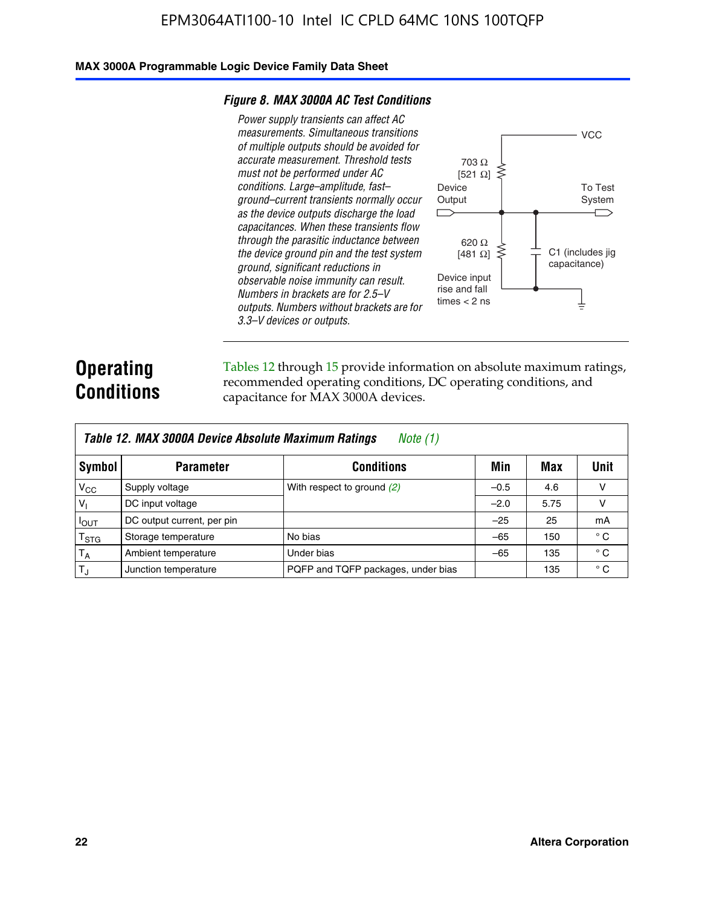*Figure 8. MAX 3000A AC Test Conditions*

*Power supply transients can affect AC measurements. Simultaneous transitions of multiple outputs should be avoided for accurate measurement. Threshold tests must not be performed under AC conditions. Large–amplitude, fast–ground–current transients normally occur as the device outputs discharge the load capacitances. When these transients flow through the parasitic inductance between the device ground pin and the test system ground, significant reductions in observable noise immunity can result. Numbers in brackets are for 2.5–V outputs. Numbers without brackets are for 3.3–V devices or outputs.*

VCC

703 Ω [521 Ω]

Device Output

To Test System

620 Ω [481 Ω]

C1 (includes jig capacitance)

Device input rise and fall times < 2 ns

## Operating Conditions

Tables 12 through 15 provide information on absolute maximum ratings, recommended operating conditions, DC operating conditions, and capacitance for MAX 3000A devices.

**Table 12. MAX 3000A Device Absolute Maximum Ratings** *Note (1)*

| Symbol | Parameter | Conditions | Min | Max | Unit |
|---|---|---|---|---|---|
| $V_{CC}$ | Supply voltage | With respect to ground *(2)* | –0.5 | 4.6 | V |
| $V_I$ | DC input voltage | | –2.0 | 5.75 | V |
| $I_{OUT}$ | DC output current, per pin | | –25 | 25 | mA |
| $T_{STG}$ | Storage temperature | No bias | –65 | 150 | ° C |
| $T_A$ | Ambient temperature | Under bias | –65 | 135 | ° C |
| $T_J$ | Junction temperature | PQFP and TQFP packages, under bias | | 135 | ° C |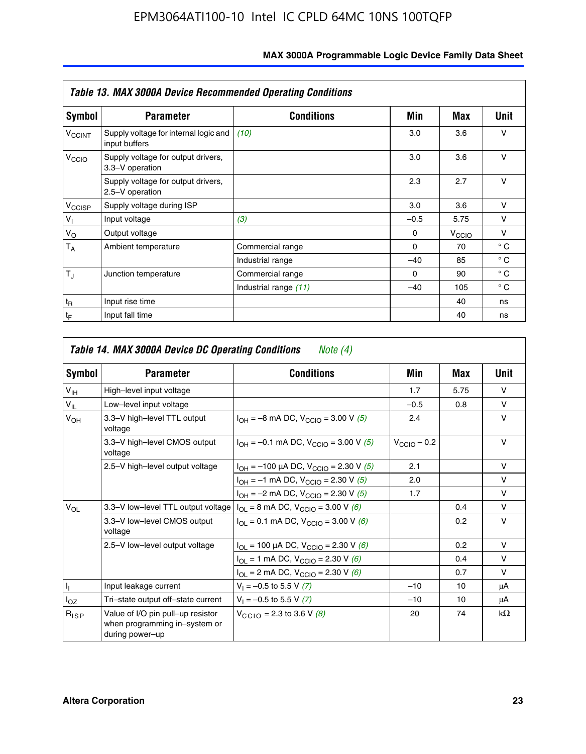### Table 13. MAX 3000A Device Recommended Operating Conditions

| Symbol | Parameter | Conditions | Min | Max | Unit |
|---|---|---|---|---|---|
| $V_{CCINT}$ | Supply voltage for internal logic and input buffers | *(10)* | 3.0 | 3.6 | V |
| $V_{CCIO}$ | Supply voltage for output drivers, 3.3–V operation | | 3.0 | 3.6 | V |
| | Supply voltage for output drivers, 2.5–V operation | | 2.3 | 2.7 | V |
| $V_{CCISP}$ | Supply voltage during ISP | | 3.0 | 3.6 | V |
| $V_I$ | Input voltage | *(3)* | –0.5 | 5.75 | V |
| $V_O$ | Output voltage | | 0 | $V_{CCIO}$ | V |
| $T_A$ | Ambient temperature | Commercial range | 0 | 70 | ° C |
| | | Industrial range | –40 | 85 | ° C |
| $T_J$ | Junction temperature | Commercial range | 0 | 90 | ° C |
| | | Industrial range *(11)* | –40 | 105 | ° C |
| $t_R$ | Input rise time | | | 40 | ns |
| $t_F$ | Input fall time | | | 40 | ns |

### Table 14. MAX 3000A Device DC Operating Conditions *Note (4)*

| Symbol | Parameter | Conditions | Min | Max | Unit |
|---|---|---|---|---|---|
| $V_{IH}$ | High–level input voltage | | 1.7 | 5.75 | V |
| $V_{IL}$ | Low–level input voltage | | –0.5 | 0.8 | V |
| $V_{OH}$ | 3.3–V high–level TTL output voltage | $I_{OH}$ = –8 mA DC, $V_{CCIO}$ = 3.00 V *(5)* | 2.4 | | V |
| | 3.3–V high–level CMOS output voltage | $I_{OH}$ = –0.1 mA DC, $V_{CCIO}$ = 3.00 V *(5)* | $V_{CCIO}$ – 0.2 | | V |
| | 2.5–V high–level output voltage | $I_{OH}$ = –100 μA DC, $V_{CCIO}$ = 2.30 V *(5)* | 2.1 | | V |
| | | $I_{OH}$ = –1 mA DC, $V_{CCIO}$ = 2.30 V *(5)* | 2.0 | | V |
| | | $I_{OH}$ = –2 mA DC, $V_{CCIO}$ = 2.30 V *(5)* | 1.7 | | V |
| $V_{OL}$ | 3.3–V low–level TTL output voltage | $I_{OL}$ = 8 mA DC, $V_{CCIO}$ = 3.00 V *(6)* | | 0.4 | V |
| | 3.3–V low–level CMOS output voltage | $I_{OL}$ = 0.1 mA DC, $V_{CCIO}$ = 3.00 V *(6)* | | 0.2 | V |
| | 2.5–V low–level output voltage | $I_{OL}$ = 100 μA DC, $V_{CCIO}$ = 2.30 V *(6)* | | 0.2 | V |
| | | $I_{OL}$ = 1 mA DC, $V_{CCIO}$ = 2.30 V *(6)* | | 0.4 | V |
| | | $I_{OL}$ = 2 mA DC, $V_{CCIO}$ = 2.30 V *(6)* | | 0.7 | V |
| $I_I$ | Input leakage current | $V_I$ = –0.5 to 5.5 V *(7)* | –10 | 10 | μA |
| $I_{OZ}$ | Tri–state output off–state current | $V_I$ = –0.5 to 5.5 V *(7)* | –10 | 10 | μA |
| $R_{ISP}$ | Value of I/O pin pull–up resistor when programming in–system or during power–up | $V_{CCIO}$ = 2.3 to 3.6 V *(8)* | 20 | 74 | kΩ |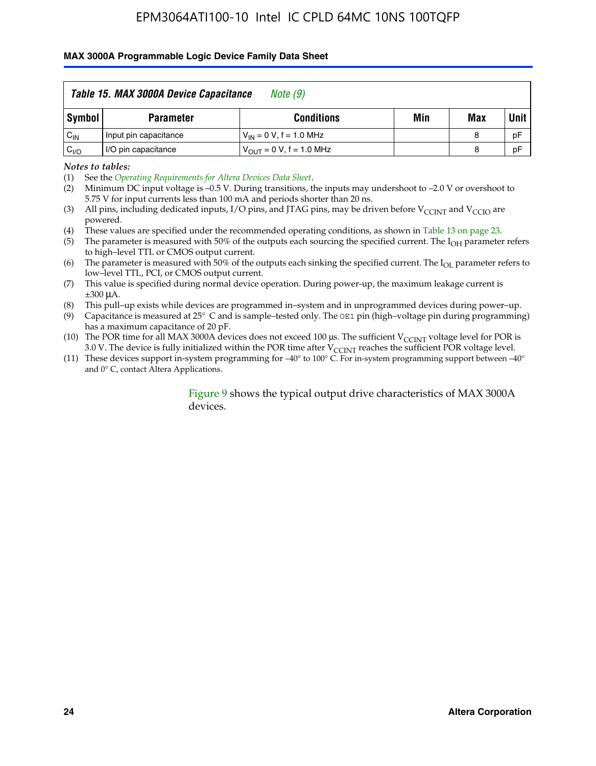| Table 15. MAX 3000A Device Capacitance *Note (9)* | | | | | |
|---|---|---|---|---|---|
| **Symbol** | **Parameter** | **Conditions** | **Min** | **Max** | **Unit** |
| $C_{IN}$ | Input pin capacitance | $V_{IN}$ = 0 V, f = 1.0 MHz | | 8 | pF |
| $C_{I/O}$ | I/O pin capacitance | $V_{OUT}$ = 0 V, f = 1.0 MHz | | 8 | pF |

*Notes to tables:*

(1) See the *Operating Requirements for Altera Devices Data Sheet*.

(2) Minimum DC input voltage is –0.5 V. During transitions, the inputs may undershoot to –2.0 V or overshoot to 5.75 V for input currents less than 100 mA and periods shorter than 20 ns.

(3) All pins, including dedicated inputs, I/O pins, and JTAG pins, may be driven before $V_{CCINT}$ and $V_{CCIO}$ are powered.

(4) These values are specified under the recommended operating conditions, as shown in Table 13 on page 23.

(5) The parameter is measured with 50% of the outputs each sourcing the specified current. The $I_{OH}$ parameter refers to high–level TTL or CMOS output current.

(6) The parameter is measured with 50% of the outputs each sinking the specified current. The $I_{OL}$ parameter refers to low–level TTL, PCI, or CMOS output current.

(7) This value is specified during normal device operation. During power-up, the maximum leakage current is ±300 μA.

(8) This pull–up exists while devices are programmed in–system and in unprogrammed devices during power–up.

(9) Capacitance is measured at 25° C and is sample–tested only. The `OE1` pin (high–voltage pin during programming) has a maximum capacitance of 20 pF.

(10) The POR time for all MAX 3000A devices does not exceed 100 μs. The sufficient $V_{CCINT}$ voltage level for POR is 3.0 V. The device is fully initialized within the POR time after $V_{CCINT}$ reaches the sufficient POR voltage level.

(11) These devices support in-system programming for –40° to 100° C. For in-system programming support between –40° and 0° C, contact Altera Applications.

Figure 9 shows the typical output drive characteristics of MAX 3000A devices.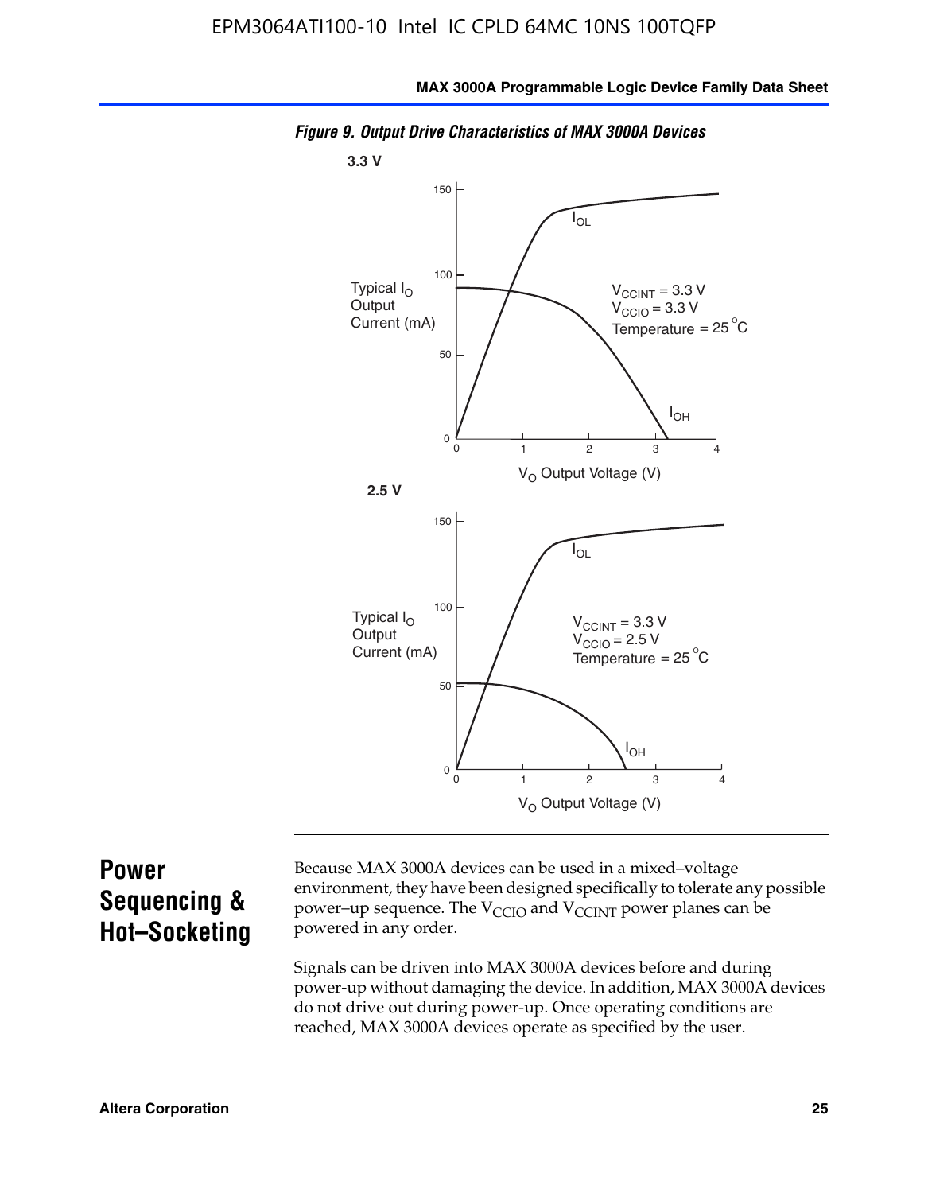*Figure 9. Output Drive Characteristics of MAX 3000A Devices*

**3.3 V**

Typical $I_O$ Output Current (mA)

$V_{CCINT}$ = 3.3 V
$V_{CCIO}$ = 3.3 V
Temperature = 25 °C

$I_{OL}$

$I_{OH}$

$V_O$ Output Voltage (V)

**2.5 V**

Typical $I_O$ Output Current (mA)

$V_{CCINT}$ = 3.3 V
$V_{CCIO}$ = 2.5 V
Temperature = 25 °C

$I_{OL}$

$I_{OH}$

$V_O$ Output Voltage (V)

## Power Sequencing & Hot–Socketing

Because MAX 3000A devices can be used in a mixed–voltage environment, they have been designed specifically to tolerate any possible power–up sequence. The $V_{CCIO}$ and $V_{CCINT}$ power planes can be powered in any order.

Signals can be driven into MAX 3000A devices before and during power-up without damaging the device. In addition, MAX 3000A devices do not drive out during power-up. Once operating conditions are reached, MAX 3000A devices operate as specified by the user.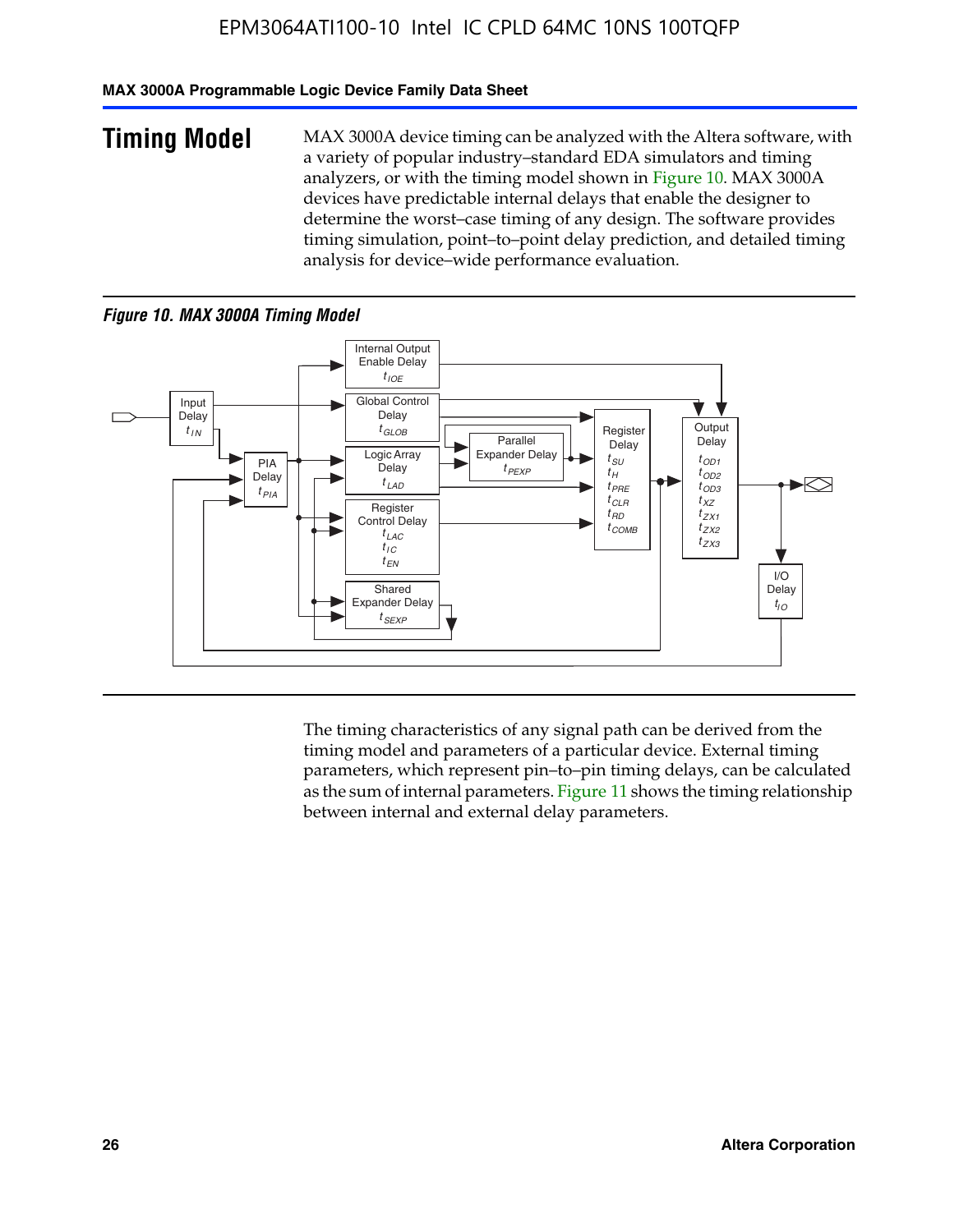# Timing Model

MAX 3000A device timing can be analyzed with the Altera software, with a variety of popular industry–standard EDA simulators and timing analyzers, or with the timing model shown in Figure 10. MAX 3000A devices have predictable internal delays that enable the designer to determine the worst–case timing of any design. The software provides timing simulation, point–to–point delay prediction, and detailed timing analysis for device–wide performance evaluation.

*Figure 10. MAX 3000A Timing Model*

Input Delay $t_{IN}$

PIA Delay $t_{PIA}$

Internal Output Enable Delay $t_{IOE}$

Global Control Delay $t_{GLOB}$

Logic Array Delay $t_{LAD}$

Parallel Expander Delay $t_{PEXP}$

Register Control Delay $t_{LAC}$ $t_{IC}$ $t_{EN}$

Shared Expander Delay $t_{SEXP}$

Register Delay $t_{SU}$ $t_{H}$ $t_{PRE}$ $t_{CLR}$ $t_{RD}$ $t_{COMB}$

Output Delay $t_{OD1}$ $t_{OD2}$ $t_{OD3}$ $t_{XZ}$ $t_{ZX1}$ $t_{ZX2}$ $t_{ZX3}$

I/O Delay $t_{IO}$

The timing characteristics of any signal path can be derived from the timing model and parameters of a particular device. External timing parameters, which represent pin–to–pin timing delays, can be calculated as the sum of internal parameters. Figure 11 shows the timing relationship between internal and external delay parameters.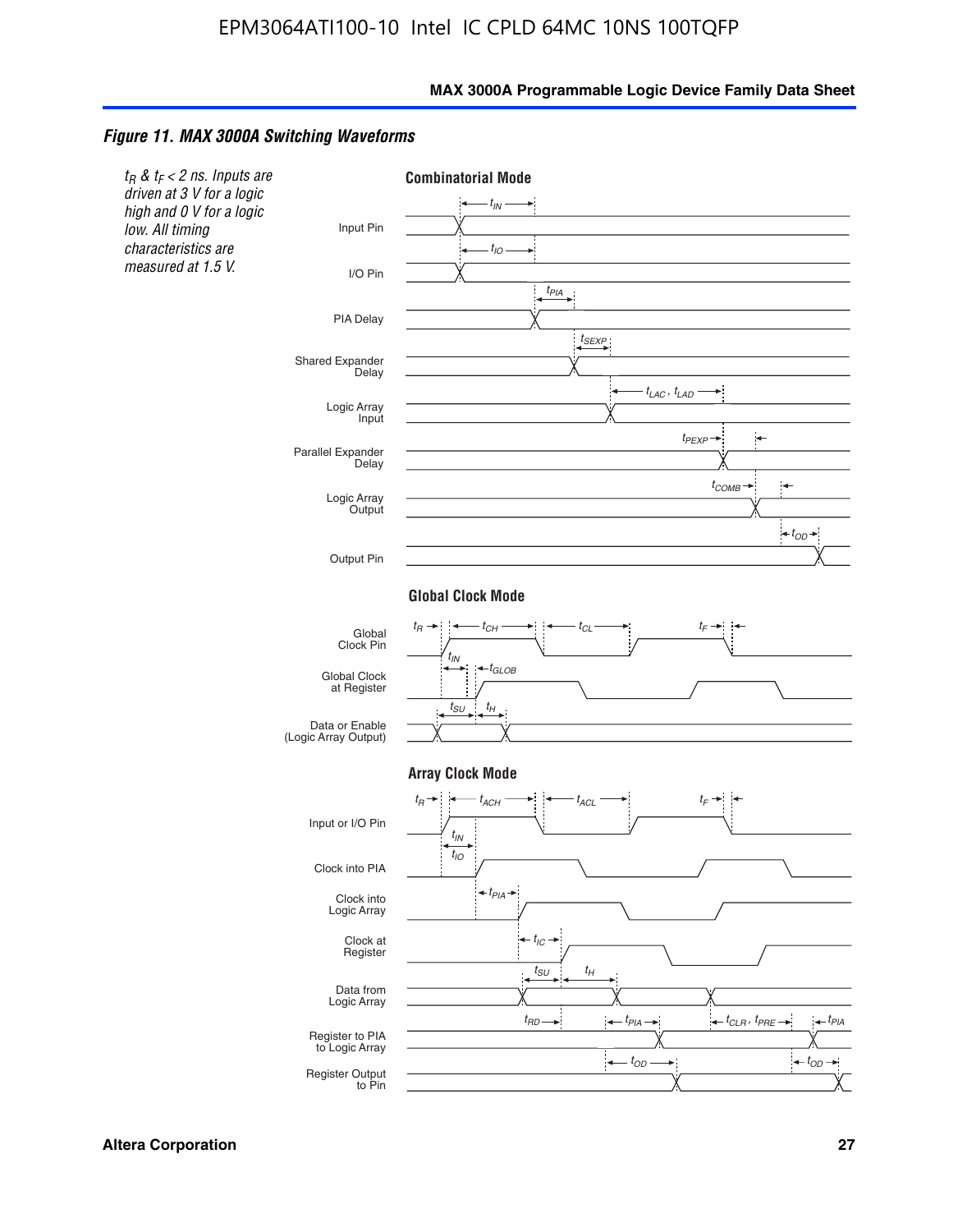*Figure 11. MAX 3000A Switching Waveforms*

*$t_R$ & $t_F$ < 2 ns. Inputs are driven at 3 V for a logic high and 0 V for a logic low. All timing characteristics are measured at 1.5 V.*

**Combinatorial Mode**

Input Pin ($t_{IN}$)
I/O Pin ($t_{IO}$)
PIA Delay ($t_{PIA}$)
Shared Expander Delay ($t_{SEXP}$)
Logic Array Input ($t_{LAC}$, $t_{LAD}$)
Parallel Expander Delay ($t_{PEXP}$)
Logic Array Output ($t_{COMB}$)
Output Pin ($t_{OD}$)

**Global Clock Mode**

Global Clock Pin ($t_R$, $t_{CH}$, $t_{CL}$, $t_F$)
Global Clock at Register ($t_{IN}$, $t_{GLOB}$)
Data or Enable (Logic Array Output) ($t_{SU}$, $t_H$)

**Array Clock Mode**

Input or I/O Pin ($t_R$, $t_{ACH}$, $t_{ACL}$, $t_F$)
Clock into PIA ($t_{IN}$, $t_{IO}$)
Clock into Logic Array ($t_{PIA}$)
Clock at Register ($t_{IC}$)
Data from Logic Array ($t_{SU}$, $t_H$)
Register to PIA to Logic Array ($t_{RD}$, $t_{PIA}$, $t_{CLR}$, $t_{PRE}$, $t_{PIA}$)
Register Output to Pin ($t_{OD}$, $t_{OD}$)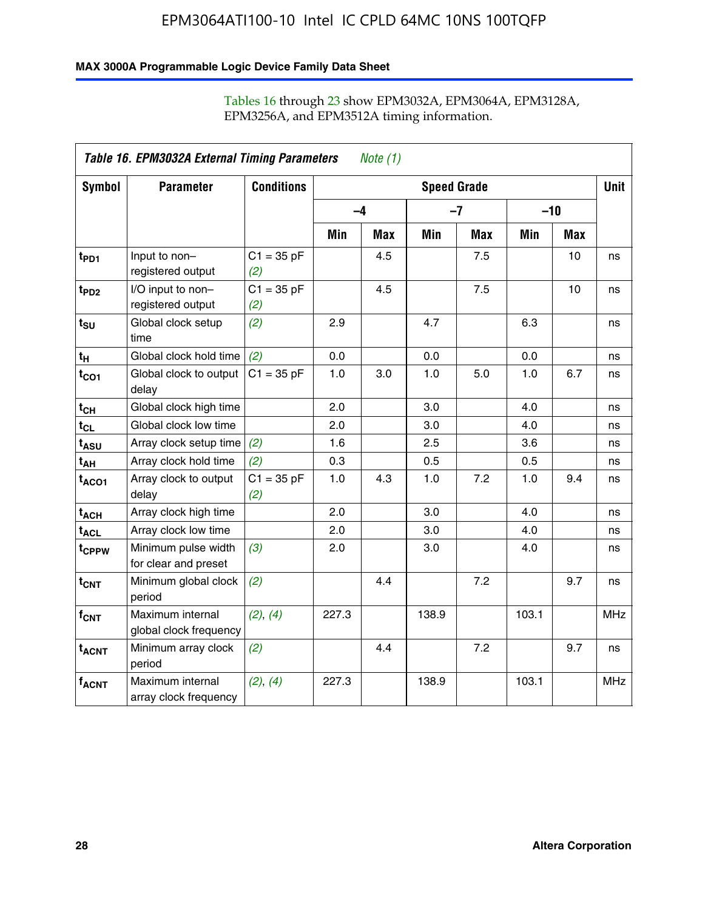Tables 16 through 23 show EPM3032A, EPM3064A, EPM3128A, EPM3256A, and EPM3512A timing information.

**Table 16. EPM3032A External Timing Parameters** *Note (1)*

| Symbol | Parameter | Conditions | Speed Grade | | | | | | Unit |
|---|---|---|---|---|---|---|---|---|---|
| | | | –4 | | –7 | | –10 | | |
| | | | Min | Max | Min | Max | Min | Max | |
| $t_{PD1}$ | Input to non–registered output | C1 = 35 pF *(2)* | | 4.5 | | 7.5 | | 10 | ns |
| $t_{PD2}$ | I/O input to non–registered output | C1 = 35 pF *(2)* | | 4.5 | | 7.5 | | 10 | ns |
| $t_{SU}$ | Global clock setup time | *(2)* | 2.9 | | 4.7 | | 6.3 | | ns |
| $t_{H}$ | Global clock hold time | *(2)* | 0.0 | | 0.0 | | 0.0 | | ns |
| $t_{CO1}$ | Global clock to output delay | C1 = 35 pF | 1.0 | 3.0 | 1.0 | 5.0 | 1.0 | 6.7 | ns |
| $t_{CH}$ | Global clock high time | | 2.0 | | 3.0 | | 4.0 | | ns |
| $t_{CL}$ | Global clock low time | | 2.0 | | 3.0 | | 4.0 | | ns |
| $t_{ASU}$ | Array clock setup time | *(2)* | 1.6 | | 2.5 | | 3.6 | | ns |
| $t_{AH}$ | Array clock hold time | *(2)* | 0.3 | | 0.5 | | 0.5 | | ns |
| $t_{ACO1}$ | Array clock to output delay | C1 = 35 pF *(2)* | 1.0 | 4.3 | 1.0 | 7.2 | 1.0 | 9.4 | ns |
| $t_{ACH}$ | Array clock high time | | 2.0 | | 3.0 | | 4.0 | | ns |
| $t_{ACL}$ | Array clock low time | | 2.0 | | 3.0 | | 4.0 | | ns |
| $t_{CPPW}$ | Minimum pulse width for clear and preset | *(3)* | 2.0 | | 3.0 | | 4.0 | | ns |
| $t_{CNT}$ | Minimum global clock period | *(2)* | | 4.4 | | 7.2 | | 9.7 | ns |
| $f_{CNT}$ | Maximum internal global clock frequency | *(2)*, *(4)* | 227.3 | | 138.9 | | 103.1 | | MHz |
| $t_{ACNT}$ | Minimum array clock period | *(2)* | | 4.4 | | 7.2 | | 9.7 | ns |
| $f_{ACNT}$ | Maximum internal array clock frequency | *(2)*, *(4)* | 227.3 | | 138.9 | | 103.1 | | MHz |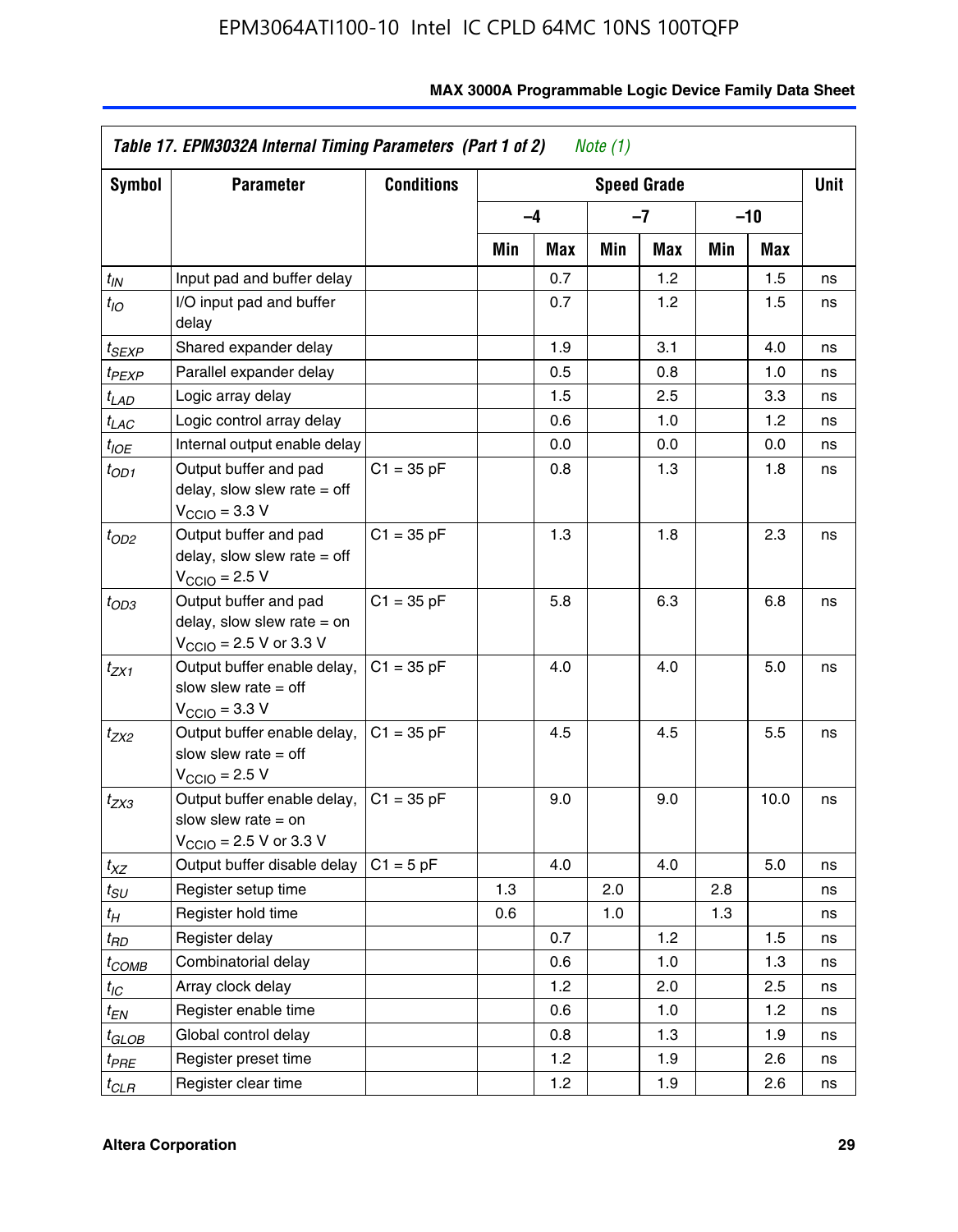| Table 17. EPM3032A Internal Timing Parameters (Part 1 of 2) *Note (1)* | | | | | | | | | |
|---|---|---|---|---|---|---|---|---|---|
| Symbol | Parameter | Conditions | Speed Grade | | | | | | Unit |
| | | | –4 | | –7 | | –10 | | |
| | | | Min | Max | Min | Max | Min | Max | |
| $t_{IN}$ | Input pad and buffer delay | | | 0.7 | | 1.2 | | 1.5 | ns |
| $t_{IO}$ | I/O input pad and buffer delay | | | 0.7 | | 1.2 | | 1.5 | ns |
| $t_{SEXP}$ | Shared expander delay | | | 1.9 | | 3.1 | | 4.0 | ns |
| $t_{PEXP}$ | Parallel expander delay | | | 0.5 | | 0.8 | | 1.0 | ns |
| $t_{LAD}$ | Logic array delay | | | 1.5 | | 2.5 | | 3.3 | ns |
| $t_{LAC}$ | Logic control array delay | | | 0.6 | | 1.0 | | 1.2 | ns |
| $t_{IOE}$ | Internal output enable delay | | | 0.0 | | 0.0 | | 0.0 | ns |
| $t_{OD1}$ | Output buffer and pad delay, slow slew rate = off $V_{CCIO}$ = 3.3 V | C1 = 35 pF | | 0.8 | | 1.3 | | 1.8 | ns |
| $t_{OD2}$ | Output buffer and pad delay, slow slew rate = off $V_{CCIO}$ = 2.5 V | C1 = 35 pF | | 1.3 | | 1.8 | | 2.3 | ns |
| $t_{OD3}$ | Output buffer and pad delay, slow slew rate = on $V_{CCIO}$ = 2.5 V or 3.3 V | C1 = 35 pF | | 5.8 | | 6.3 | | 6.8 | ns |
| $t_{ZX1}$ | Output buffer enable delay, slow slew rate = off $V_{CCIO}$ = 3.3 V | C1 = 35 pF | | 4.0 | | 4.0 | | 5.0 | ns |
| $t_{ZX2}$ | Output buffer enable delay, slow slew rate = off $V_{CCIO}$ = 2.5 V | C1 = 35 pF | | 4.5 | | 4.5 | | 5.5 | ns |
| $t_{ZX3}$ | Output buffer enable delay, slow slew rate = on $V_{CCIO}$ = 2.5 V or 3.3 V | C1 = 35 pF | | 9.0 | | 9.0 | | 10.0 | ns |
| $t_{XZ}$ | Output buffer disable delay | C1 = 5 pF | | 4.0 | | 4.0 | | 5.0 | ns |
| $t_{SU}$ | Register setup time | | 1.3 | | 2.0 | | 2.8 | | ns |
| $t_{H}$ | Register hold time | | 0.6 | | 1.0 | | 1.3 | | ns |
| $t_{RD}$ | Register delay | | | 0.7 | | 1.2 | | 1.5 | ns |
| $t_{COMB}$ | Combinatorial delay | | | 0.6 | | 1.0 | | 1.3 | ns |
| $t_{IC}$ | Array clock delay | | | 1.2 | | 2.0 | | 2.5 | ns |
| $t_{EN}$ | Register enable time | | | 0.6 | | 1.0 | | 1.2 | ns |
| $t_{GLOB}$ | Global control delay | | | 0.8 | | 1.3 | | 1.9 | ns |
| $t_{PRE}$ | Register preset time | | | 1.2 | | 1.9 | | 2.6 | ns |
| $t_{CLR}$ | Register clear time | | | 1.2 | | 1.9 | | 2.6 | ns |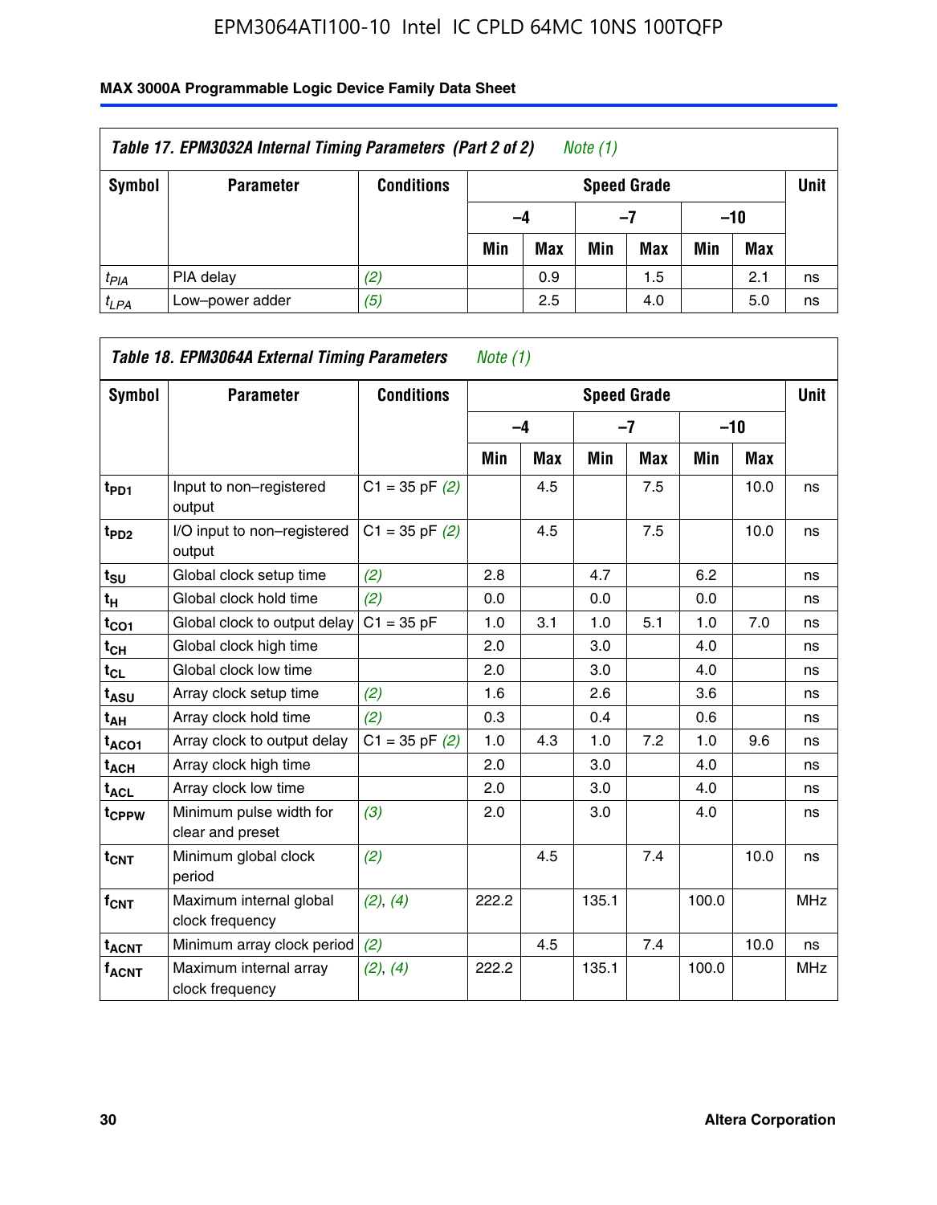**MAX 3000A Programmable Logic Device Family Data Sheet**

| Table 17. EPM3032A Internal Timing Parameters (Part 2 of 2) Note (1) | | | | | | | | | |
|---|---|---|---|---|---|---|---|---|---|
| Symbol | Parameter | Conditions | Speed Grade | | | | | | Unit |
| | | | –4 | | –7 | | –10 | | |
| | | | Min | Max | Min | Max | Min | Max | |
| $t_{PIA}$ | PIA delay | (2) | | 0.9 | | 1.5 | | 2.1 | ns |
| $t_{LPA}$ | Low–power adder | (5) | | 2.5 | | 4.0 | | 5.0 | ns |

| Table 18. EPM3064A External Timing Parameters Note (1) | | | | | | | | | |
|---|---|---|---|---|---|---|---|---|---|
| Symbol | Parameter | Conditions | Speed Grade | | | | | | Unit |
| | | | –4 | | –7 | | –10 | | |
| | | | Min | Max | Min | Max | Min | Max | |
| $t_{PD1}$ | Input to non–registered output | C1 = 35 pF (2) | | 4.5 | | 7.5 | | 10.0 | ns |
| $t_{PD2}$ | I/O input to non–registered output | C1 = 35 pF (2) | | 4.5 | | 7.5 | | 10.0 | ns |
| $t_{SU}$ | Global clock setup time | (2) | 2.8 | | 4.7 | | 6.2 | | ns |
| $t_{H}$ | Global clock hold time | (2) | 0.0 | | 0.0 | | 0.0 | | ns |
| $t_{CO1}$ | Global clock to output delay | C1 = 35 pF | 1.0 | 3.1 | 1.0 | 5.1 | 1.0 | 7.0 | ns |
| $t_{CH}$ | Global clock high time | | 2.0 | | 3.0 | | 4.0 | | ns |
| $t_{CL}$ | Global clock low time | | 2.0 | | 3.0 | | 4.0 | | ns |
| $t_{ASU}$ | Array clock setup time | (2) | 1.6 | | 2.6 | | 3.6 | | ns |
| $t_{AH}$ | Array clock hold time | (2) | 0.3 | | 0.4 | | 0.6 | | ns |
| $t_{ACO1}$ | Array clock to output delay | C1 = 35 pF (2) | 1.0 | 4.3 | 1.0 | 7.2 | 1.0 | 9.6 | ns |
| $t_{ACH}$ | Array clock high time | | 2.0 | | 3.0 | | 4.0 | | ns |
| $t_{ACL}$ | Array clock low time | | 2.0 | | 3.0 | | 4.0 | | ns |
| $t_{CPPW}$ | Minimum pulse width for clear and preset | (3) | 2.0 | | 3.0 | | 4.0 | | ns |
| $t_{CNT}$ | Minimum global clock period | (2) | | 4.5 | | 7.4 | | 10.0 | ns |
| $f_{CNT}$ | Maximum internal global clock frequency | (2), (4) | 222.2 | | 135.1 | | 100.0 | | MHz |
| $t_{ACNT}$ | Minimum array clock period | (2) | | 4.5 | | 7.4 | | 10.0 | ns |
| $f_{ACNT}$ | Maximum internal array clock frequency | (2), (4) | 222.2 | | 135.1 | | 100.0 | | MHz |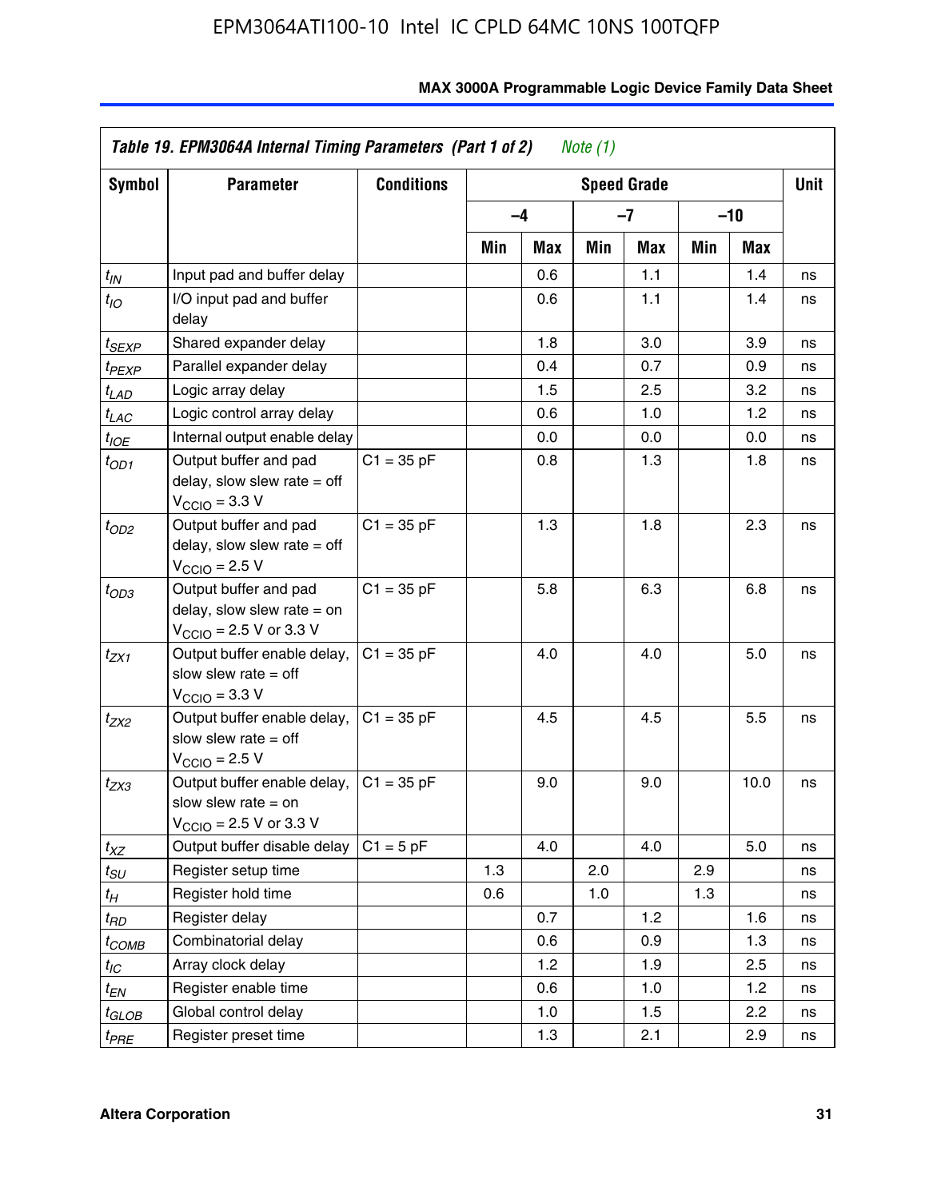**Table 19. EPM3064A Internal Timing Parameters (Part 1 of 2)** *Note (1)*

| Symbol | Parameter | Conditions | Speed Grade | | | | | | Unit |
|---|---|---|---|---|---|---|---|---|---|
| | | | –4 | | –7 | | –10 | | |
| | | | Min | Max | Min | Max | Min | Max | |
| $t_{IN}$ | Input pad and buffer delay | | | 0.6 | | 1.1 | | 1.4 | ns |
| $t_{IO}$ | I/O input pad and buffer delay | | | 0.6 | | 1.1 | | 1.4 | ns |
| $t_{SEXP}$ | Shared expander delay | | | 1.8 | | 3.0 | | 3.9 | ns |
| $t_{PEXP}$ | Parallel expander delay | | | 0.4 | | 0.7 | | 0.9 | ns |
| $t_{LAD}$ | Logic array delay | | | 1.5 | | 2.5 | | 3.2 | ns |
| $t_{LAC}$ | Logic control array delay | | | 0.6 | | 1.0 | | 1.2 | ns |
| $t_{IOE}$ | Internal output enable delay | | | 0.0 | | 0.0 | | 0.0 | ns |
| $t_{OD1}$ | Output buffer and pad delay, slow slew rate = off $V_{CCIO}$ = 3.3 V | C1 = 35 pF | | 0.8 | | 1.3 | | 1.8 | ns |
| $t_{OD2}$ | Output buffer and pad delay, slow slew rate = off $V_{CCIO}$ = 2.5 V | C1 = 35 pF | | 1.3 | | 1.8 | | 2.3 | ns |
| $t_{OD3}$ | Output buffer and pad delay, slow slew rate = on $V_{CCIO}$ = 2.5 V or 3.3 V | C1 = 35 pF | | 5.8 | | 6.3 | | 6.8 | ns |
| $t_{ZX1}$ | Output buffer enable delay, slow slew rate = off $V_{CCIO}$ = 3.3 V | C1 = 35 pF | | 4.0 | | 4.0 | | 5.0 | ns |
| $t_{ZX2}$ | Output buffer enable delay, slow slew rate = off $V_{CCIO}$ = 2.5 V | C1 = 35 pF | | 4.5 | | 4.5 | | 5.5 | ns |
| $t_{ZX3}$ | Output buffer enable delay, slow slew rate = on $V_{CCIO}$ = 2.5 V or 3.3 V | C1 = 35 pF | | 9.0 | | 9.0 | | 10.0 | ns |
| $t_{XZ}$ | Output buffer disable delay | C1 = 5 pF | | 4.0 | | 4.0 | | 5.0 | ns |
| $t_{SU}$ | Register setup time | | 1.3 | | 2.0 | | 2.9 | | ns |
| $t_{H}$ | Register hold time | | 0.6 | | 1.0 | | 1.3 | | ns |
| $t_{RD}$ | Register delay | | | 0.7 | | 1.2 | | 1.6 | ns |
| $t_{COMB}$ | Combinatorial delay | | | 0.6 | | 0.9 | | 1.3 | ns |
| $t_{IC}$ | Array clock delay | | | 1.2 | | 1.9 | | 2.5 | ns |
| $t_{EN}$ | Register enable time | | | 0.6 | | 1.0 | | 1.2 | ns |
| $t_{GLOB}$ | Global control delay | | | 1.0 | | 1.5 | | 2.2 | ns |
| $t_{PRE}$ | Register preset time | | | 1.3 | | 2.1 | | 2.9 | ns |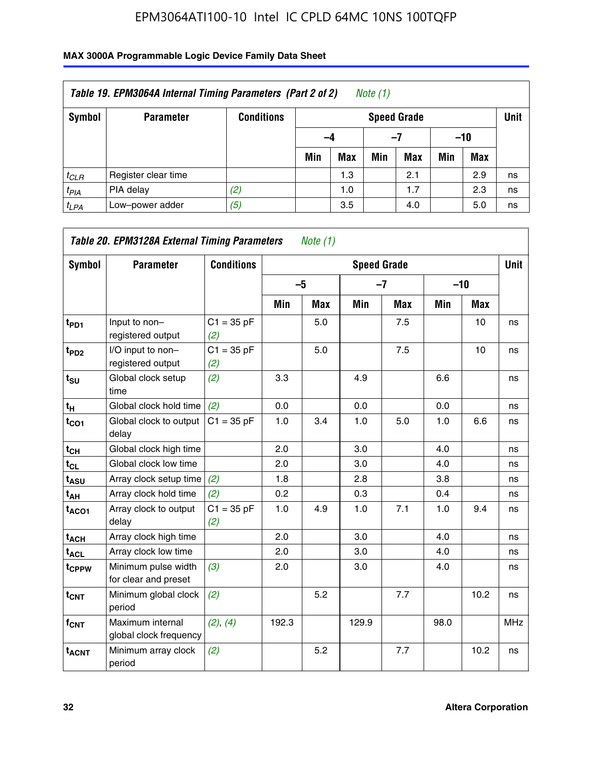| Table 19. EPM3064A Internal Timing Parameters (Part 2 of 2) Note (1) | | | | | | | | | |
|---|---|---|---|---|---|---|---|---|---|
| Symbol | Parameter | Conditions | Speed Grade | | | | | | Unit |
| | | | –4 | | –7 | | –10 | | |
| | | | Min | Max | Min | Max | Min | Max | |
| $t_{CLR}$ | Register clear time | | | 1.3 | | 2.1 | | 2.9 | ns |
| $t_{PIA}$ | PIA delay | (2) | | 1.0 | | 1.7 | | 2.3 | ns |
| $t_{LPA}$ | Low–power adder | (5) | | 3.5 | | 4.0 | | 5.0 | ns |

| Table 20. EPM3128A External Timing Parameters Note (1) | | | | | | | | | |
|---|---|---|---|---|---|---|---|---|---|
| Symbol | Parameter | Conditions | Speed Grade | | | | | | Unit |
| | | | –5 | | –7 | | –10 | | |
| | | | Min | Max | Min | Max | Min | Max | |
| $t_{PD1}$ | Input to non–registered output | C1 = 35 pF (2) | | 5.0 | | 7.5 | | 10 | ns |
| $t_{PD2}$ | I/O input to non–registered output | C1 = 35 pF (2) | | 5.0 | | 7.5 | | 10 | ns |
| $t_{SU}$ | Global clock setup time | (2) | 3.3 | | 4.9 | | 6.6 | | ns |
| $t_{H}$ | Global clock hold time | (2) | 0.0 | | 0.0 | | 0.0 | | ns |
| $t_{CO1}$ | Global clock to output delay | C1 = 35 pF | 1.0 | 3.4 | 1.0 | 5.0 | 1.0 | 6.6 | ns |
| $t_{CH}$ | Global clock high time | | 2.0 | | 3.0 | | 4.0 | | ns |
| $t_{CL}$ | Global clock low time | | 2.0 | | 3.0 | | 4.0 | | ns |
| $t_{ASU}$ | Array clock setup time | (2) | 1.8 | | 2.8 | | 3.8 | | ns |
| $t_{AH}$ | Array clock hold time | (2) | 0.2 | | 0.3 | | 0.4 | | ns |
| $t_{ACO1}$ | Array clock to output delay | C1 = 35 pF (2) | 1.0 | 4.9 | 1.0 | 7.1 | 1.0 | 9.4 | ns |
| $t_{ACH}$ | Array clock high time | | 2.0 | | 3.0 | | 4.0 | | ns |
| $t_{ACL}$ | Array clock low time | | 2.0 | | 3.0 | | 4.0 | | ns |
| $t_{CPPW}$ | Minimum pulse width for clear and preset | (3) | 2.0 | | 3.0 | | 4.0 | | ns |
| $t_{CNT}$ | Minimum global clock period | (2) | | 5.2 | | 7.7 | | 10.2 | ns |
| $f_{CNT}$ | Maximum internal global clock frequency | (2), (4) | 192.3 | | 129.9 | | 98.0 | | MHz |
| $t_{ACNT}$ | Minimum array clock period | (2) | | 5.2 | | 7.7 | | 10.2 | ns |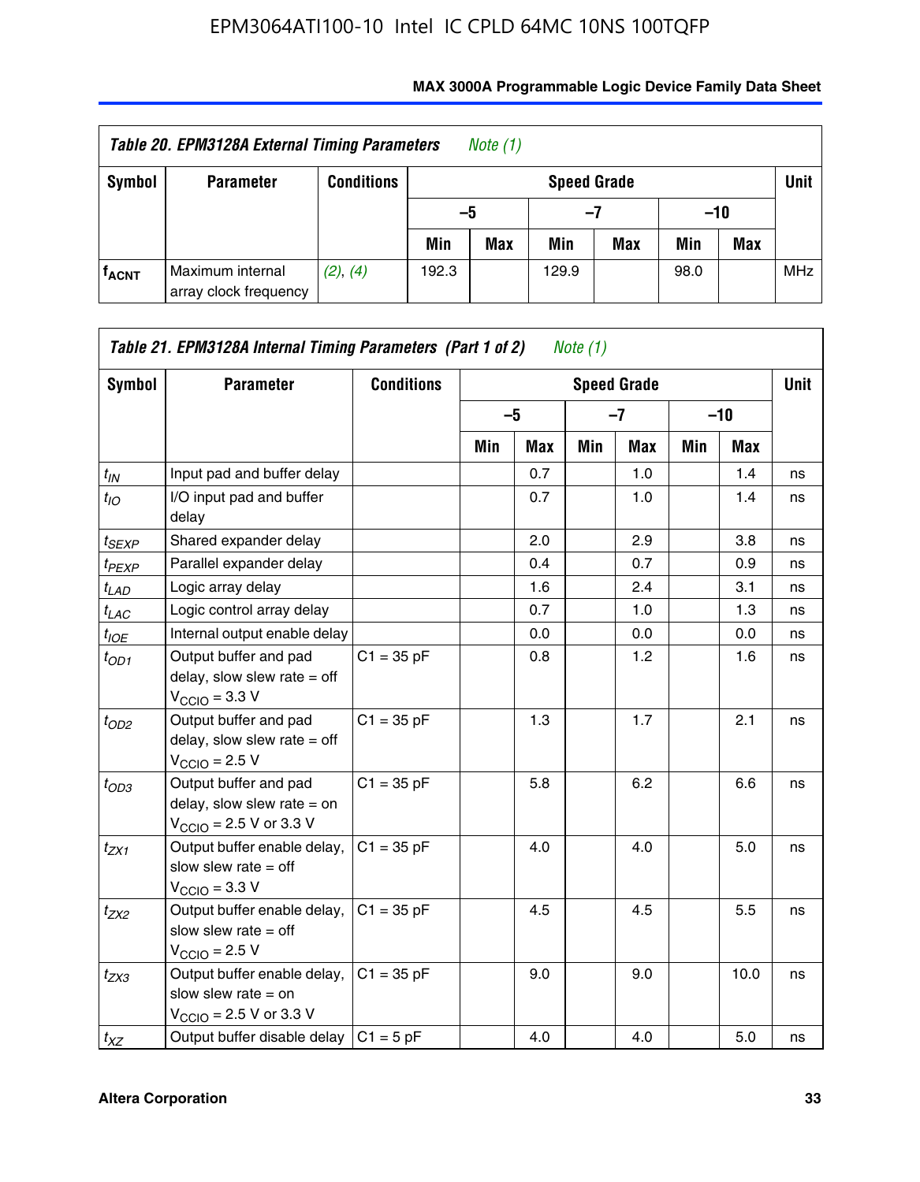**Table 20. EPM3128A External Timing Parameters** *Note (1)*

| Symbol | Parameter | Conditions | Speed Grade | | | | | | Unit |
|---|---|---|---|---|---|---|---|---|---|
| | | | –5 | | –7 | | –10 | | |
| | | | Min | Max | Min | Max | Min | Max | |
| $f_{ACNT}$ | Maximum internal array clock frequency | (2), (4) | 192.3 | | 129.9 | | 98.0 | | MHz |

**Table 21. EPM3128A Internal Timing Parameters (Part 1 of 2)** *Note (1)*

| Symbol | Parameter | Conditions | Speed Grade | | | | | | Unit |
|---|---|---|---|---|---|---|---|---|---|
| | | | –5 | | –7 | | –10 | | |
| | | | Min | Max | Min | Max | Min | Max | |
| $t_{IN}$ | Input pad and buffer delay | | | 0.7 | | 1.0 | | 1.4 | ns |
| $t_{IO}$ | I/O input pad and buffer delay | | | 0.7 | | 1.0 | | 1.4 | ns |
| $t_{SEXP}$ | Shared expander delay | | | 2.0 | | 2.9 | | 3.8 | ns |
| $t_{PEXP}$ | Parallel expander delay | | | 0.4 | | 0.7 | | 0.9 | ns |
| $t_{LAD}$ | Logic array delay | | | 1.6 | | 2.4 | | 3.1 | ns |
| $t_{LAC}$ | Logic control array delay | | | 0.7 | | 1.0 | | 1.3 | ns |
| $t_{IOE}$ | Internal output enable delay | | | 0.0 | | 0.0 | | 0.0 | ns |
| $t_{OD1}$ | Output buffer and pad delay, slow slew rate = off $V_{CCIO}$ = 3.3 V | C1 = 35 pF | | 0.8 | | 1.2 | | 1.6 | ns |
| $t_{OD2}$ | Output buffer and pad delay, slow slew rate = off $V_{CCIO}$ = 2.5 V | C1 = 35 pF | | 1.3 | | 1.7 | | 2.1 | ns |
| $t_{OD3}$ | Output buffer and pad delay, slow slew rate = on $V_{CCIO}$ = 2.5 V or 3.3 V | C1 = 35 pF | | 5.8 | | 6.2 | | 6.6 | ns |
| $t_{ZX1}$ | Output buffer enable delay, slow slew rate = off $V_{CCIO}$ = 3.3 V | C1 = 35 pF | | 4.0 | | 4.0 | | 5.0 | ns |
| $t_{ZX2}$ | Output buffer enable delay, slow slew rate = off $V_{CCIO}$ = 2.5 V | C1 = 35 pF | | 4.5 | | 4.5 | | 5.5 | ns |
| $t_{ZX3}$ | Output buffer enable delay, slow slew rate = on $V_{CCIO}$ = 2.5 V or 3.3 V | C1 = 35 pF | | 9.0 | | 9.0 | | 10.0 | ns |
| $t_{XZ}$ | Output buffer disable delay | C1 = 5 pF | | 4.0 | | 4.0 | | 5.0 | ns |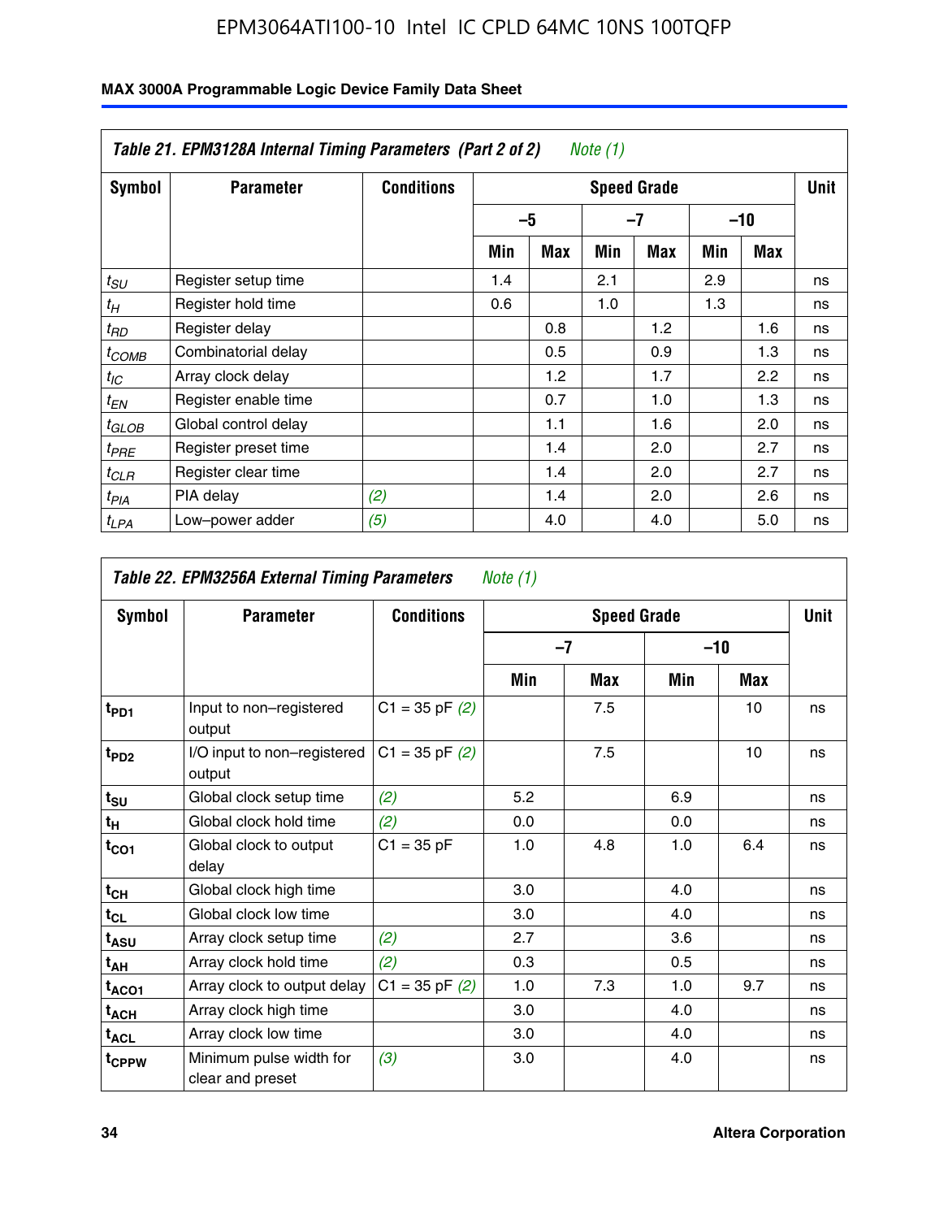**Table 21. EPM3128A Internal Timing Parameters (Part 2 of 2)** *Note (1)*

| Symbol | Parameter | Conditions | Speed Grade | | | | | | Unit |
|---|---|---|---|---|---|---|---|---|---|
| | | | –5 | | –7 | | –10 | | |
| | | | Min | Max | Min | Max | Min | Max | |
| $t_{SU}$ | Register setup time | | 1.4 | | 2.1 | | 2.9 | | ns |
| $t_H$ | Register hold time | | 0.6 | | 1.0 | | 1.3 | | ns |
| $t_{RD}$ | Register delay | | | 0.8 | | 1.2 | | 1.6 | ns |
| $t_{COMB}$ | Combinatorial delay | | | 0.5 | | 0.9 | | 1.3 | ns |
| $t_{IC}$ | Array clock delay | | | 1.2 | | 1.7 | | 2.2 | ns |
| $t_{EN}$ | Register enable time | | | 0.7 | | 1.0 | | 1.3 | ns |
| $t_{GLOB}$ | Global control delay | | | 1.1 | | 1.6 | | 2.0 | ns |
| $t_{PRE}$ | Register preset time | | | 1.4 | | 2.0 | | 2.7 | ns |
| $t_{CLR}$ | Register clear time | | | 1.4 | | 2.0 | | 2.7 | ns |
| $t_{PIA}$ | PIA delay | *(2)* | | 1.4 | | 2.0 | | 2.6 | ns |
| $t_{LPA}$ | Low–power adder | *(5)* | | 4.0 | | 4.0 | | 5.0 | ns |

**Table 22. EPM3256A External Timing Parameters** *Note (1)*

| Symbol | Parameter | Conditions | Speed Grade | | | | Unit |
|---|---|---|---|---|---|---|---|
| | | | –7 | | –10 | | |
| | | | Min | Max | Min | Max | |
| $t_{PD1}$ | Input to non–registered output | C1 = 35 pF *(2)* | | 7.5 | | 10 | ns |
| $t_{PD2}$ | I/O input to non–registered output | C1 = 35 pF *(2)* | | 7.5 | | 10 | ns |
| $t_{SU}$ | Global clock setup time | *(2)* | 5.2 | | 6.9 | | ns |
| $t_H$ | Global clock hold time | *(2)* | 0.0 | | 0.0 | | ns |
| $t_{CO1}$ | Global clock to output delay | C1 = 35 pF | 1.0 | 4.8 | 1.0 | 6.4 | ns |
| $t_{CH}$ | Global clock high time | | 3.0 | | 4.0 | | ns |
| $t_{CL}$ | Global clock low time | | 3.0 | | 4.0 | | ns |
| $t_{ASU}$ | Array clock setup time | *(2)* | 2.7 | | 3.6 | | ns |
| $t_{AH}$ | Array clock hold time | *(2)* | 0.3 | | 0.5 | | ns |
| $t_{ACO1}$ | Array clock to output delay | C1 = 35 pF *(2)* | 1.0 | 7.3 | 1.0 | 9.7 | ns |
| $t_{ACH}$ | Array clock high time | | 3.0 | | 4.0 | | ns |
| $t_{ACL}$ | Array clock low time | | 3.0 | | 4.0 | | ns |
| $t_{CPPW}$ | Minimum pulse width for clear and preset | *(3)* | 3.0 | | 4.0 | | ns |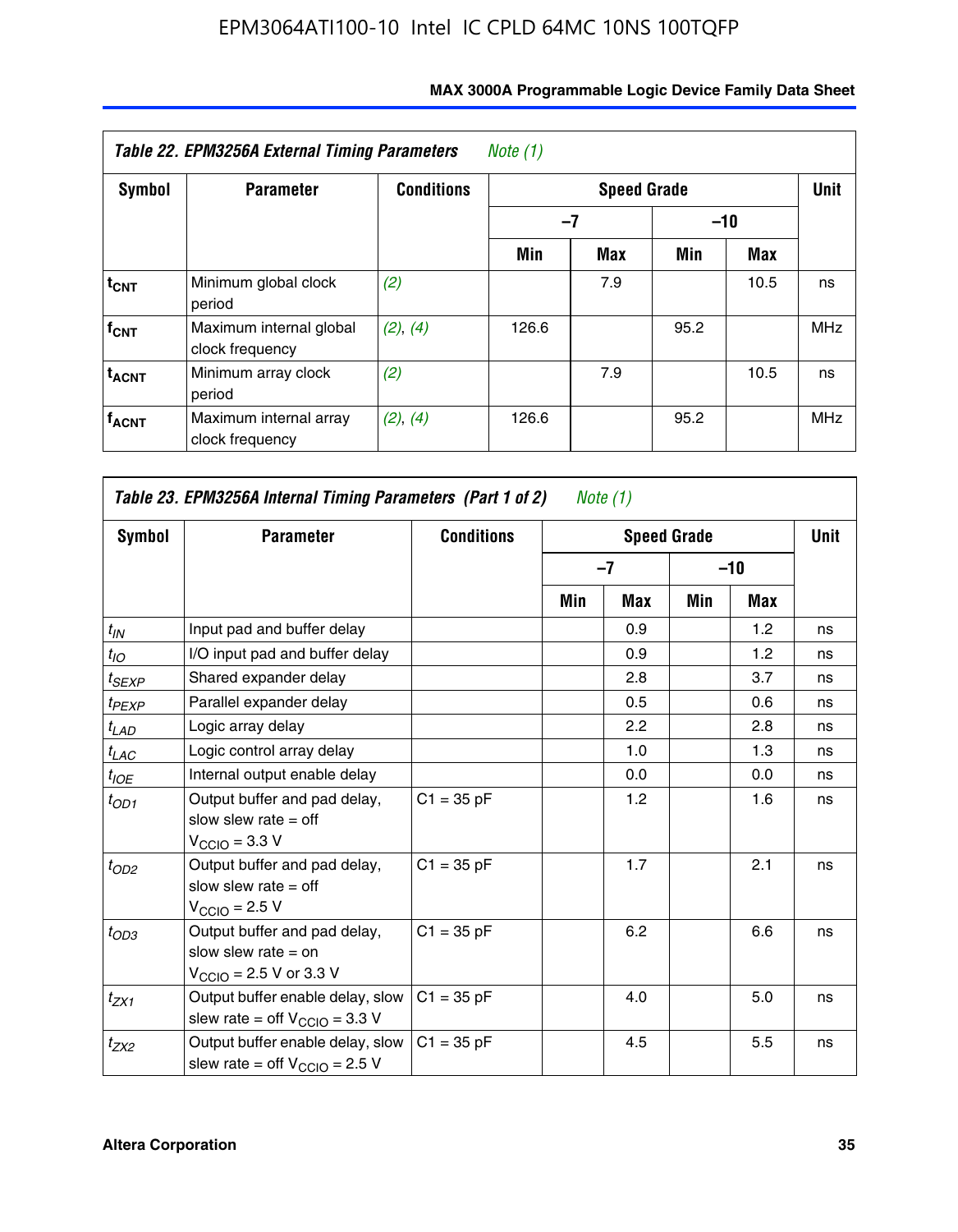**Table 22. EPM3256A External Timing Parameters** *Note (1)*

| Symbol | Parameter | Conditions | Speed Grade | | | | Unit |
|---|---|---|---|---|---|---|---|
| | | | –7 | | –10 | | |
| | | | Min | Max | Min | Max | |
| $t_{CNT}$ | Minimum global clock period | *(2)* | | 7.9 | | 10.5 | ns |
| $f_{CNT}$ | Maximum internal global clock frequency | *(2)*, *(4)* | 126.6 | | 95.2 | | MHz |
| $t_{ACNT}$ | Minimum array clock period | *(2)* | | 7.9 | | 10.5 | ns |
| $f_{ACNT}$ | Maximum internal array clock frequency | *(2)*, *(4)* | 126.6 | | 95.2 | | MHz |

**Table 23. EPM3256A Internal Timing Parameters (Part 1 of 2)** *Note (1)*

| Symbol | Parameter | Conditions | Speed Grade | | | | Unit |
|---|---|---|---|---|---|---|---|
| | | | –7 | | –10 | | |
| | | | Min | Max | Min | Max | |
| $t_{IN}$ | Input pad and buffer delay | | | 0.9 | | 1.2 | ns |
| $t_{IO}$ | I/O input pad and buffer delay | | | 0.9 | | 1.2 | ns |
| $t_{SEXP}$ | Shared expander delay | | | 2.8 | | 3.7 | ns |
| $t_{PEXP}$ | Parallel expander delay | | | 0.5 | | 0.6 | ns |
| $t_{LAD}$ | Logic array delay | | | 2.2 | | 2.8 | ns |
| $t_{LAC}$ | Logic control array delay | | | 1.0 | | 1.3 | ns |
| $t_{IOE}$ | Internal output enable delay | | | 0.0 | | 0.0 | ns |
| $t_{OD1}$ | Output buffer and pad delay, slow slew rate = off $V_{CCIO}$ = 3.3 V | C1 = 35 pF | | 1.2 | | 1.6 | ns |
| $t_{OD2}$ | Output buffer and pad delay, slow slew rate = off $V_{CCIO}$ = 2.5 V | C1 = 35 pF | | 1.7 | | 2.1 | ns |
| $t_{OD3}$ | Output buffer and pad delay, slow slew rate = on $V_{CCIO}$ = 2.5 V or 3.3 V | C1 = 35 pF | | 6.2 | | 6.6 | ns |
| $t_{ZX1}$ | Output buffer enable delay, slow slew rate = off $V_{CCIO}$ = 3.3 V | C1 = 35 pF | | 4.0 | | 5.0 | ns |
| $t_{ZX2}$ | Output buffer enable delay, slow slew rate = off $V_{CCIO}$ = 2.5 V | C1 = 35 pF | | 4.5 | | 5.5 | ns |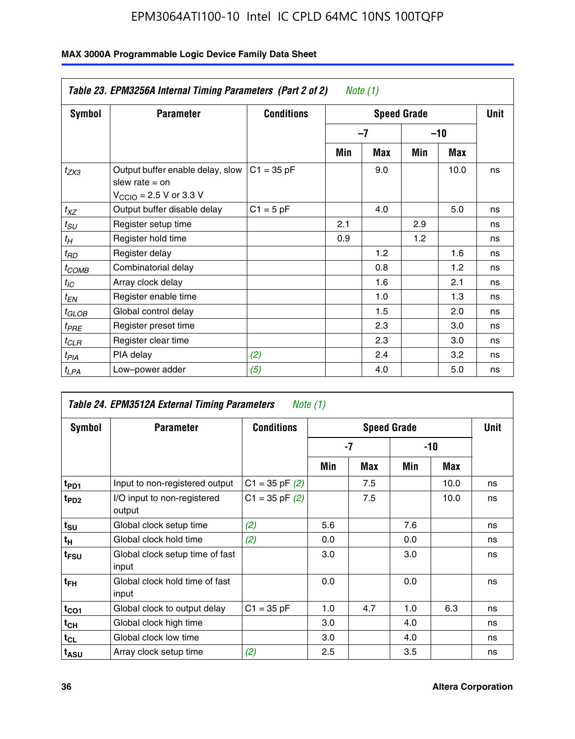| Symbol | Parameter | Conditions | Speed Grade | | | | Unit |
|---|---|---|---|---|---|---|---|
| | | | –7 | | –10 | | |
| | | | Min | Max | Min | Max | |
| $t_{ZX3}$ | Output buffer enable delay, slow slew rate = on $V_{CCIO}$ = 2.5 V or 3.3 V | C1 = 35 pF | | 9.0 | | 10.0 | ns |
| $t_{XZ}$ | Output buffer disable delay | C1 = 5 pF | | 4.0 | | 5.0 | ns |
| $t_{SU}$ | Register setup time | | 2.1 | | 2.9 | | ns |
| $t_{H}$ | Register hold time | | 0.9 | | 1.2 | | ns |
| $t_{RD}$ | Register delay | | | 1.2 | | 1.6 | ns |
| $t_{COMB}$ | Combinatorial delay | | | 0.8 | | 1.2 | ns |
| $t_{IC}$ | Array clock delay | | | 1.6 | | 2.1 | ns |
| $t_{EN}$ | Register enable time | | | 1.0 | | 1.3 | ns |
| $t_{GLOB}$ | Global control delay | | | 1.5 | | 2.0 | ns |
| $t_{PRE}$ | Register preset time | | | 2.3 | | 3.0 | ns |
| $t_{CLR}$ | Register clear time | | | 2.3 | | 3.0 | ns |
| $t_{PIA}$ | PIA delay | (2) | | 2.4 | | 3.2 | ns |
| $t_{LPA}$ | Low–power adder | (5) | | 4.0 | | 5.0 | ns |

*Table 23. EPM3256A Internal Timing Parameters (Part 2 of 2) Note (1)*

*Table 24. EPM3512A External Timing Parameters Note (1)*

| Symbol | Parameter | Conditions | Speed Grade | | | | Unit |
|---|---|---|---|---|---|---|---|
| | | | -7 | | -10 | | |
| | | | Min | Max | Min | Max | |
| $t_{PD1}$ | Input to non-registered output | C1 = 35 pF (2) | | 7.5 | | 10.0 | ns |
| $t_{PD2}$ | I/O input to non-registered output | C1 = 35 pF (2) | | 7.5 | | 10.0 | ns |
| $t_{SU}$ | Global clock setup time | (2) | 5.6 | | 7.6 | | ns |
| $t_{H}$ | Global clock hold time | (2) | 0.0 | | 0.0 | | ns |
| $t_{FSU}$ | Global clock setup time of fast input | | 3.0 | | 3.0 | | ns |
| $t_{FH}$ | Global clock hold time of fast input | | 0.0 | | 0.0 | | ns |
| $t_{CO1}$ | Global clock to output delay | C1 = 35 pF | 1.0 | 4.7 | 1.0 | 6.3 | ns |
| $t_{CH}$ | Global clock high time | | 3.0 | | 4.0 | | ns |
| $t_{CL}$ | Global clock low time | | 3.0 | | 4.0 | | ns |
| $t_{ASU}$ | Array clock setup time | (2) | 2.5 | | 3.5 | | ns |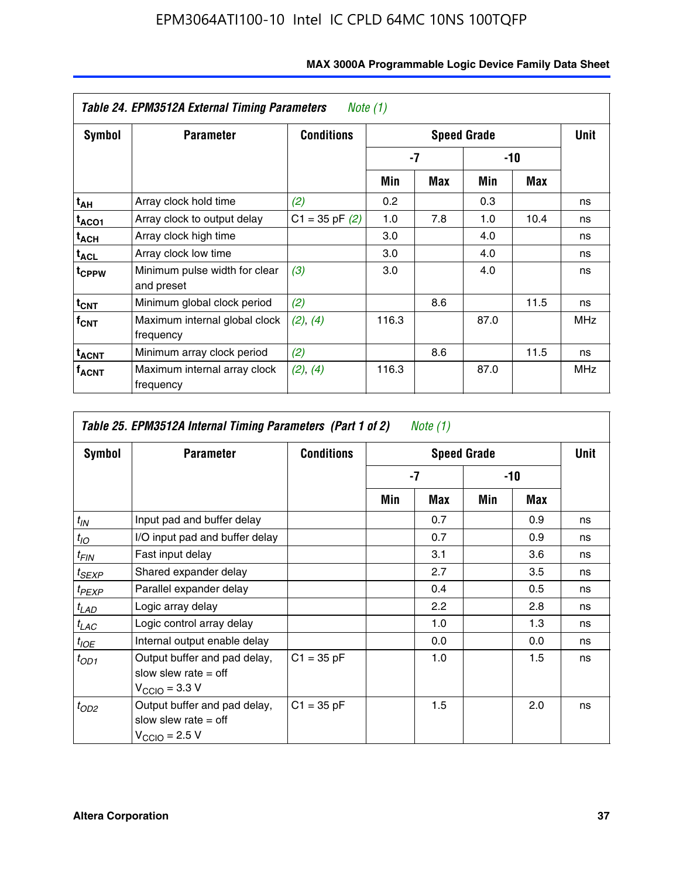**Table 24. EPM3512A External Timing Parameters** *Note (1)*

| Symbol | Parameter | Conditions | Speed Grade | | | | Unit |
|---|---|---|---|---|---|---|---|
| | | | -7 | | -10 | | |
| | | | Min | Max | Min | Max | |
| $t_{AH}$ | Array clock hold time | *(2)* | 0.2 | | 0.3 | | ns |
| $t_{ACO1}$ | Array clock to output delay | C1 = 35 pF *(2)* | 1.0 | 7.8 | 1.0 | 10.4 | ns |
| $t_{ACH}$ | Array clock high time | | 3.0 | | 4.0 | | ns |
| $t_{ACL}$ | Array clock low time | | 3.0 | | 4.0 | | ns |
| $t_{CPPW}$ | Minimum pulse width for clear and preset | *(3)* | 3.0 | | 4.0 | | ns |
| $t_{CNT}$ | Minimum global clock period | *(2)* | | 8.6 | | 11.5 | ns |
| $f_{CNT}$ | Maximum internal global clock frequency | *(2)*, *(4)* | 116.3 | | 87.0 | | MHz |
| $t_{ACNT}$ | Minimum array clock period | *(2)* | | 8.6 | | 11.5 | ns |
| $f_{ACNT}$ | Maximum internal array clock frequency | *(2)*, *(4)* | 116.3 | | 87.0 | | MHz |

**Table 25. EPM3512A Internal Timing Parameters (Part 1 of 2)** *Note (1)*

| Symbol | Parameter | Conditions | Speed Grade | | | | Unit |
|---|---|---|---|---|---|---|---|
| | | | -7 | | -10 | | |
| | | | Min | Max | Min | Max | |
| $t_{IN}$ | Input pad and buffer delay | | | 0.7 | | 0.9 | ns |
| $t_{IO}$ | I/O input pad and buffer delay | | | 0.7 | | 0.9 | ns |
| $t_{FIN}$ | Fast input delay | | | 3.1 | | 3.6 | ns |
| $t_{SEXP}$ | Shared expander delay | | | 2.7 | | 3.5 | ns |
| $t_{PEXP}$ | Parallel expander delay | | | 0.4 | | 0.5 | ns |
| $t_{LAD}$ | Logic array delay | | | 2.2 | | 2.8 | ns |
| $t_{LAC}$ | Logic control array delay | | | 1.0 | | 1.3 | ns |
| $t_{IOE}$ | Internal output enable delay | | | 0.0 | | 0.0 | ns |
| $t_{OD1}$ | Output buffer and pad delay, slow slew rate = off $V_{CCIO}$ = 3.3 V | C1 = 35 pF | | 1.0 | | 1.5 | ns |
| $t_{OD2}$ | Output buffer and pad delay, slow slew rate = off $V_{CCIO}$ = 2.5 V | C1 = 35 pF | | 1.5 | | 2.0 | ns |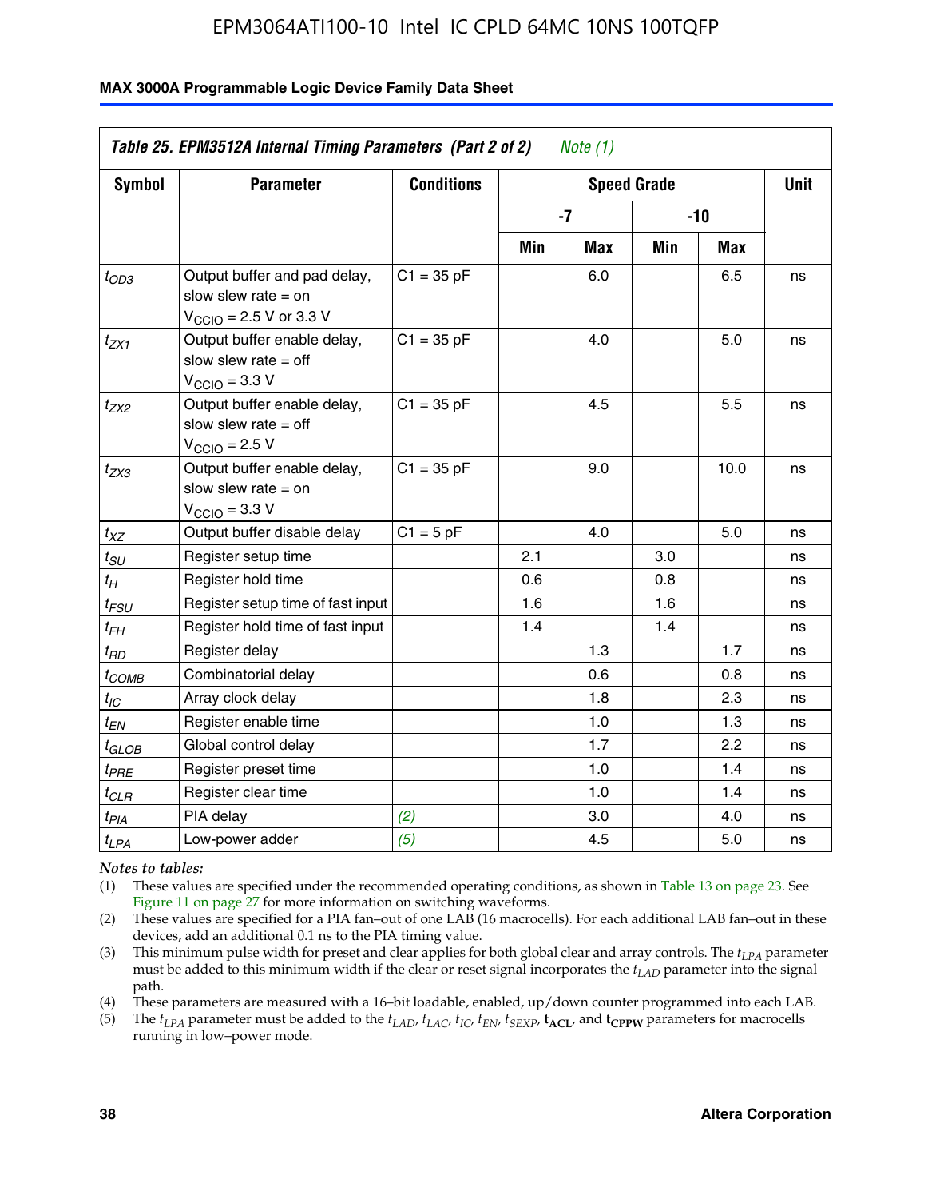**Table 25. EPM3512A Internal Timing Parameters (Part 2 of 2)** *Note (1)*

| Symbol | Parameter | Conditions | Speed Grade | | | | Unit |
|---|---|---|---|---|---|---|---|
| | | | -7 | | -10 | | |
| | | | Min | Max | Min | Max | |
| $t_{OD3}$ | Output buffer and pad delay, slow slew rate = on $V_{CCIO}$ = 2.5 V or 3.3 V | C1 = 35 pF | | 6.0 | | 6.5 | ns |
| $t_{ZX1}$ | Output buffer enable delay, slow slew rate = off $V_{CCIO}$ = 3.3 V | C1 = 35 pF | | 4.0 | | 5.0 | ns |
| $t_{ZX2}$ | Output buffer enable delay, slow slew rate = off $V_{CCIO}$ = 2.5 V | C1 = 35 pF | | 4.5 | | 5.5 | ns |
| $t_{ZX3}$ | Output buffer enable delay, slow slew rate = on $V_{CCIO}$ = 3.3 V | C1 = 35 pF | | 9.0 | | 10.0 | ns |
| $t_{XZ}$ | Output buffer disable delay | C1 = 5 pF | | 4.0 | | 5.0 | ns |
| $t_{SU}$ | Register setup time | | 2.1 | | 3.0 | | ns |
| $t_{H}$ | Register hold time | | 0.6 | | 0.8 | | ns |
| $t_{FSU}$ | Register setup time of fast input | | 1.6 | | 1.6 | | ns |
| $t_{FH}$ | Register hold time of fast input | | 1.4 | | 1.4 | | ns |
| $t_{RD}$ | Register delay | | | 1.3 | | 1.7 | ns |
| $t_{COMB}$ | Combinatorial delay | | | 0.6 | | 0.8 | ns |
| $t_{IC}$ | Array clock delay | | | 1.8 | | 2.3 | ns |
| $t_{EN}$ | Register enable time | | | 1.0 | | 1.3 | ns |
| $t_{GLOB}$ | Global control delay | | | 1.7 | | 2.2 | ns |
| $t_{PRE}$ | Register preset time | | | 1.0 | | 1.4 | ns |
| $t_{CLR}$ | Register clear time | | | 1.0 | | 1.4 | ns |
| $t_{PIA}$ | PIA delay | *(2)* | | 3.0 | | 4.0 | ns |
| $t_{LPA}$ | Low-power adder | *(5)* | | 4.5 | | 5.0 | ns |

*Notes to tables:*

(1) These values are specified under the recommended operating conditions, as shown in Table 13 on page 23. See Figure 11 on page 27 for more information on switching waveforms.

(2) These values are specified for a PIA fan–out of one LAB (16 macrocells). For each additional LAB fan–out in these devices, add an additional 0.1 ns to the PIA timing value.

(3) This minimum pulse width for preset and clear applies for both global clear and array controls. The $t_{LPA}$ parameter must be added to this minimum width if the clear or reset signal incorporates the $t_{LAD}$ parameter into the signal path.

(4) These parameters are measured with a 16–bit loadable, enabled, up/down counter programmed into each LAB.

(5) The $t_{LPA}$ parameter must be added to the $t_{LAD}$, $t_{LAC}$, $t_{IC}$, $t_{EN}$, $t_{SEXP}$, $\mathbf{t_{ACL}}$, and $\mathbf{t_{CPPW}}$ parameters for macrocells running in low–power mode.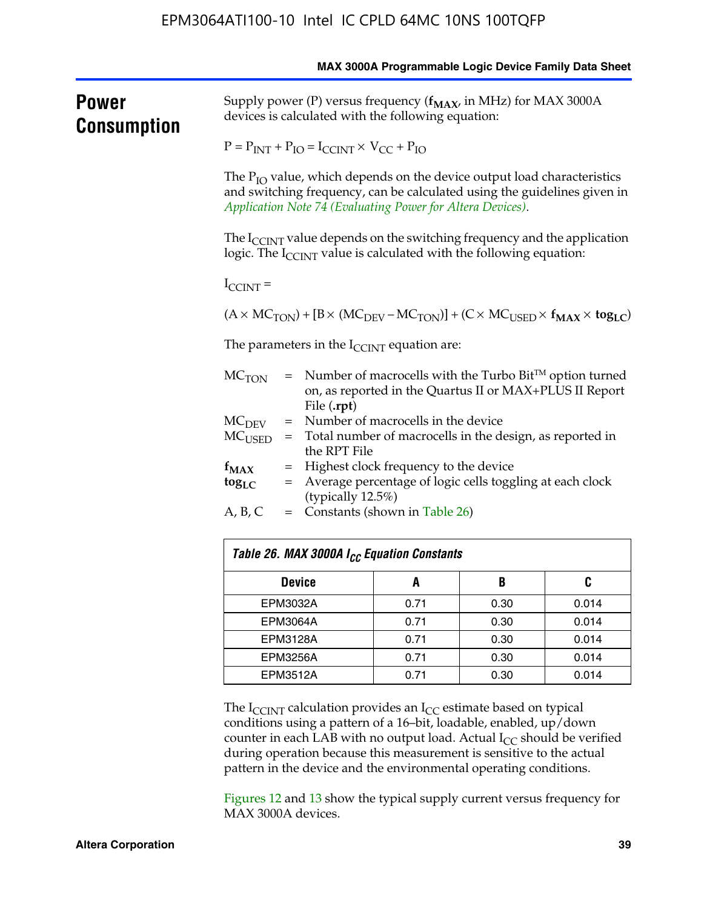## Power Consumption

Supply power (P) versus frequency ($\mathbf{f_{MAX}}$, in MHz) for MAX 3000A devices is calculated with the following equation:

$$P = P_{INT} + P_{IO} = I_{CCINT} \times V_{CC} + P_{IO}$$

The $P_{IO}$ value, which depends on the device output load characteristics and switching frequency, can be calculated using the guidelines given in *Application Note 74 (Evaluating Power for Altera Devices)*.

The $I_{CCINT}$ value depends on the switching frequency and the application logic. The $I_{CCINT}$ value is calculated with the following equation:

$I_{CCINT}$ =

$$(A \times MC_{TON}) + [B \times (MC_{DEV} - MC_{TON})] + (C \times MC_{USED} \times \mathbf{f_{MAX}} \times \mathbf{tog_{LC}})$$

The parameters in the $I_{CCINT}$ equation are:

- $MC_{TON}$ = Number of macrocells with the Turbo Bit™ option turned on, as reported in the Quartus II or MAX+PLUS II Report File (**.rpt**)
- $MC_{DEV}$ = Number of macrocells in the device
- $MC_{USED}$ = Total number of macrocells in the design, as reported in the RPT File
- $\mathbf{f_{MAX}}$ = Highest clock frequency to the device
- $\mathbf{tog_{LC}}$ = Average percentage of logic cells toggling at each clock (typically 12.5%)
- A, B, C = Constants (shown in Table 26)

**Table 26. MAX 3000A $I_{CC}$ Equation Constants**

| Device | A | B | C |
|---|---|---|---|
| EPM3032A | 0.71 | 0.30 | 0.014 |
| EPM3064A | 0.71 | 0.30 | 0.014 |
| EPM3128A | 0.71 | 0.30 | 0.014 |
| EPM3256A | 0.71 | 0.30 | 0.014 |
| EPM3512A | 0.71 | 0.30 | 0.014 |

The $I_{CCINT}$ calculation provides an $I_{CC}$ estimate based on typical conditions using a pattern of a 16–bit, loadable, enabled, up/down counter in each LAB with no output load. Actual $I_{CC}$ should be verified during operation because this measurement is sensitive to the actual pattern in the device and the environmental operating conditions.

Figures 12 and 13 show the typical supply current versus frequency for MAX 3000A devices.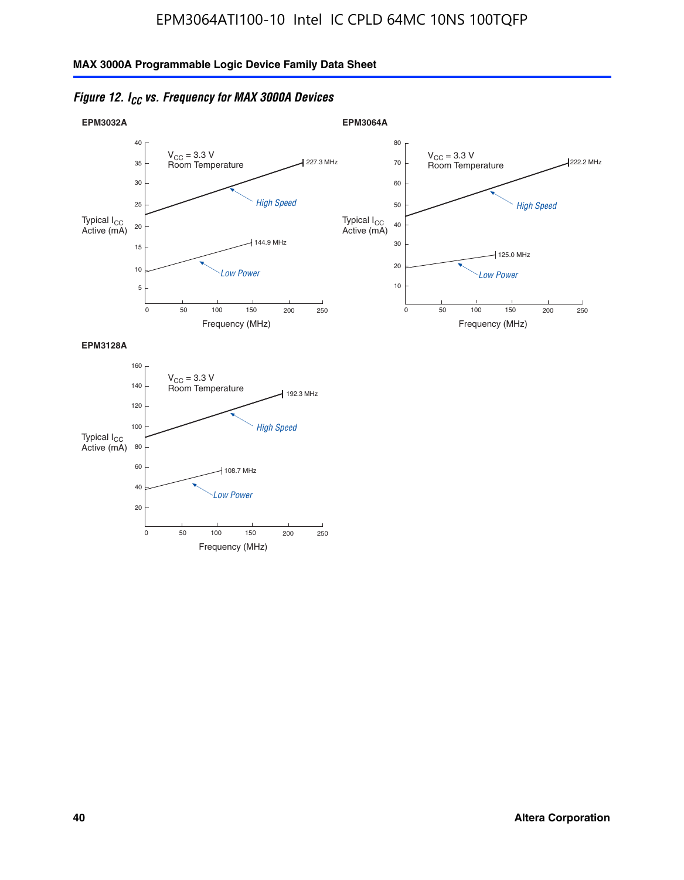*Figure 12. $I_{CC}$ vs. Frequency for MAX 3000A Devices*

**EPM3032A**

$V_{CC}$ = 3.3 V
Room Temperature

Typical $I_{CC}$ Active (mA)

High Speed — 227.3 MHz

Low Power — 144.9 MHz

Frequency (MHz)

**EPM3064A**

$V_{CC}$ = 3.3 V
Room Temperature

Typical $I_{CC}$ Active (mA)

High Speed — 222.2 MHz

Low Power — 125.0 MHz

Frequency (MHz)

**EPM3128A**

$V_{CC}$ = 3.3 V
Room Temperature

Typical $I_{CC}$ Active (mA)

High Speed — 192.3 MHz

Low Power — 108.7 MHz

Frequency (MHz)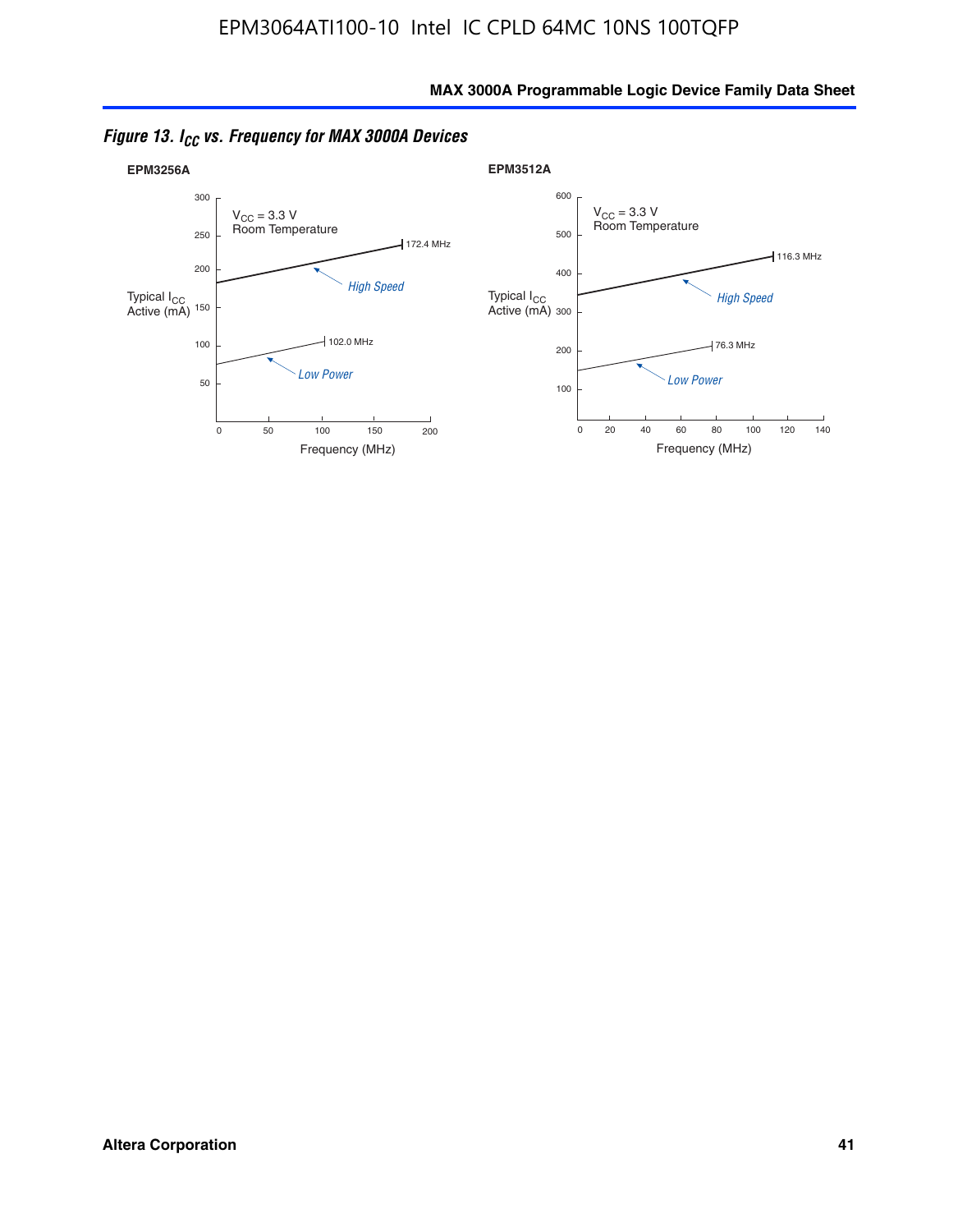*Figure 13. $I_{CC}$ vs. Frequency for MAX 3000A Devices*

**EPM3256A**

$V_{CC}$ = 3.3 V
Room Temperature

Typical $I_{CC}$ Active (mA)

Frequency (MHz)

High Speed — 172.4 MHz

Low Power — 102.0 MHz

**EPM3512A**

$V_{CC}$ = 3.3 V
Room Temperature

Typical $I_{CC}$ Active (mA)

Frequency (MHz)

High Speed — 116.3 MHz

Low Power — 76.3 MHz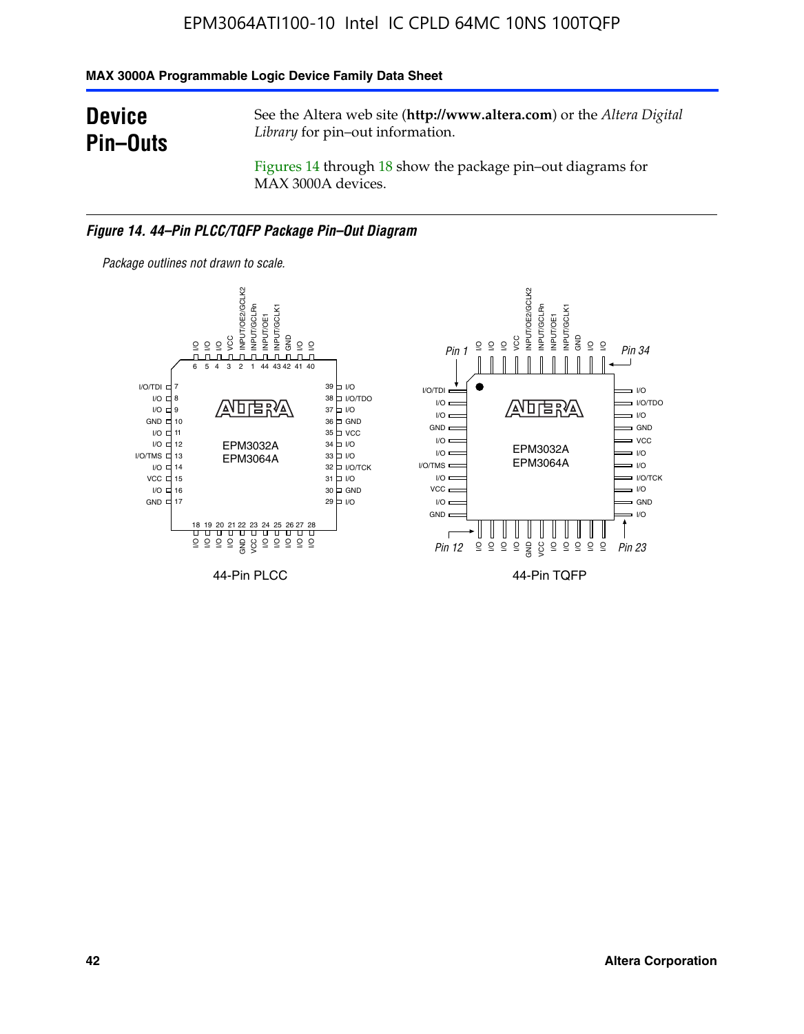## Device Pin–Outs

See the Altera web site (**http://www.altera.com**) or the *Altera Digital Library* for pin–out information.

Figures 14 through 18 show the package pin–out diagrams for MAX 3000A devices.

***Figure 14. 44–Pin PLCC/TQFP Package Pin–Out Diagram***

*Package outlines not drawn to scale.*

44-Pin PLCC

44-Pin TQFP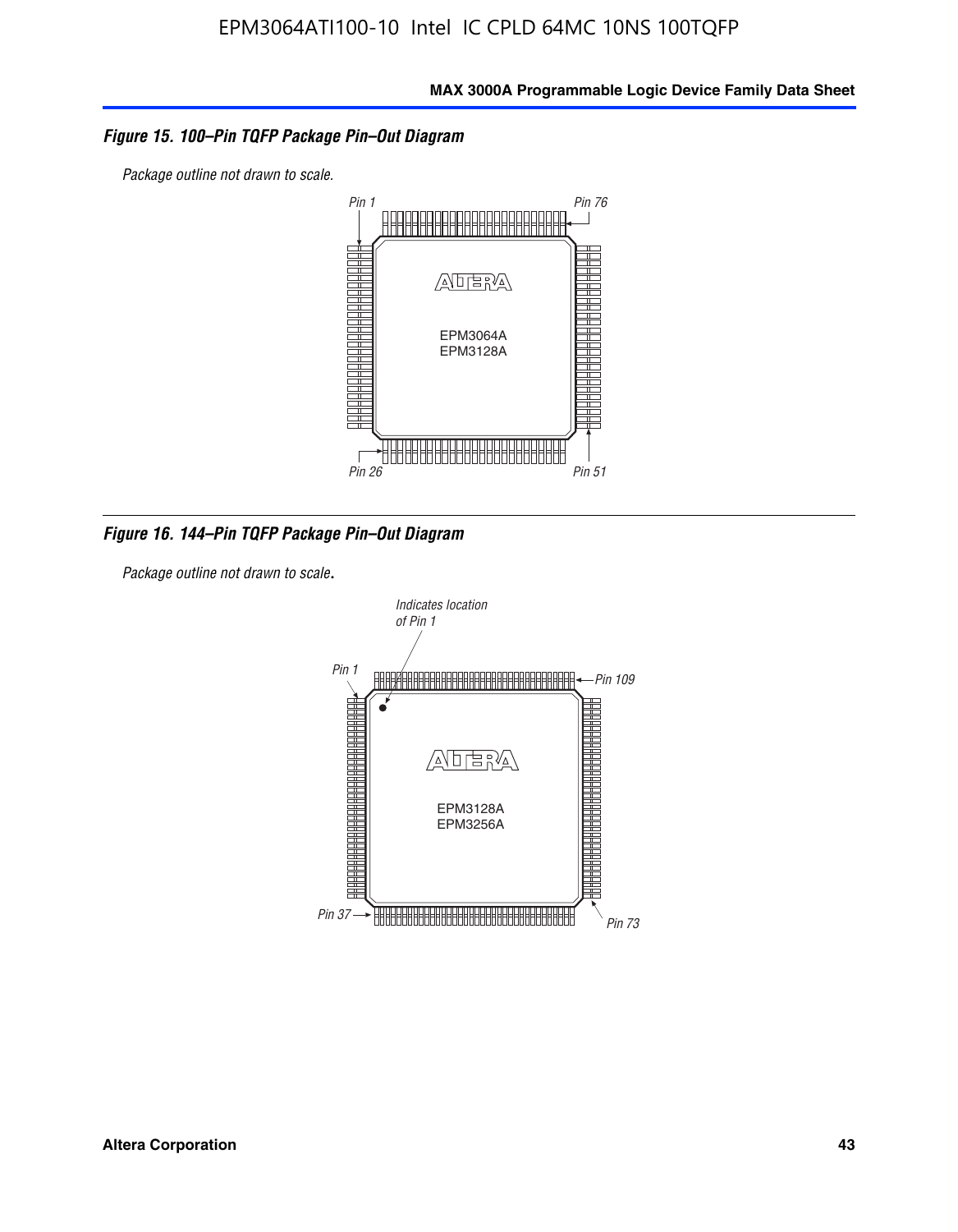### Figure 15. 100–Pin TQFP Package Pin–Out Diagram

*Package outline not drawn to scale.*

Pin 1 Pin 76

EPM3064A
EPM3128A

Pin 26 Pin 51

### Figure 16. 144–Pin TQFP Package Pin–Out Diagram

*Package outline not drawn to scale.*

Indicates location of Pin 1

Pin 1 Pin 109

EPM3128A
EPM3256A

Pin 37 Pin 73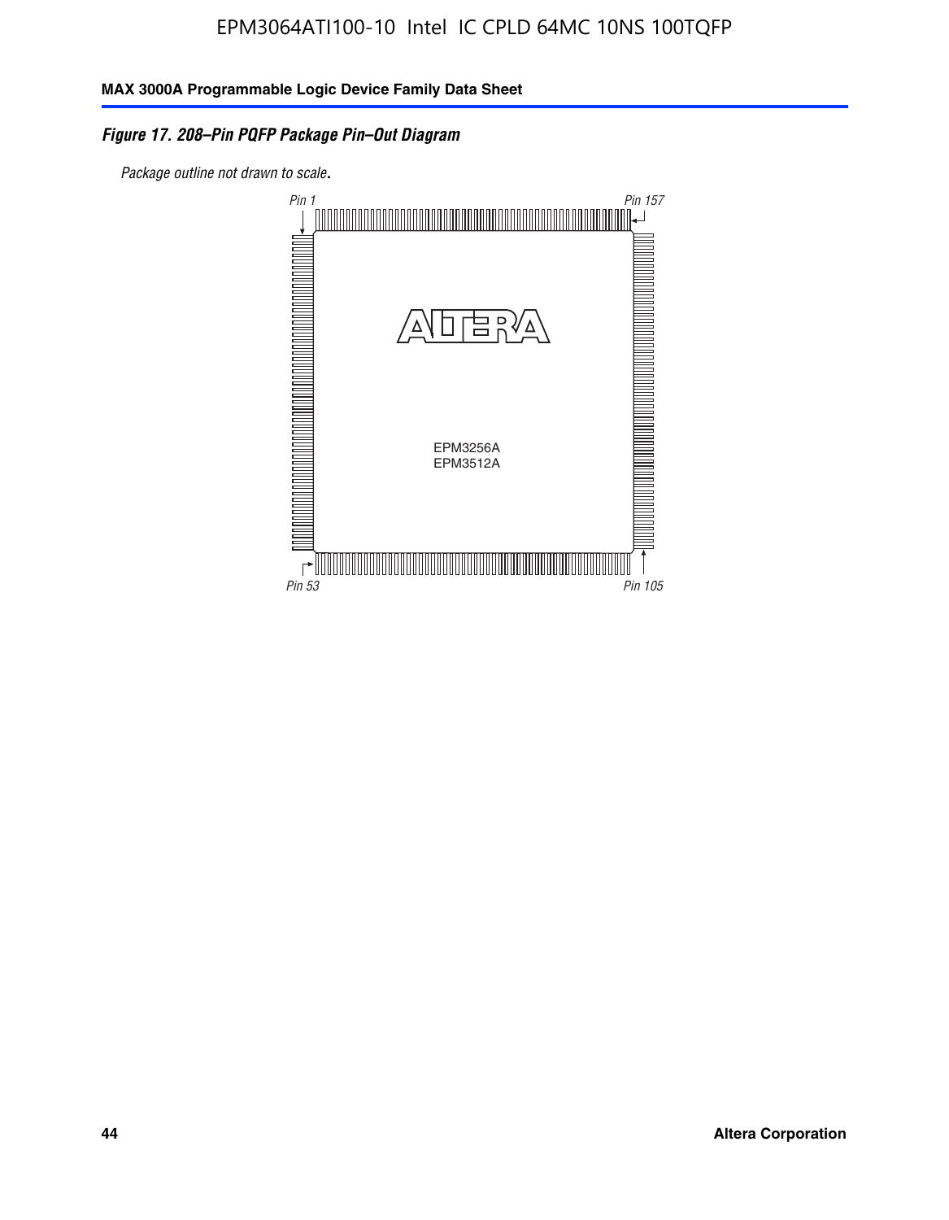*Figure 17. 208–Pin PQFP Package Pin–Out Diagram*

*Package outline not drawn to scale.*

Pin 1

Pin 157

EPM3256A
EPM3512A

Pin 53

Pin 105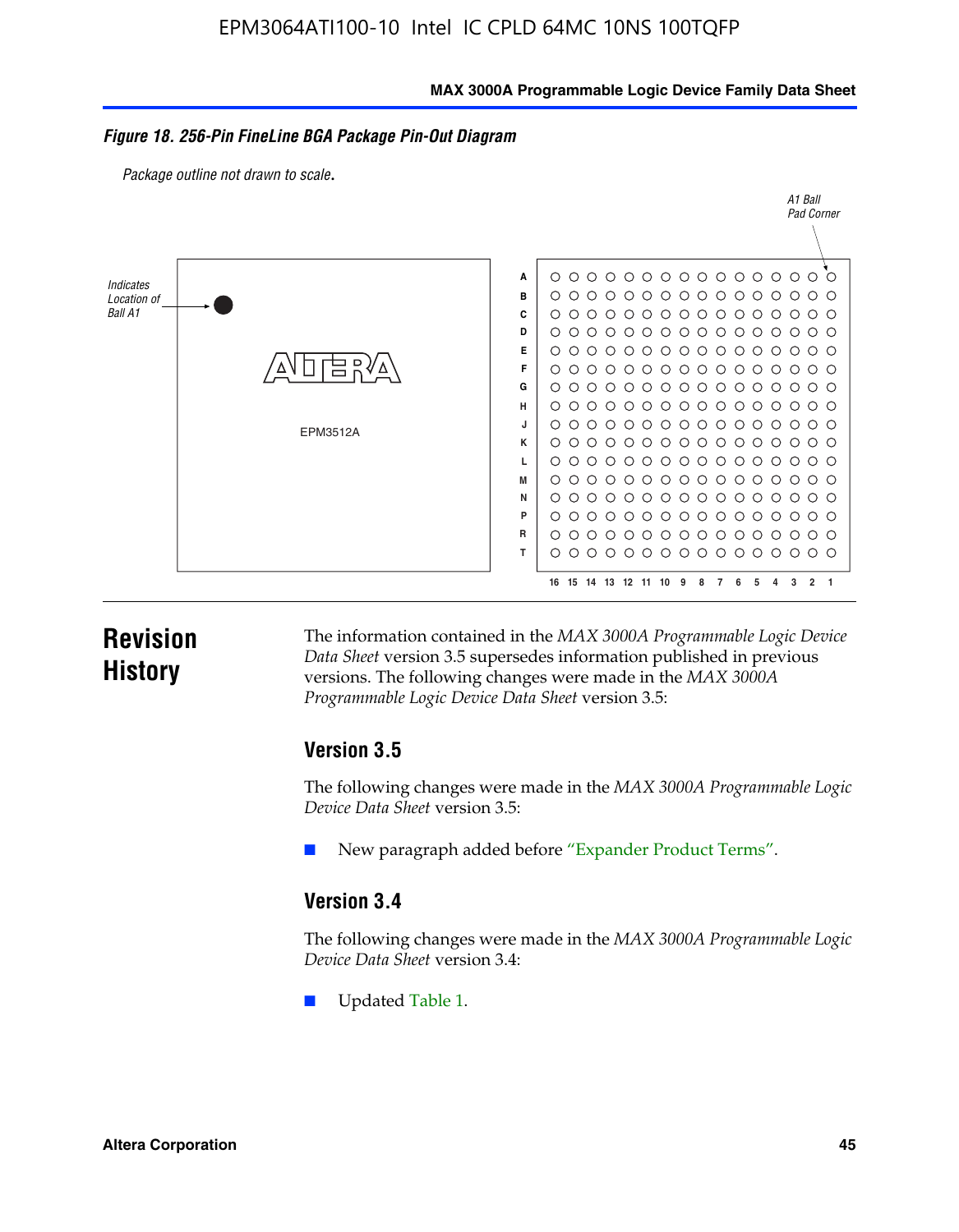**Figure 18. 256-Pin FineLine BGA Package Pin-Out Diagram**

*Package outline not drawn to scale.*

*Indicates Location of Ball A1*

EPM3512A

*A1 Ball Pad Corner*

A B C D E F G H J K L M N P R T

16 15 14 13 12 11 10 9 8 7 6 5 4 3 2 1

# Revision History

The information contained in the *MAX 3000A Programmable Logic Device Data Sheet* version 3.5 supersedes information published in previous versions. The following changes were made in the *MAX 3000A Programmable Logic Device Data Sheet* version 3.5:

## Version 3.5

The following changes were made in the *MAX 3000A Programmable Logic Device Data Sheet* version 3.5:

- New paragraph added before "Expander Product Terms".

## Version 3.4

The following changes were made in the *MAX 3000A Programmable Logic Device Data Sheet* version 3.4:

- Updated Table 1.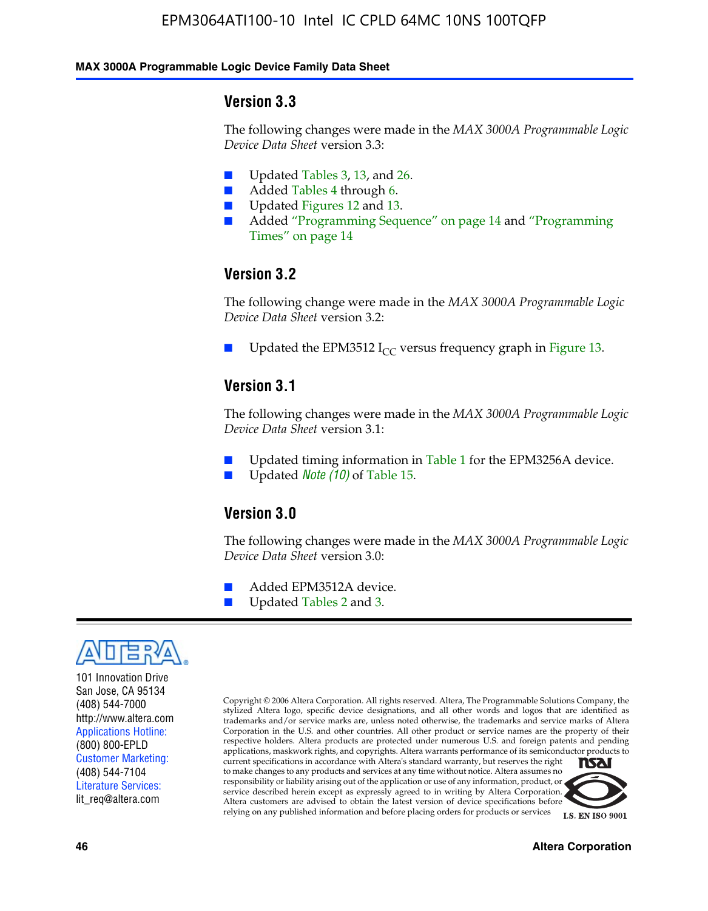### Version 3.3

The following changes were made in the *MAX 3000A Programmable Logic Device Data Sheet* version 3.3:

- Updated Tables 3, 13, and 26.
- Added Tables 4 through 6.
- Updated Figures 12 and 13.
- Added "Programming Sequence" on page 14 and "Programming Times" on page 14

### Version 3.2

The following change were made in the *MAX 3000A Programmable Logic Device Data Sheet* version 3.2:

- Updated the EPM3512 $I_{CC}$ versus frequency graph in Figure 13.

### Version 3.1

The following changes were made in the *MAX 3000A Programmable Logic Device Data Sheet* version 3.1:

- Updated timing information in Table 1 for the EPM3256A device.
- Updated *Note (10)* of Table 15.

### Version 3.0

The following changes were made in the *MAX 3000A Programmable Logic Device Data Sheet* version 3.0:

- Added EPM3512A device.
- Updated Tables 2 and 3.

101 Innovation Drive
San Jose, CA 95134
(408) 544-7000
http://www.altera.com
Applications Hotline:
(800) 800-EPLD
Customer Marketing:
(408) 544-7104
Literature Services:
lit_req@altera.com

Copyright © 2006 Altera Corporation. All rights reserved. Altera, The Programmable Solutions Company, the stylized Altera logo, specific device designations, and all other words and logos that are identified as trademarks and/or service marks are, unless noted otherwise, the trademarks and service marks of Altera Corporation in the U.S. and other countries. All other product or service names are the property of their respective holders. Altera products are protected under numerous U.S. and foreign patents and pending applications, maskwork rights, and copyrights. Altera warrants performance of its semiconductor products to current specifications in accordance with Altera's standard warranty, but reserves the right to make changes to any products and services at any time without notice. Altera assumes no responsibility or liability arising out of the application or use of any information, product, or service described herein except as expressly agreed to in writing by Altera Corporation. Altera customers are advised to obtain the latest version of device specifications before relying on any published information and before placing orders for products or services

I.S. EN ISO 9001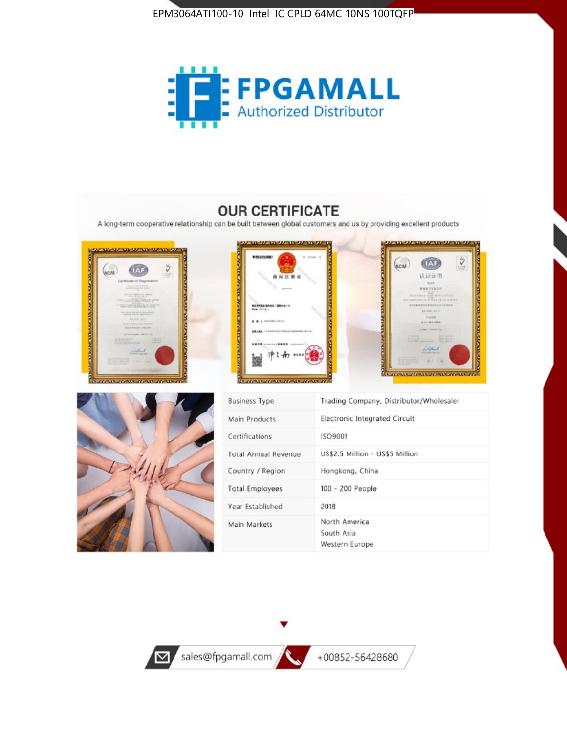FPGAMALL
Authorized Distributor

## OUR CERTIFICATE

A long-term cooperative relationship can be built between global customers and us by providing excellent products

| | |
|---|---|
| Business Type | Trading Company, Distributor/Wholesaler |
| Main Products | Electronic Integrated Circuit |
| Certifications | ISO9001 |
| Total Annual Revenue | US$2.5 Million - US$5 Million |
| Country / Region | Hongkong, China |
| Total Employees | 100 - 200 People |
| Year Established | 2018 |
| Main Markets | North America<br>South Asia<br>Western Europe |

sales@fpgamall.com

+00852-56428680